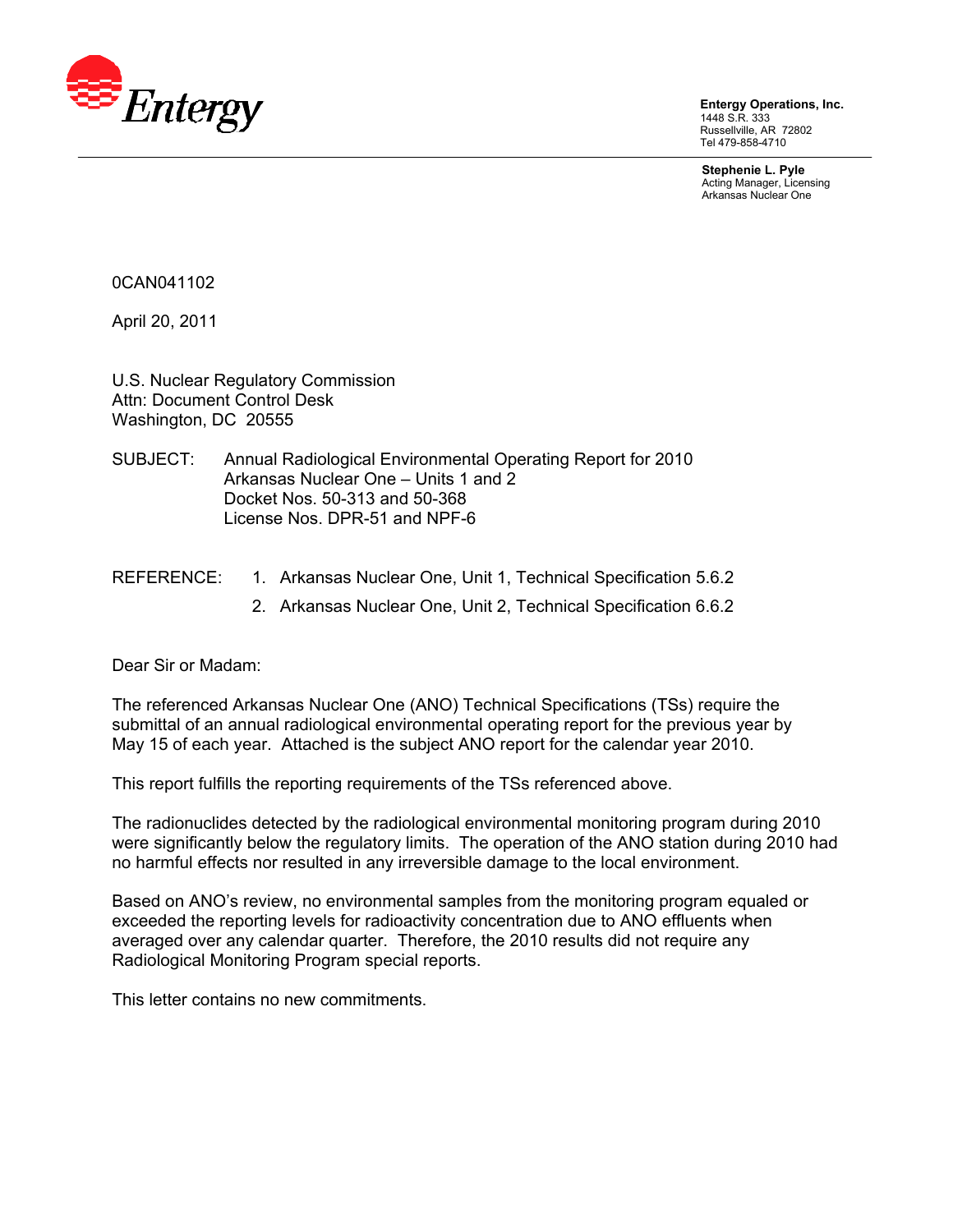Entergy

**Entergy Operations, Inc.**
1448 S.R. 333
Russellville, AR 72802
Tel 479-858-4710

**Stephenie L. Pyle**
Acting Manager, Licensing
Arkansas Nuclear One

0CAN041102

April 20, 2011

U.S. Nuclear Regulatory Commission
Attn: Document Control Desk
Washington, DC 20555

SUBJECT: Annual Radiological Environmental Operating Report for 2010
Arkansas Nuclear One – Units 1 and 2
Docket Nos. 50-313 and 50-368
License Nos. DPR-51 and NPF-6

REFERENCE:

1. Arkansas Nuclear One, Unit 1, Technical Specification 5.6.2
2. Arkansas Nuclear One, Unit 2, Technical Specification 6.6.2

Dear Sir or Madam:

The referenced Arkansas Nuclear One (ANO) Technical Specifications (TSs) require the submittal of an annual radiological environmental operating report for the previous year by May 15 of each year. Attached is the subject ANO report for the calendar year 2010.

This report fulfills the reporting requirements of the TSs referenced above.

The radionuclides detected by the radiological environmental monitoring program during 2010 were significantly below the regulatory limits. The operation of the ANO station during 2010 had no harmful effects nor resulted in any irreversible damage to the local environment.

Based on ANO's review, no environmental samples from the monitoring program equaled or exceeded the reporting levels for radioactivity concentration due to ANO effluents when averaged over any calendar quarter. Therefore, the 2010 results did not require any Radiological Monitoring Program special reports.

This letter contains no new commitments.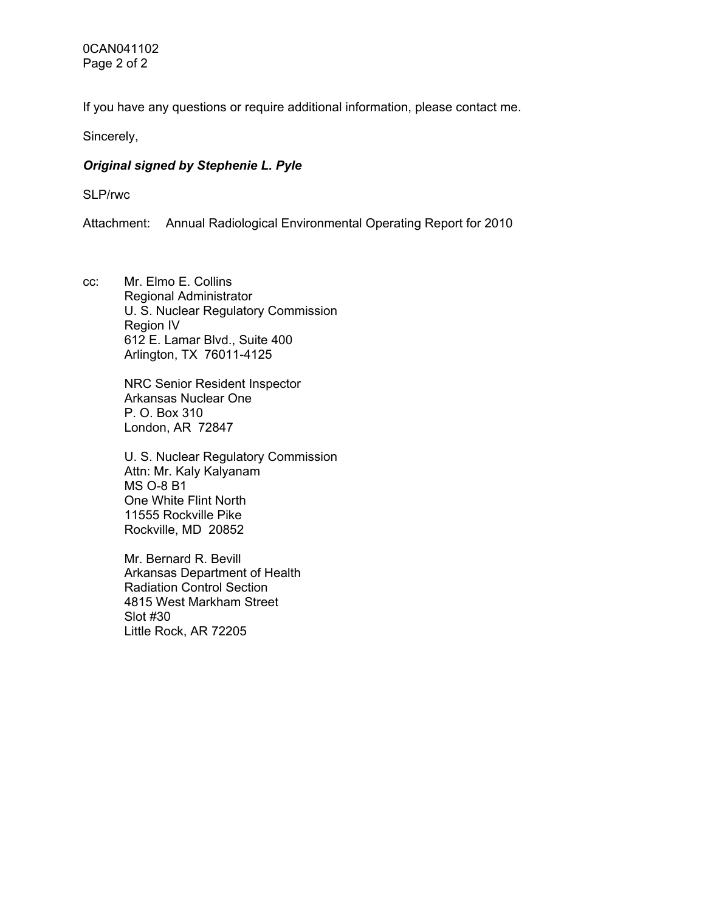If you have any questions or require additional information, please contact me.

Sincerely,

***Original signed by Stephenie L. Pyle***

SLP/rwc

Attachment: Annual Radiological Environmental Operating Report for 2010

cc: Mr. Elmo E. Collins
Regional Administrator
U. S. Nuclear Regulatory Commission
Region IV
612 E. Lamar Blvd., Suite 400
Arlington, TX 76011-4125

NRC Senior Resident Inspector
Arkansas Nuclear One
P. O. Box 310
London, AR 72847

U. S. Nuclear Regulatory Commission
Attn: Mr. Kaly Kalyanam
MS O-8 B1
One White Flint North
11555 Rockville Pike
Rockville, MD 20852

Mr. Bernard R. Bevill
Arkansas Department of Health
Radiation Control Section
4815 West Markham Street
Slot #30
Little Rock, AR 72205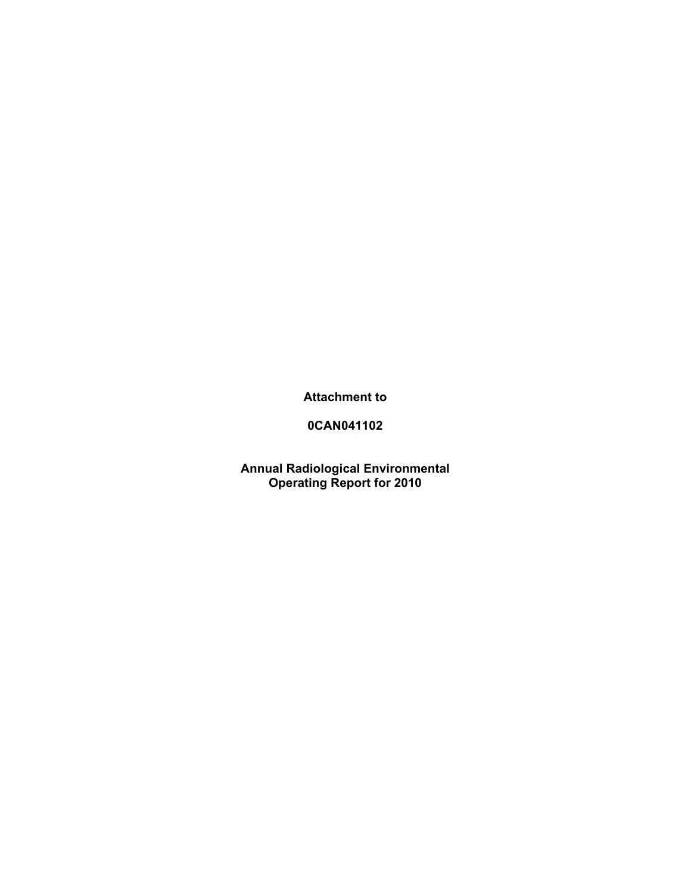**Attachment to**

**0CAN041102**

**Annual Radiological Environmental Operating Report for 2010**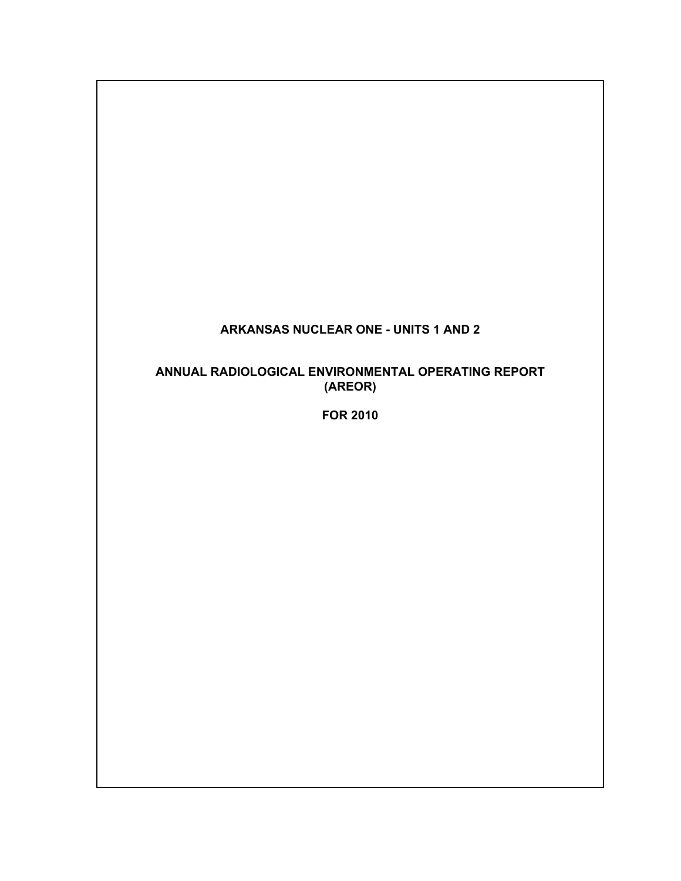# ARKANSAS NUCLEAR ONE - UNITS 1 AND 2

## ANNUAL RADIOLOGICAL ENVIRONMENTAL OPERATING REPORT (AREOR)

## FOR 2010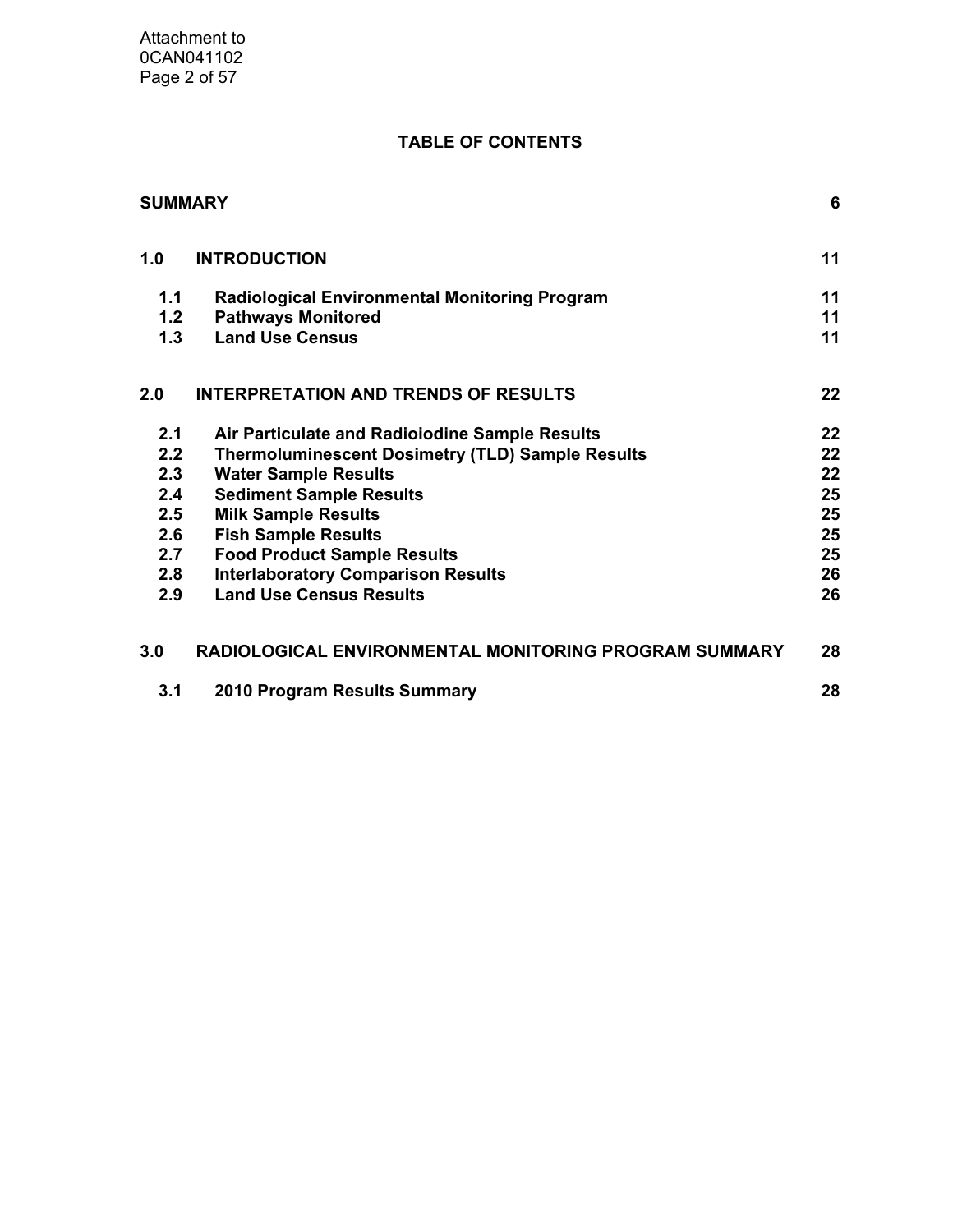# TABLE OF CONTENTS

| | | |
|---|---|---|
| **SUMMARY** | | **6** |
| **1.0** | **INTRODUCTION** | **11** |
| **1.1** | **Radiological Environmental Monitoring Program** | **11** |
| **1.2** | **Pathways Monitored** | **11** |
| **1.3** | **Land Use Census** | **11** |
| **2.0** | **INTERPRETATION AND TRENDS OF RESULTS** | **22** |
| **2.1** | **Air Particulate and Radioiodine Sample Results** | **22** |
| **2.2** | **Thermoluminescent Dosimetry (TLD) Sample Results** | **22** |
| **2.3** | **Water Sample Results** | **22** |
| **2.4** | **Sediment Sample Results** | **25** |
| **2.5** | **Milk Sample Results** | **25** |
| **2.6** | **Fish Sample Results** | **25** |
| **2.7** | **Food Product Sample Results** | **25** |
| **2.8** | **Interlaboratory Comparison Results** | **26** |
| **2.9** | **Land Use Census Results** | **26** |
| **3.0** | **RADIOLOGICAL ENVIRONMENTAL MONITORING PROGRAM SUMMARY** | **28** |
| **3.1** | **2010 Program Results Summary** | **28** |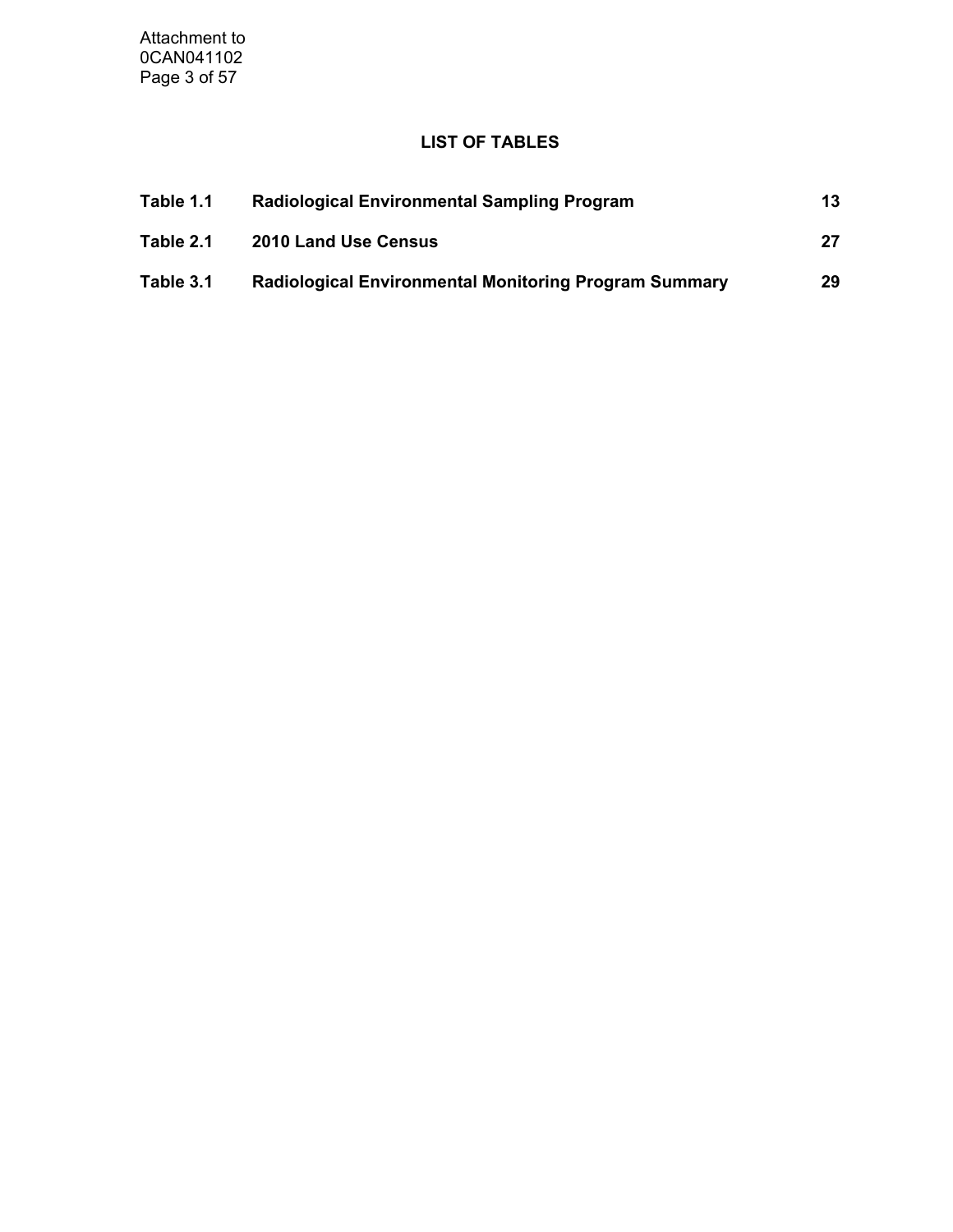## LIST OF TABLES

| | | |
|---|---|---|
| **Table 1.1** | **Radiological Environmental Sampling Program** | **13** |
| **Table 2.1** | **2010 Land Use Census** | **27** |
| **Table 3.1** | **Radiological Environmental Monitoring Program Summary** | **29** |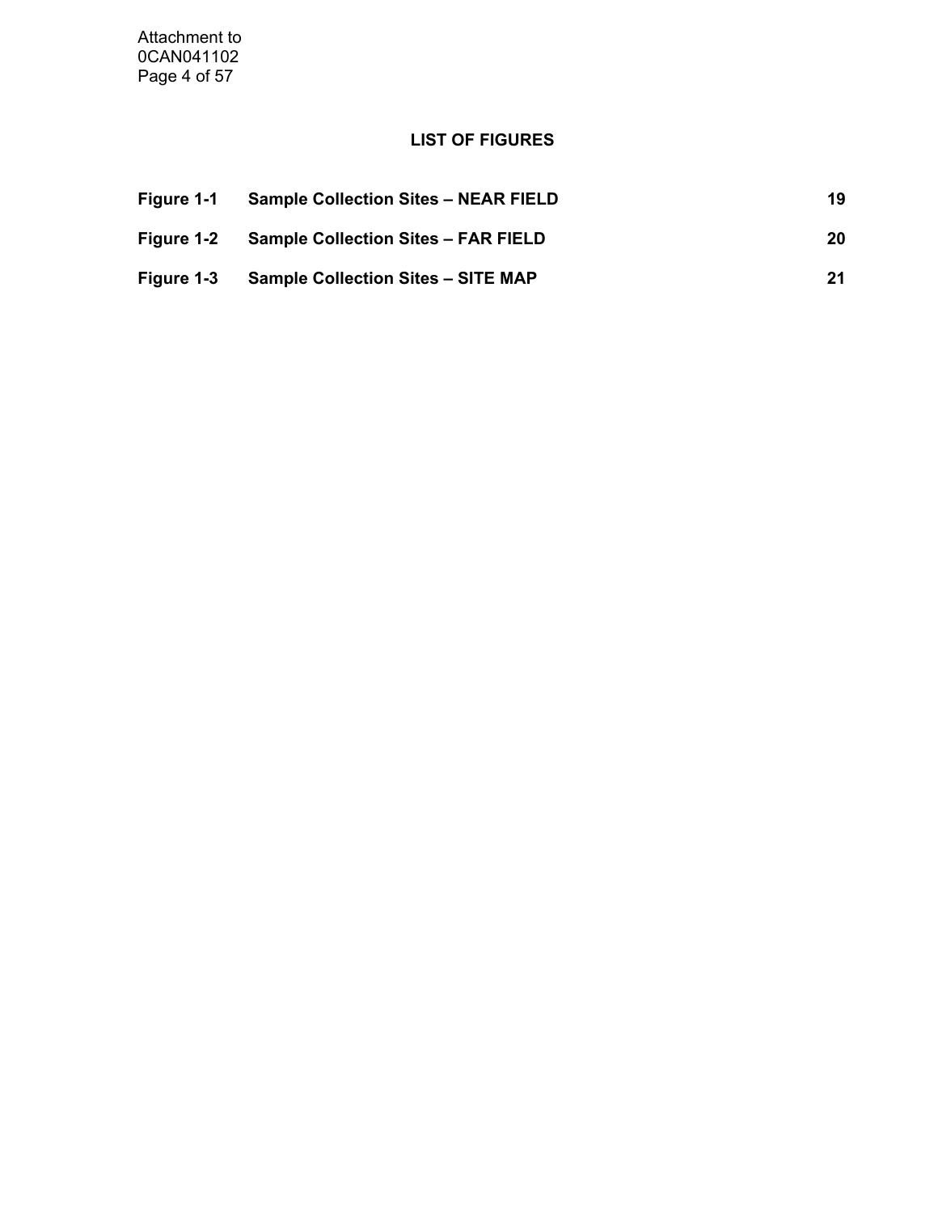## LIST OF FIGURES

| | | |
|---|---|---|
| **Figure 1-1** | **Sample Collection Sites – NEAR FIELD** | **19** |
| **Figure 1-2** | **Sample Collection Sites – FAR FIELD** | **20** |
| **Figure 1-3** | **Sample Collection Sites – SITE MAP** | **21** |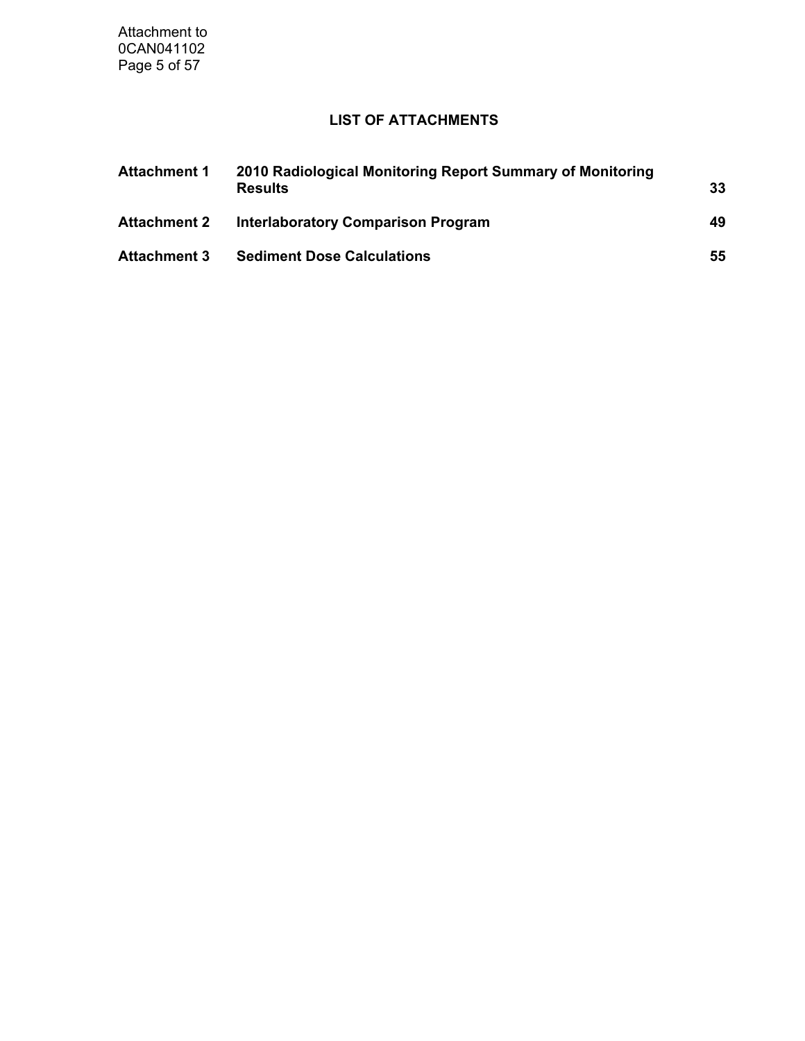## LIST OF ATTACHMENTS

| | | |
|---|---|---|
| **Attachment 1** | **2010 Radiological Monitoring Report Summary of Monitoring Results** | **33** |
| **Attachment 2** | **Interlaboratory Comparison Program** | **49** |
| **Attachment 3** | **Sediment Dose Calculations** | **55** |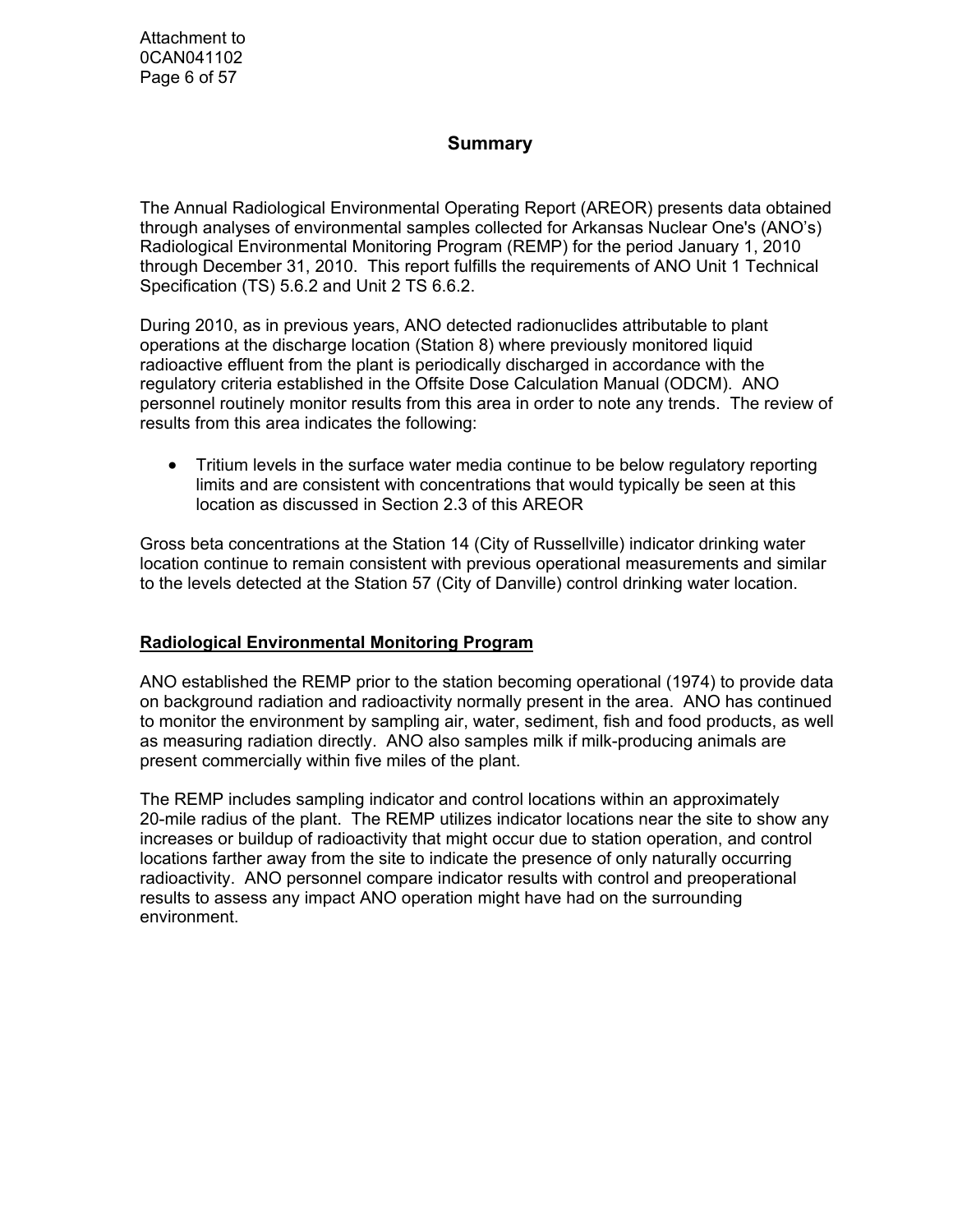# Summary

The Annual Radiological Environmental Operating Report (AREOR) presents data obtained through analyses of environmental samples collected for Arkansas Nuclear One's (ANO's) Radiological Environmental Monitoring Program (REMP) for the period January 1, 2010 through December 31, 2010. This report fulfills the requirements of ANO Unit 1 Technical Specification (TS) 5.6.2 and Unit 2 TS 6.6.2.

During 2010, as in previous years, ANO detected radionuclides attributable to plant operations at the discharge location (Station 8) where previously monitored liquid radioactive effluent from the plant is periodically discharged in accordance with the regulatory criteria established in the Offsite Dose Calculation Manual (ODCM). ANO personnel routinely monitor results from this area in order to note any trends. The review of results from this area indicates the following:

- Tritium levels in the surface water media continue to be below regulatory reporting limits and are consistent with concentrations that would typically be seen at this location as discussed in Section 2.3 of this AREOR

Gross beta concentrations at the Station 14 (City of Russellville) indicator drinking water location continue to remain consistent with previous operational measurements and similar to the levels detected at the Station 57 (City of Danville) control drinking water location.

## Radiological Environmental Monitoring Program

ANO established the REMP prior to the station becoming operational (1974) to provide data on background radiation and radioactivity normally present in the area. ANO has continued to monitor the environment by sampling air, water, sediment, fish and food products, as well as measuring radiation directly. ANO also samples milk if milk-producing animals are present commercially within five miles of the plant.

The REMP includes sampling indicator and control locations within an approximately 20-mile radius of the plant. The REMP utilizes indicator locations near the site to show any increases or buildup of radioactivity that might occur due to station operation, and control locations farther away from the site to indicate the presence of only naturally occurring radioactivity. ANO personnel compare indicator results with control and preoperational results to assess any impact ANO operation might have had on the surrounding environment.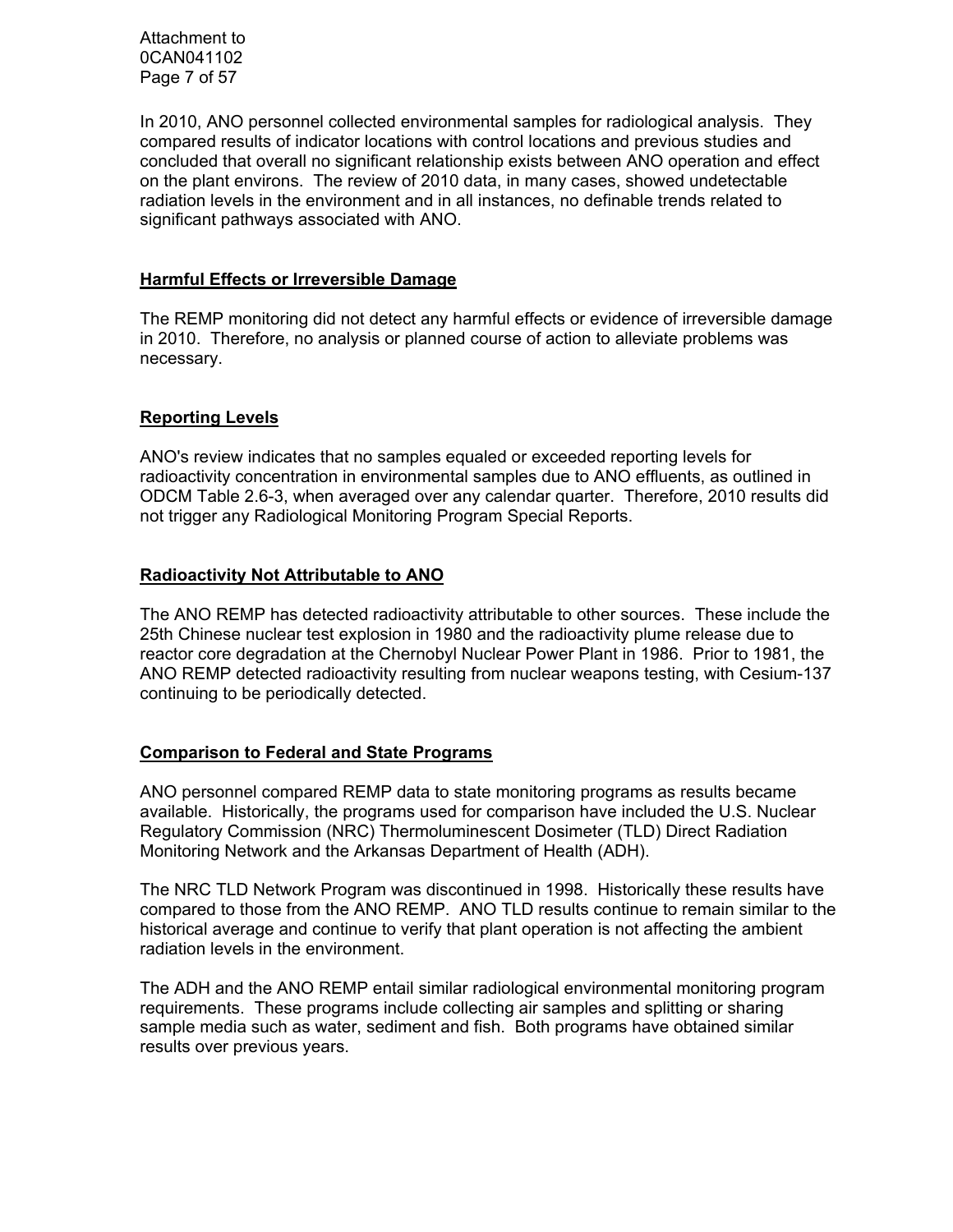In 2010, ANO personnel collected environmental samples for radiological analysis. They compared results of indicator locations with control locations and previous studies and concluded that overall no significant relationship exists between ANO operation and effect on the plant environs. The review of 2010 data, in many cases, showed undetectable radiation levels in the environment and in all instances, no definable trends related to significant pathways associated with ANO.

## Harmful Effects or Irreversible Damage

The REMP monitoring did not detect any harmful effects or evidence of irreversible damage in 2010. Therefore, no analysis or planned course of action to alleviate problems was necessary.

## Reporting Levels

ANO's review indicates that no samples equaled or exceeded reporting levels for radioactivity concentration in environmental samples due to ANO effluents, as outlined in ODCM Table 2.6-3, when averaged over any calendar quarter. Therefore, 2010 results did not trigger any Radiological Monitoring Program Special Reports.

## Radioactivity Not Attributable to ANO

The ANO REMP has detected radioactivity attributable to other sources. These include the 25th Chinese nuclear test explosion in 1980 and the radioactivity plume release due to reactor core degradation at the Chernobyl Nuclear Power Plant in 1986. Prior to 1981, the ANO REMP detected radioactivity resulting from nuclear weapons testing, with Cesium-137 continuing to be periodically detected.

## Comparison to Federal and State Programs

ANO personnel compared REMP data to state monitoring programs as results became available. Historically, the programs used for comparison have included the U.S. Nuclear Regulatory Commission (NRC) Thermoluminescent Dosimeter (TLD) Direct Radiation Monitoring Network and the Arkansas Department of Health (ADH).

The NRC TLD Network Program was discontinued in 1998. Historically these results have compared to those from the ANO REMP. ANO TLD results continue to remain similar to the historical average and continue to verify that plant operation is not affecting the ambient radiation levels in the environment.

The ADH and the ANO REMP entail similar radiological environmental monitoring program requirements. These programs include collecting air samples and splitting or sharing sample media such as water, sediment and fish. Both programs have obtained similar results over previous years.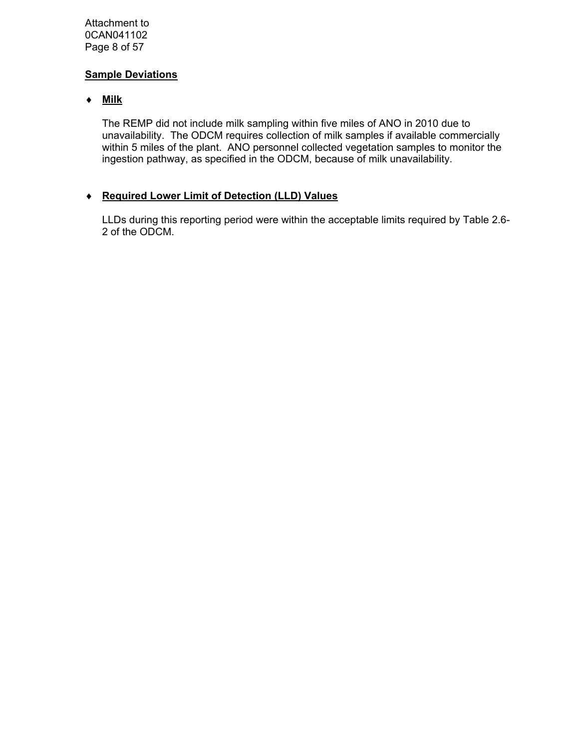**Sample Deviations**

- **Milk**

  The REMP did not include milk sampling within five miles of ANO in 2010 due to unavailability. The ODCM requires collection of milk samples if available commercially within 5 miles of the plant. ANO personnel collected vegetation samples to monitor the ingestion pathway, as specified in the ODCM, because of milk unavailability.

- **Required Lower Limit of Detection (LLD) Values**

  LLDs during this reporting period were within the acceptable limits required by Table 2.6-2 of the ODCM.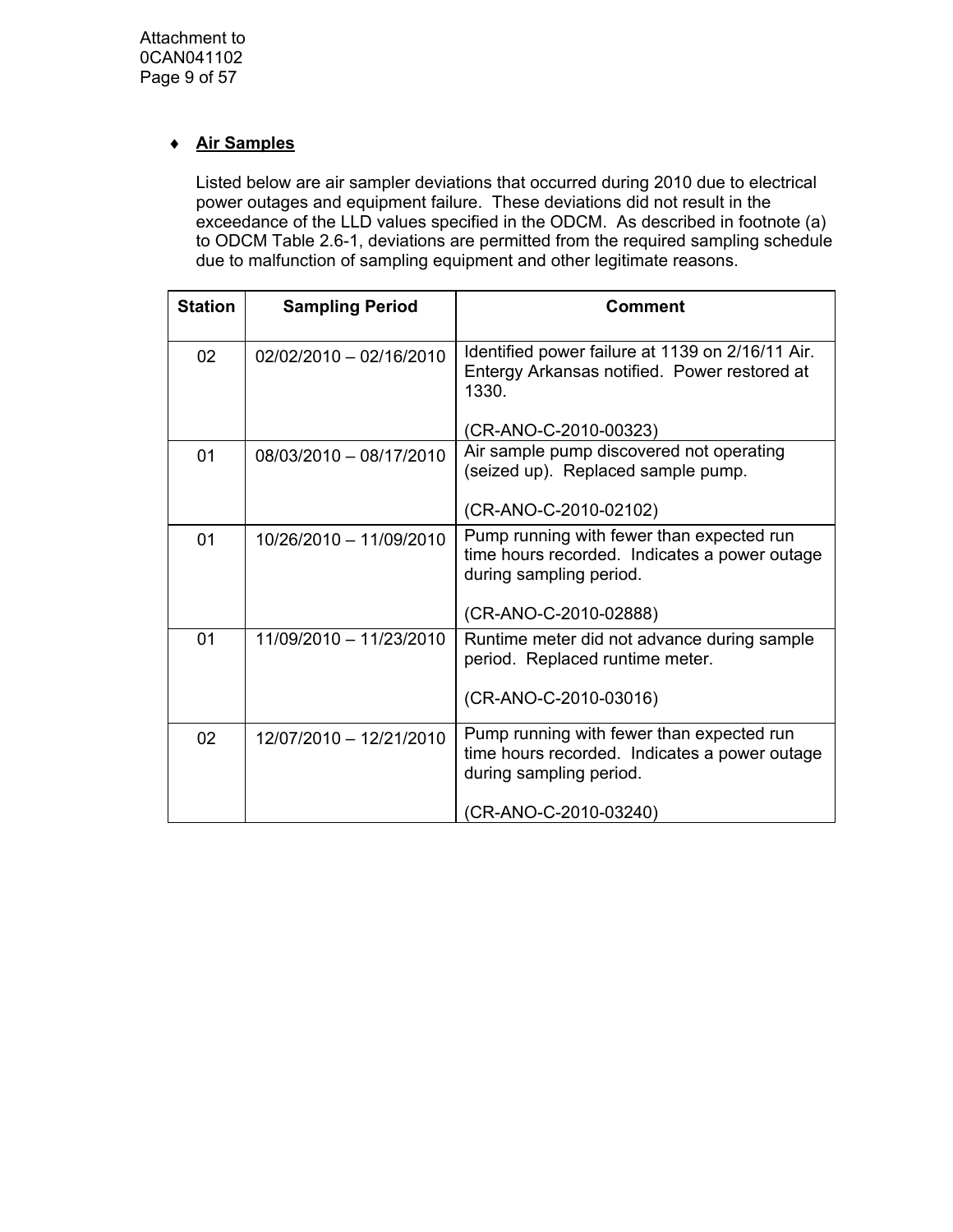- **Air Samples**

  Listed below are air sampler deviations that occurred during 2010 due to electrical power outages and equipment failure. These deviations did not result in the exceedance of the LLD values specified in the ODCM. As described in footnote (a) to ODCM Table 2.6-1, deviations are permitted from the required sampling schedule due to malfunction of sampling equipment and other legitimate reasons.

| Station | Sampling Period | Comment |
|---|---|---|
| 02 | 02/02/2010 – 02/16/2010 | Identified power failure at 1139 on 2/16/11 Air. Entergy Arkansas notified. Power restored at 1330.<br><br>(CR-ANO-C-2010-00323) |
| 01 | 08/03/2010 – 08/17/2010 | Air sample pump discovered not operating (seized up). Replaced sample pump.<br><br>(CR-ANO-C-2010-02102) |
| 01 | 10/26/2010 – 11/09/2010 | Pump running with fewer than expected run time hours recorded. Indicates a power outage during sampling period.<br><br>(CR-ANO-C-2010-02888) |
| 01 | 11/09/2010 – 11/23/2010 | Runtime meter did not advance during sample period. Replaced runtime meter.<br><br>(CR-ANO-C-2010-03016) |
| 02 | 12/07/2010 – 12/21/2010 | Pump running with fewer than expected run time hours recorded. Indicates a power outage during sampling period.<br><br>(CR-ANO-C-2010-03240) |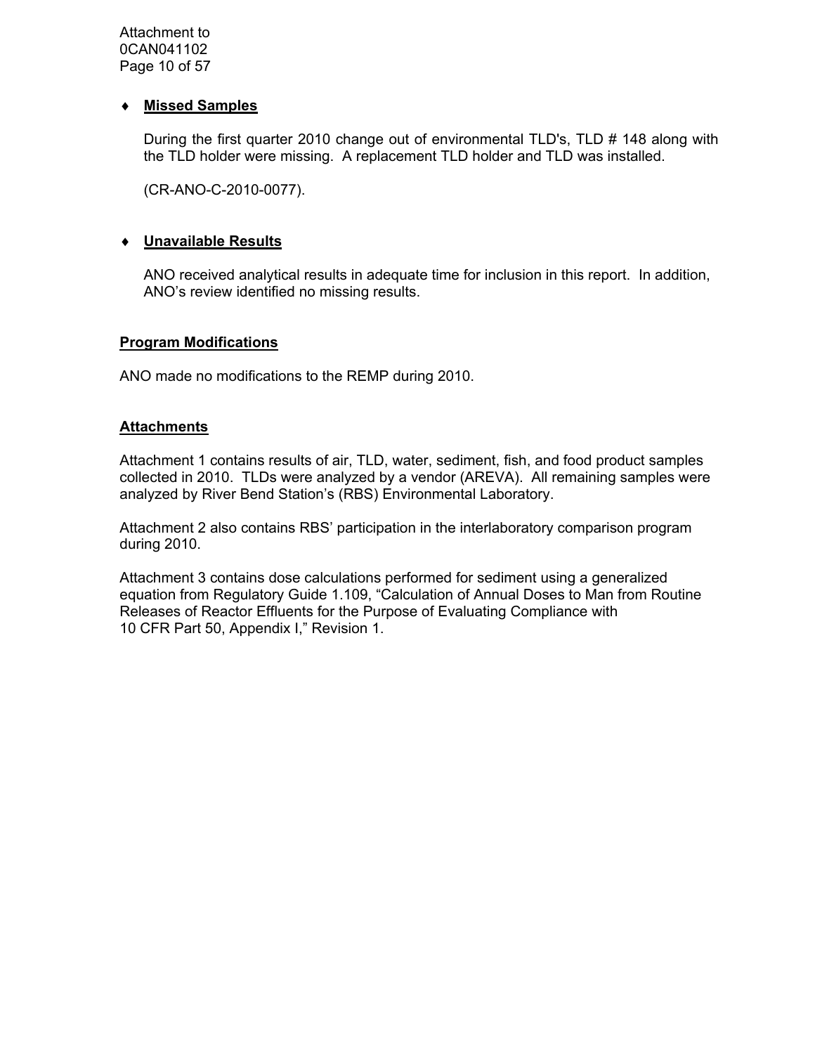- **Missed Samples**

  During the first quarter 2010 change out of environmental TLD's, TLD # 148 along with the TLD holder were missing. A replacement TLD holder and TLD was installed.

  (CR-ANO-C-2010-0077).

- **Unavailable Results**

  ANO received analytical results in adequate time for inclusion in this report. In addition, ANO's review identified no missing results.

## Program Modifications

ANO made no modifications to the REMP during 2010.

## Attachments

Attachment 1 contains results of air, TLD, water, sediment, fish, and food product samples collected in 2010. TLDs were analyzed by a vendor (AREVA). All remaining samples were analyzed by River Bend Station's (RBS) Environmental Laboratory.

Attachment 2 also contains RBS' participation in the interlaboratory comparison program during 2010.

Attachment 3 contains dose calculations performed for sediment using a generalized equation from Regulatory Guide 1.109, "Calculation of Annual Doses to Man from Routine Releases of Reactor Effluents for the Purpose of Evaluating Compliance with 10 CFR Part 50, Appendix I," Revision 1.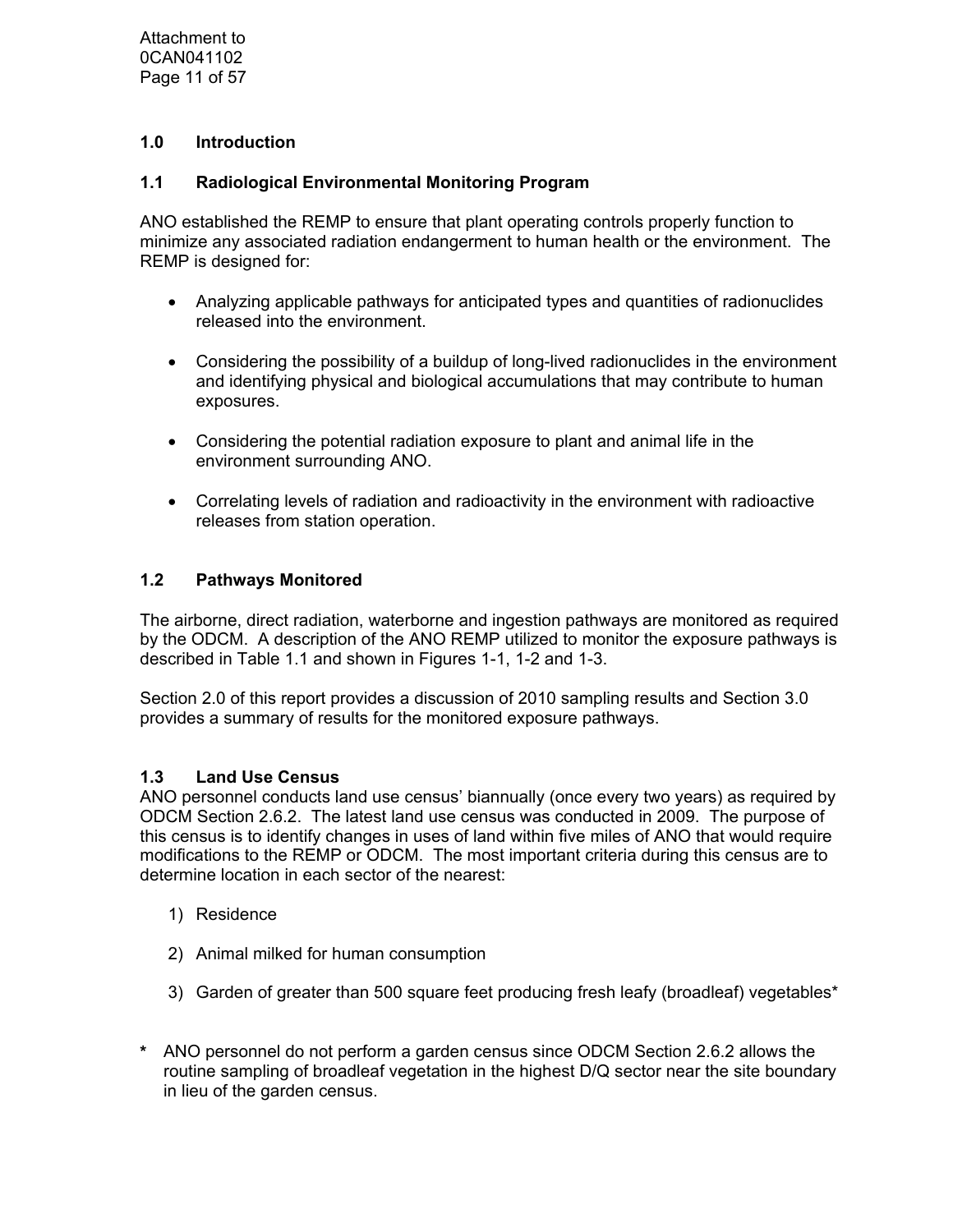## 1.0 Introduction

### 1.1 Radiological Environmental Monitoring Program

ANO established the REMP to ensure that plant operating controls properly function to minimize any associated radiation endangerment to human health or the environment. The REMP is designed for:

- Analyzing applicable pathways for anticipated types and quantities of radionuclides released into the environment.
- Considering the possibility of a buildup of long-lived radionuclides in the environment and identifying physical and biological accumulations that may contribute to human exposures.
- Considering the potential radiation exposure to plant and animal life in the environment surrounding ANO.
- Correlating levels of radiation and radioactivity in the environment with radioactive releases from station operation.

### 1.2 Pathways Monitored

The airborne, direct radiation, waterborne and ingestion pathways are monitored as required by the ODCM. A description of the ANO REMP utilized to monitor the exposure pathways is described in Table 1.1 and shown in Figures 1-1, 1-2 and 1-3.

Section 2.0 of this report provides a discussion of 2010 sampling results and Section 3.0 provides a summary of results for the monitored exposure pathways.

### 1.3 Land Use Census

ANO personnel conducts land use census' biannually (once every two years) as required by ODCM Section 2.6.2. The latest land use census was conducted in 2009. The purpose of this census is to identify changes in uses of land within five miles of ANO that would require modifications to the REMP or ODCM. The most important criteria during this census are to determine location in each sector of the nearest:

1) Residence
2) Animal milked for human consumption
3) Garden of greater than 500 square feet producing fresh leafy (broadleaf) vegetables*

**\*** ANO personnel do not perform a garden census since ODCM Section 2.6.2 allows the routine sampling of broadleaf vegetation in the highest D/Q sector near the site boundary in lieu of the garden census.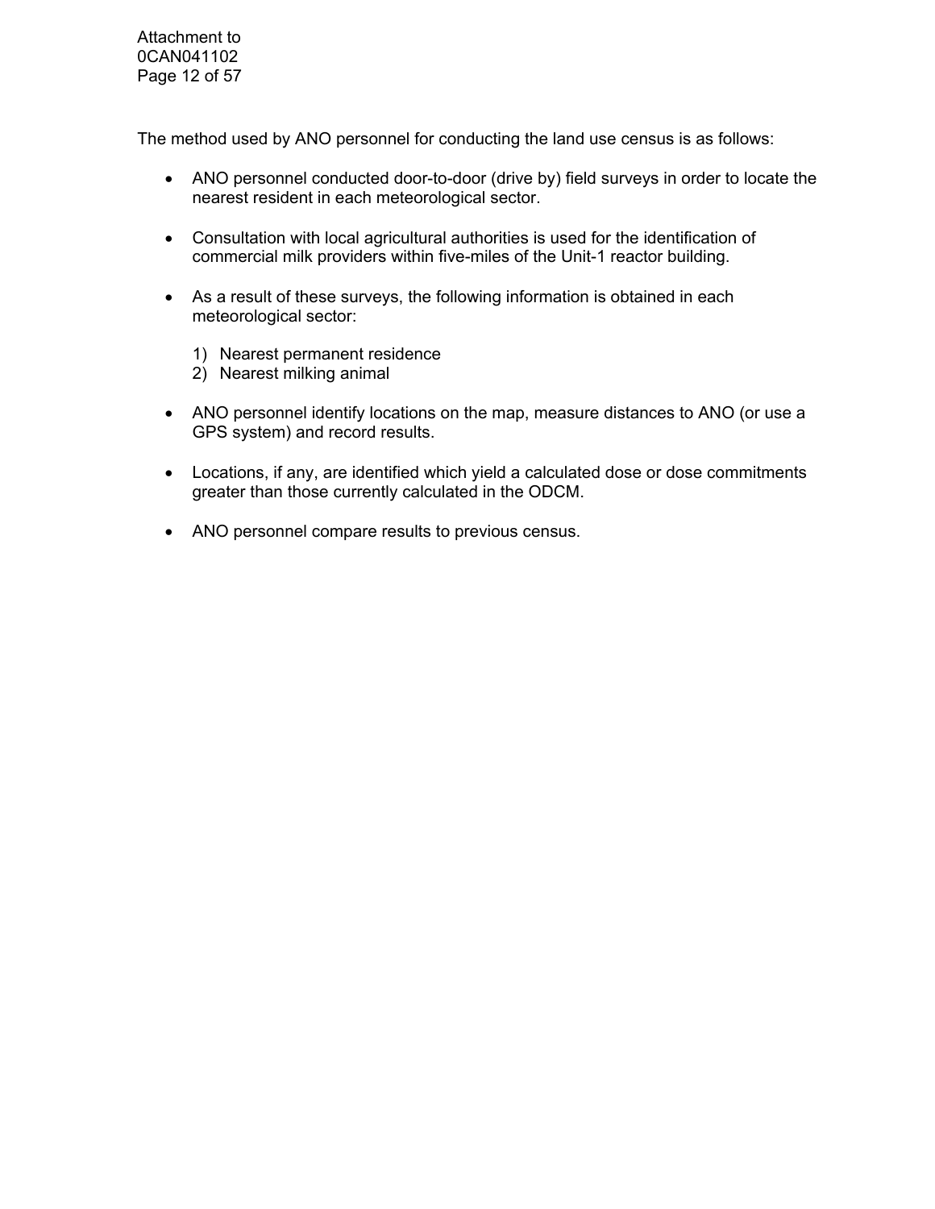The method used by ANO personnel for conducting the land use census is as follows:

- ANO personnel conducted door-to-door (drive by) field surveys in order to locate the nearest resident in each meteorological sector.

- Consultation with local agricultural authorities is used for the identification of commercial milk providers within five-miles of the Unit-1 reactor building.

- As a result of these surveys, the following information is obtained in each meteorological sector:

  1) Nearest permanent residence
  2) Nearest milking animal

- ANO personnel identify locations on the map, measure distances to ANO (or use a GPS system) and record results.

- Locations, if any, are identified which yield a calculated dose or dose commitments greater than those currently calculated in the ODCM.

- ANO personnel compare results to previous census.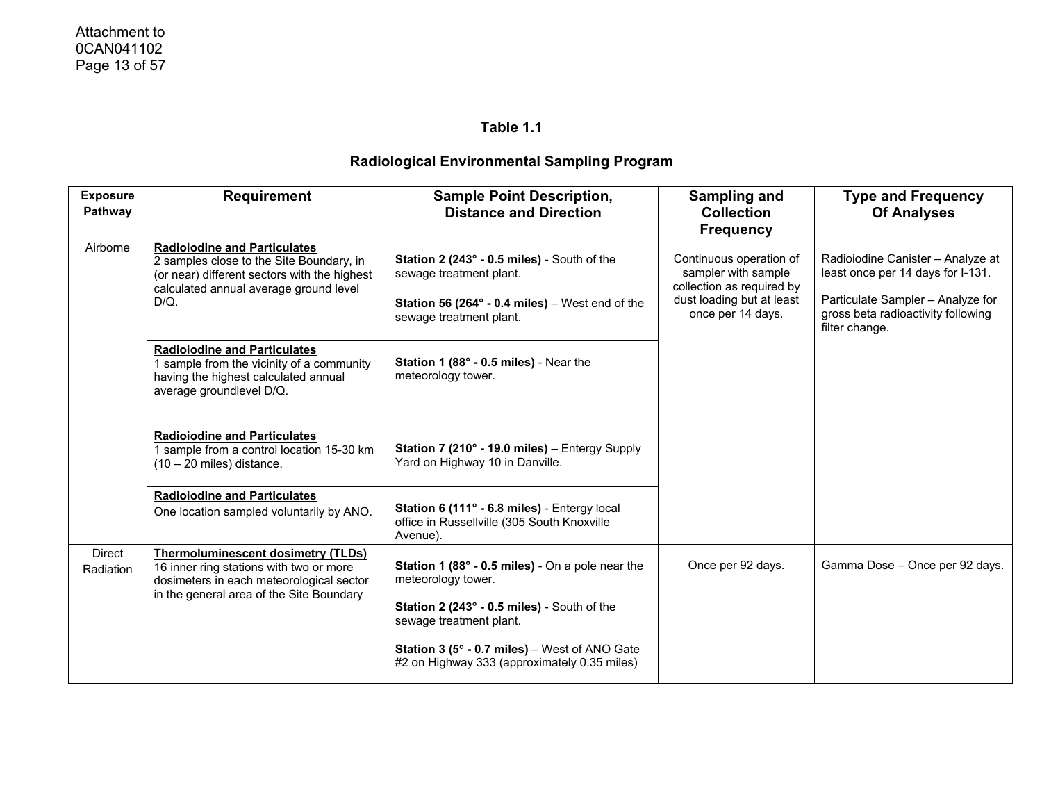### Table 1.1

### Radiological Environmental Sampling Program

| Exposure Pathway | Requirement | Sample Point Description, Distance and Direction | Sampling and Collection Frequency | Type and Frequency Of Analyses |
|---|---|---|---|---|
| Airborne | **Radioiodine and Particulates**<br>2 samples close to the Site Boundary, in (or near) different sectors with the highest calculated annual average ground level D/Q. | **Station 2 (243° - 0.5 miles)** - South of the sewage treatment plant.<br><br>**Station 56 (264° - 0.4 miles)** – West end of the sewage treatment plant. | Continuous operation of sampler with sample collection as required by dust loading but at least once per 14 days. | Radioiodine Canister – Analyze at least once per 14 days for I-131.<br><br>Particulate Sampler – Analyze for gross beta radioactivity following filter change. |
| | **Radioiodine and Particulates**<br>1 sample from the vicinity of a community having the highest calculated annual average groundlevel D/Q. | **Station 1 (88° - 0.5 miles)** - Near the meteorology tower. | | |
| | **Radioiodine and Particulates**<br>1 sample from a control location 15-30 km (10 – 20 miles) distance. | **Station 7 (210° - 19.0 miles)** – Entergy Supply Yard on Highway 10 in Danville. | | |
| | **Radioiodine and Particulates**<br>One location sampled voluntarily by ANO. | **Station 6 (111° - 6.8 miles)** - Entergy local office in Russellville (305 South Knoxville Avenue). | | |
| Direct Radiation | **Thermoluminescent dosimetry (TLDs)**<br>16 inner ring stations with two or more dosimeters in each meteorological sector in the general area of the Site Boundary | **Station 1 (88° - 0.5 miles)** - On a pole near the meteorology tower.<br><br>**Station 2 (243° - 0.5 miles)** - South of the sewage treatment plant.<br><br>**Station 3 (5° - 0.7 miles)** – West of ANO Gate #2 on Highway 333 (approximately 0.35 miles) | Once per 92 days. | Gamma Dose – Once per 92 days. |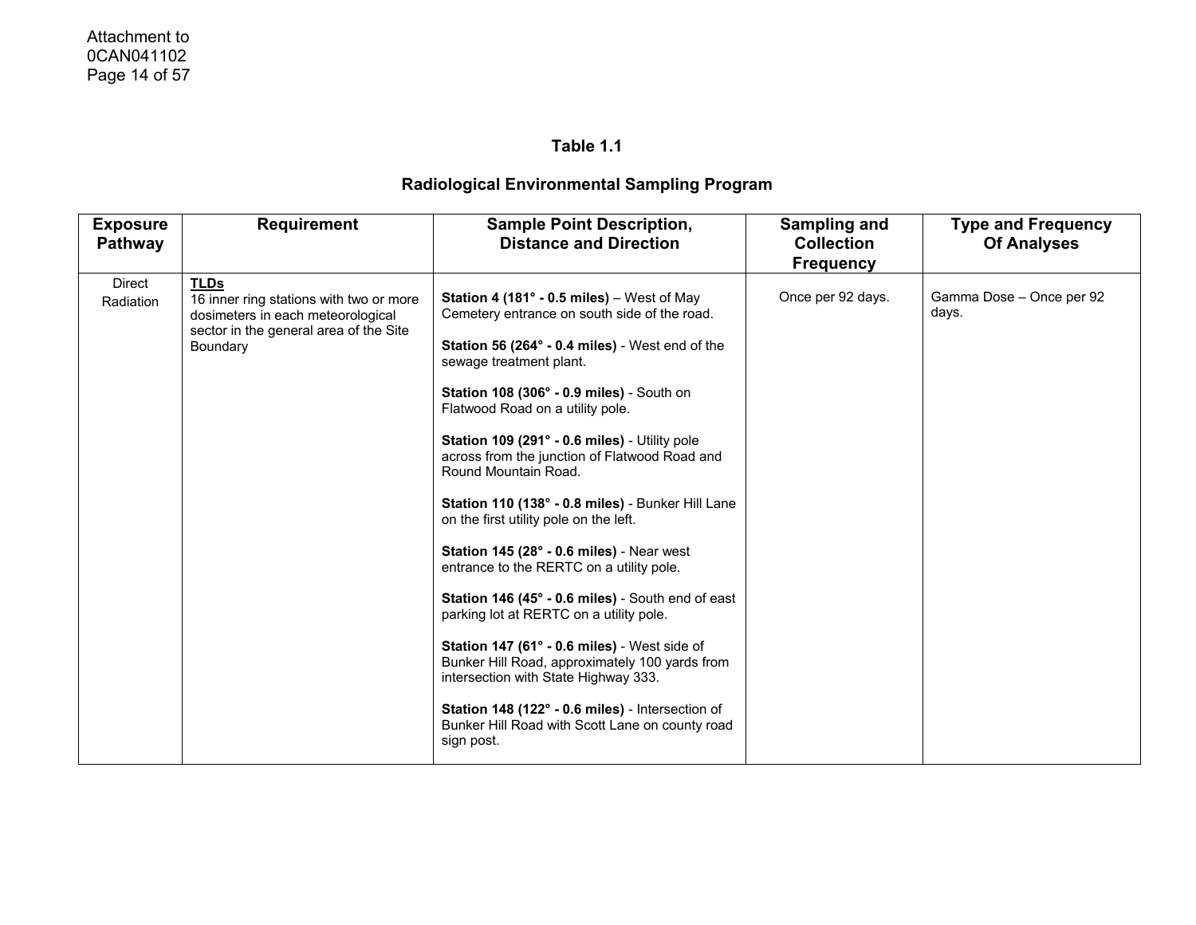## Table 1.1

## Radiological Environmental Sampling Program

| Exposure Pathway | Requirement | Sample Point Description, Distance and Direction | Sampling and Collection Frequency | Type and Frequency Of Analyses |
|---|---|---|---|---|
| Direct Radiation | **TLDs**<br>16 inner ring stations with two or more dosimeters in each meteorological sector in the general area of the Site Boundary | **Station 4 (181° - 0.5 miles)** – West of May Cemetery entrance on south side of the road.<br><br>**Station 56 (264° - 0.4 miles)** - West end of the sewage treatment plant.<br><br>**Station 108 (306° - 0.9 miles)** - South on Flatwood Road on a utility pole.<br><br>**Station 109 (291° - 0.6 miles)** - Utility pole across from the junction of Flatwood Road and Round Mountain Road.<br><br>**Station 110 (138° - 0.8 miles)** - Bunker Hill Lane on the first utility pole on the left.<br><br>**Station 145 (28° - 0.6 miles)** - Near west entrance to the RERTC on a utility pole.<br><br>**Station 146 (45° - 0.6 miles)** - South end of east parking lot at RERTC on a utility pole.<br><br>**Station 147 (61° - 0.6 miles)** - West side of Bunker Hill Road, approximately 100 yards from intersection with State Highway 333.<br><br>**Station 148 (122° - 0.6 miles)** - Intersection of Bunker Hill Road with Scott Lane on county road sign post. | Once per 92 days. | Gamma Dose – Once per 92 days. |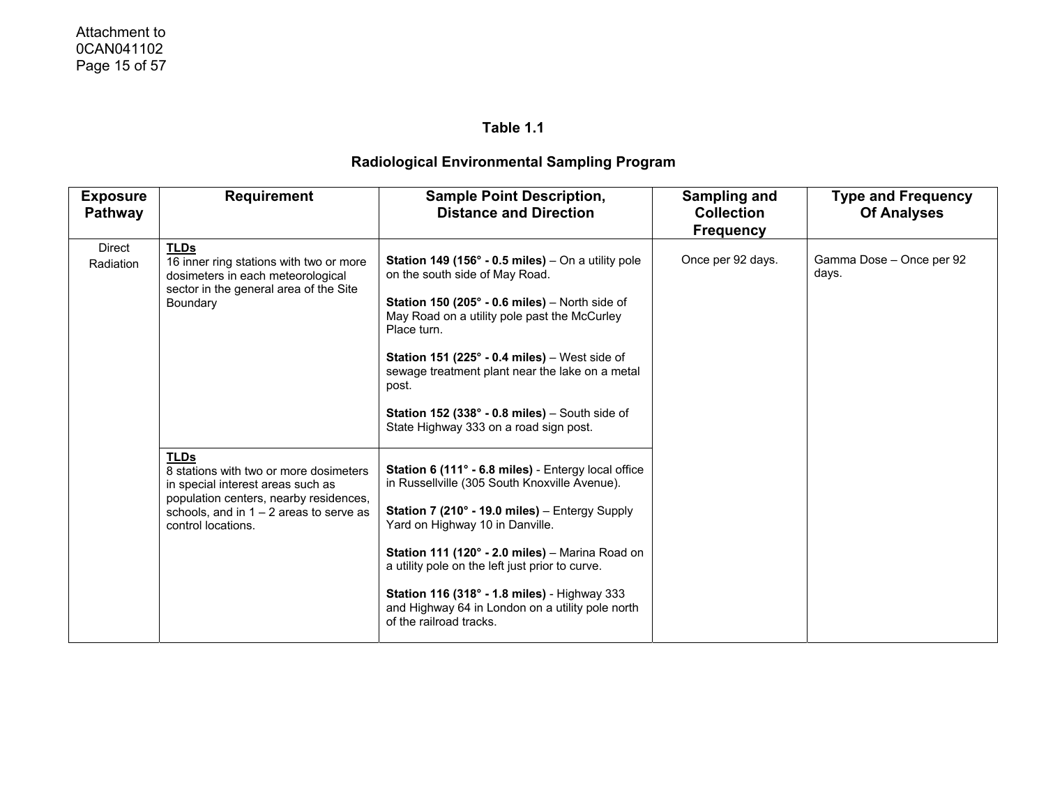### Table 1.1

### Radiological Environmental Sampling Program

| Exposure Pathway | Requirement | Sample Point Description, Distance and Direction | Sampling and Collection Frequency | Type and Frequency Of Analyses |
|---|---|---|---|---|
| Direct Radiation | **TLDs**<br>16 inner ring stations with two or more dosimeters in each meteorological sector in the general area of the Site Boundary | **Station 149 (156° - 0.5 miles)** – On a utility pole on the south side of May Road.<br><br>**Station 150 (205° - 0.6 miles)** – North side of May Road on a utility pole past the McCurley Place turn.<br><br>**Station 151 (225° - 0.4 miles)** – West side of sewage treatment plant near the lake on a metal post.<br><br>**Station 152 (338° - 0.8 miles)** – South side of State Highway 333 on a road sign post. | Once per 92 days. | Gamma Dose – Once per 92 days. |
| | **TLDs**<br>8 stations with two or more dosimeters in special interest areas such as population centers, nearby residences, schools, and in 1 – 2 areas to serve as control locations. | **Station 6 (111° - 6.8 miles)** - Entergy local office in Russellville (305 South Knoxville Avenue).<br><br>**Station 7 (210° - 19.0 miles)** – Entergy Supply Yard on Highway 10 in Danville.<br><br>**Station 111 (120° - 2.0 miles)** – Marina Road on a utility pole on the left just prior to curve.<br><br>**Station 116 (318° - 1.8 miles)** - Highway 333 and Highway 64 in London on a utility pole north of the railroad tracks. | | |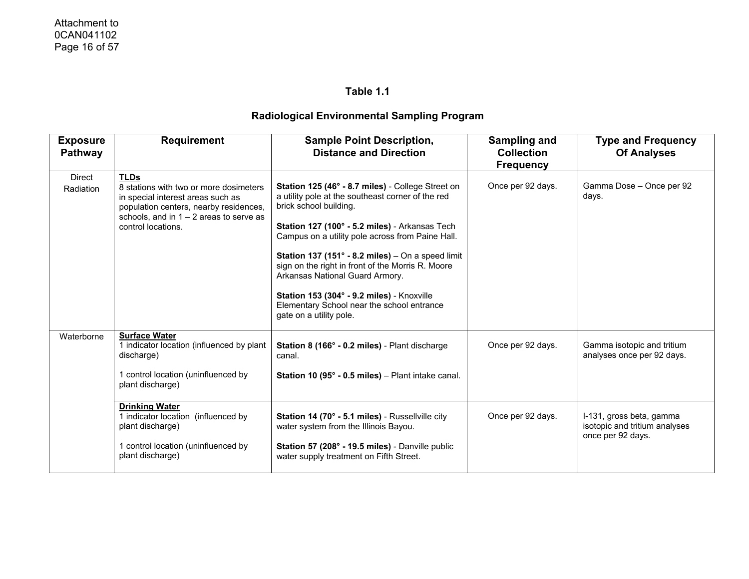## Table 1.1

## Radiological Environmental Sampling Program

| Exposure Pathway | Requirement | Sample Point Description, Distance and Direction | Sampling and Collection Frequency | Type and Frequency Of Analyses |
|---|---|---|---|---|
| Direct Radiation | **TLDs**<br>8 stations with two or more dosimeters in special interest areas such as population centers, nearby residences, schools, and in 1 – 2 areas to serve as control locations. | **Station 125 (46° - 8.7 miles)** - College Street on a utility pole at the southeast corner of the red brick school building.<br><br>**Station 127 (100° - 5.2 miles)** - Arkansas Tech Campus on a utility pole across from Paine Hall.<br><br>**Station 137 (151° - 8.2 miles)** – On a speed limit sign on the right in front of the Morris R. Moore Arkansas National Guard Armory.<br><br>**Station 153 (304° - 9.2 miles)** - Knoxville Elementary School near the school entrance gate on a utility pole. | Once per 92 days. | Gamma Dose – Once per 92 days. |
| Waterborne | **Surface Water**<br>1 indicator location (influenced by plant discharge)<br><br>1 control location (uninfluenced by plant discharge) | **Station 8 (166° - 0.2 miles)** - Plant discharge canal.<br><br>**Station 10 (95° - 0.5 miles)** – Plant intake canal. | Once per 92 days. | Gamma isotopic and tritium analyses once per 92 days. |
| | **Drinking Water**<br>1 indicator location (influenced by plant discharge)<br><br>1 control location (uninfluenced by plant discharge) | **Station 14 (70° - 5.1 miles)** - Russellville city water system from the Illinois Bayou.<br><br>**Station 57 (208° - 19.5 miles)** - Danville public water supply treatment on Fifth Street. | Once per 92 days. | I-131, gross beta, gamma isotopic and tritium analyses once per 92 days. |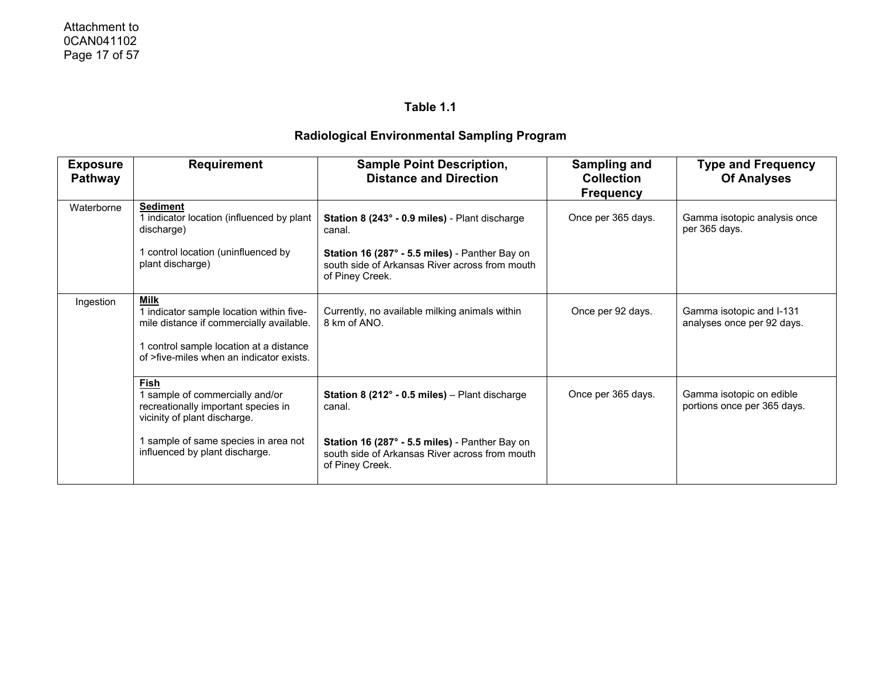## Table 1.1

## Radiological Environmental Sampling Program

| Exposure Pathway | Requirement | Sample Point Description, Distance and Direction | Sampling and Collection Frequency | Type and Frequency Of Analyses |
|---|---|---|---|---|
| Waterborne | **Sediment**<br>1 indicator location (influenced by plant discharge)<br><br>1 control location (uninfluenced by plant discharge) | **Station 8 (243° - 0.9 miles)** - Plant discharge canal.<br><br>**Station 16 (287° - 5.5 miles)** - Panther Bay on south side of Arkansas River across from mouth of Piney Creek. | Once per 365 days. | Gamma isotopic analysis once per 365 days. |
| Ingestion | **Milk**<br>1 indicator sample location within five-mile distance if commercially available.<br><br>1 control sample location at a distance of >five-miles when an indicator exists. | Currently, no available milking animals within 8 km of ANO. | Once per 92 days. | Gamma isotopic and I-131 analyses once per 92 days. |
| | **Fish**<br>1 sample of commercially and/or recreationally important species in vicinity of plant discharge.<br><br>1 sample of same species in area not influenced by plant discharge. | **Station 8 (212° - 0.5 miles)** – Plant discharge canal.<br><br>**Station 16 (287° - 5.5 miles)** - Panther Bay on south side of Arkansas River across from mouth of Piney Creek. | Once per 365 days. | Gamma isotopic on edible portions once per 365 days. |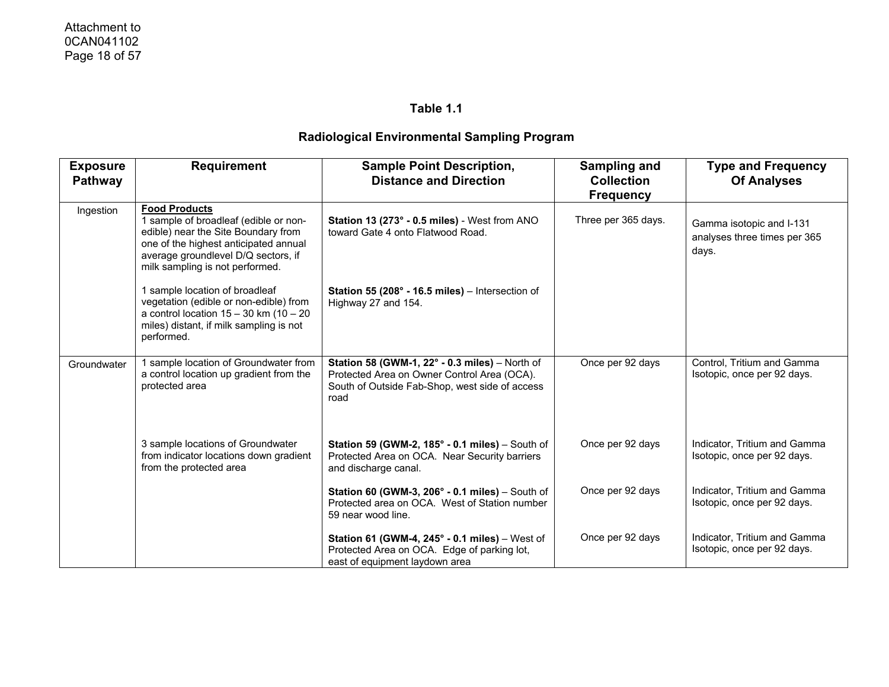## Table 1.1

## Radiological Environmental Sampling Program

| Exposure Pathway | Requirement | Sample Point Description, Distance and Direction | Sampling and Collection Frequency | Type and Frequency Of Analyses |
|---|---|---|---|---|
| Ingestion | **Food Products**<br>1 sample of broadleaf (edible or non-edible) near the Site Boundary from one of the highest anticipated annual average groundlevel D/Q sectors, if milk sampling is not performed. | **Station 13 (273° - 0.5 miles)** - West from ANO toward Gate 4 onto Flatwood Road. | Three per 365 days. | Gamma isotopic and I-131 analyses three times per 365 days. |
| | 1 sample location of broadleaf vegetation (edible or non-edible) from a control location 15 – 30 km (10 – 20 miles) distant, if milk sampling is not performed. | **Station 55 (208° - 16.5 miles)** – Intersection of Highway 27 and 154. | | |
| Groundwater | 1 sample location of Groundwater from a control location up gradient from the protected area | **Station 58 (GWM-1, 22° - 0.3 miles)** – North of Protected Area on Owner Control Area (OCA). South of Outside Fab-Shop, west side of access road | Once per 92 days | Control, Tritium and Gamma Isotopic, once per 92 days. |
| | 3 sample locations of Groundwater from indicator locations down gradient from the protected area | **Station 59 (GWM-2, 185° - 0.1 miles)** – South of Protected Area on OCA. Near Security barriers and discharge canal. | Once per 92 days | Indicator, Tritium and Gamma Isotopic, once per 92 days. |
| | | **Station 60 (GWM-3, 206° - 0.1 miles)** – South of Protected area on OCA. West of Station number 59 near wood line. | Once per 92 days | Indicator, Tritium and Gamma Isotopic, once per 92 days. |
| | | **Station 61 (GWM-4, 245° - 0.1 miles)** – West of Protected Area on OCA. Edge of parking lot, east of equipment laydown area | Once per 92 days | Indicator, Tritium and Gamma Isotopic, once per 92 days. |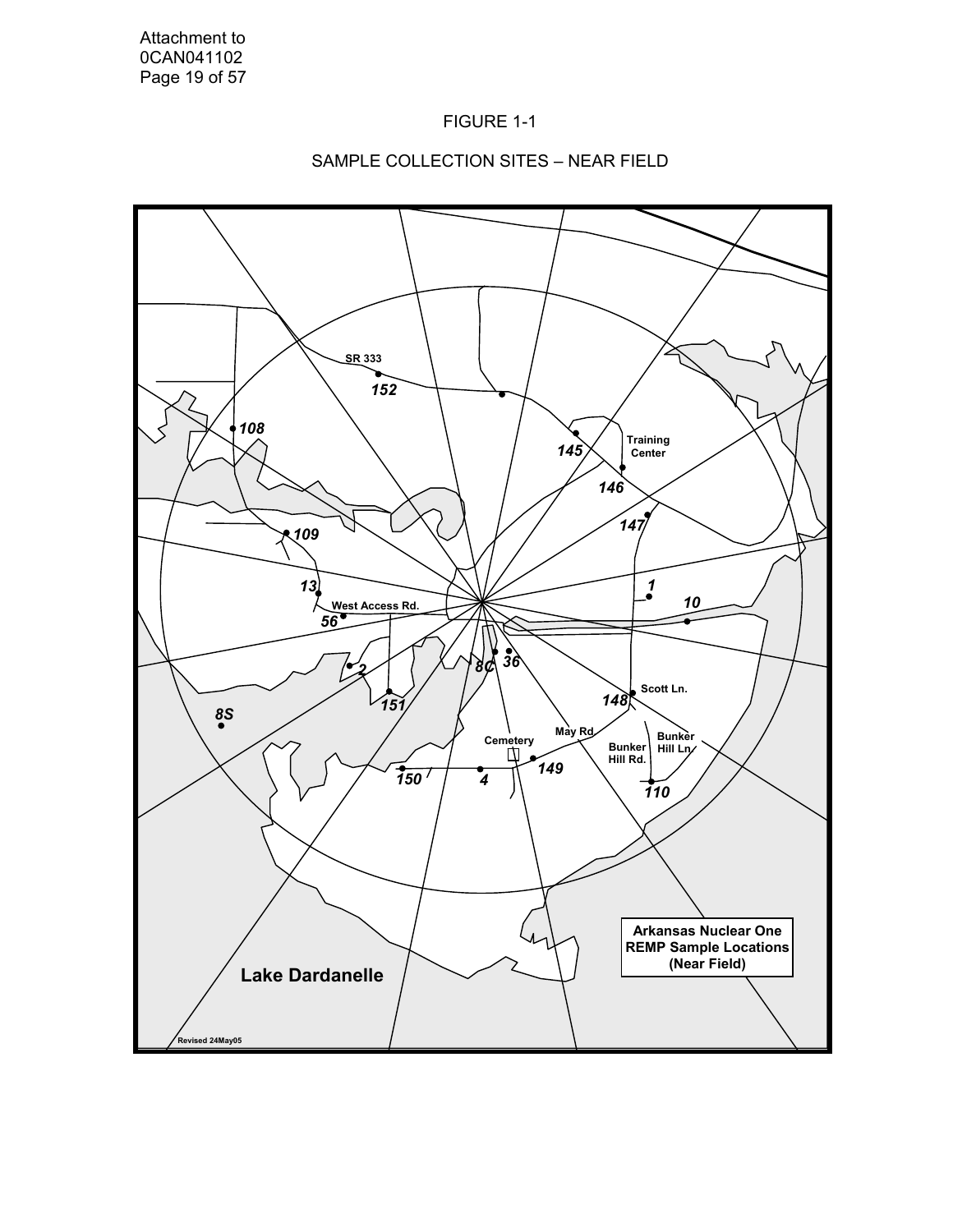FIGURE 1-1

SAMPLE COLLECTION SITES – NEAR FIELD

SR 333

152

108

145

Training Center

146

147

109

13

1

10

West Access Rd.

56

2

8C

36

151

148

Scott Ln.

8S

May Rd.

Cemetery

Bunker Hill Rd.

Bunker Hill Ln.

150

4

149

110

Arkansas Nuclear One REMP Sample Locations (Near Field)

Lake Dardanelle

Revised 24May05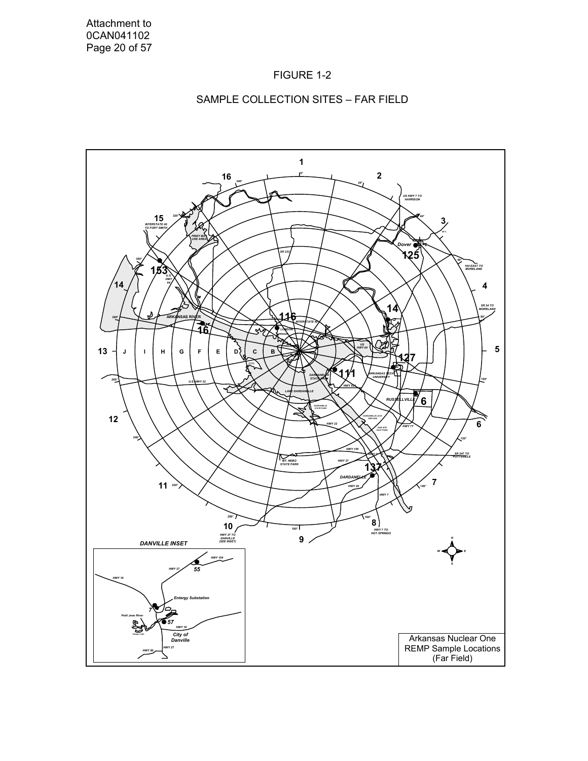Attachment to
0CAN041102

FIGURE 1-2

SAMPLE COLLECTION SITES – FAR FIELD

Arkansas Nuclear One
REMP Sample Locations
(Far Field)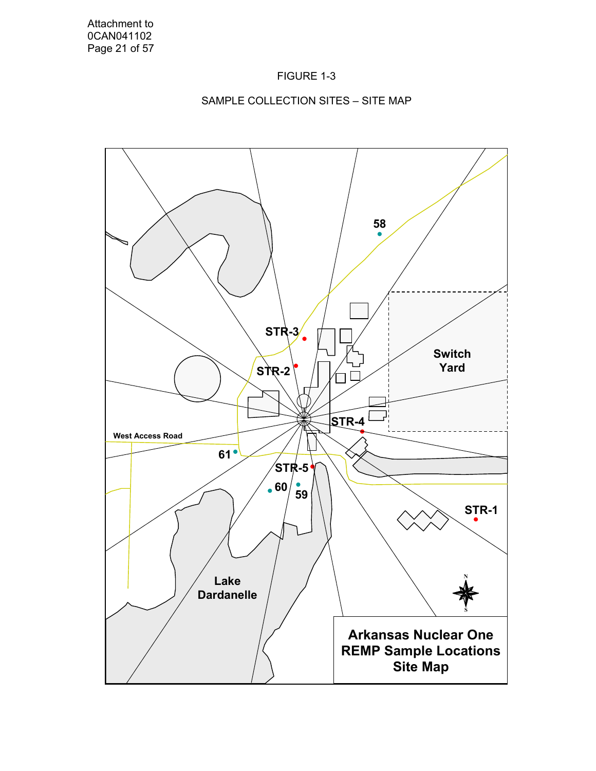FIGURE 1-3

SAMPLE COLLECTION SITES – SITE MAP

58

STR-3

STR-2

Switch Yard

STR-4

West Access Road

61

STR-5

60

59

STR-1

Lake Dardanelle

**Arkansas Nuclear One REMP Sample Locations Site Map**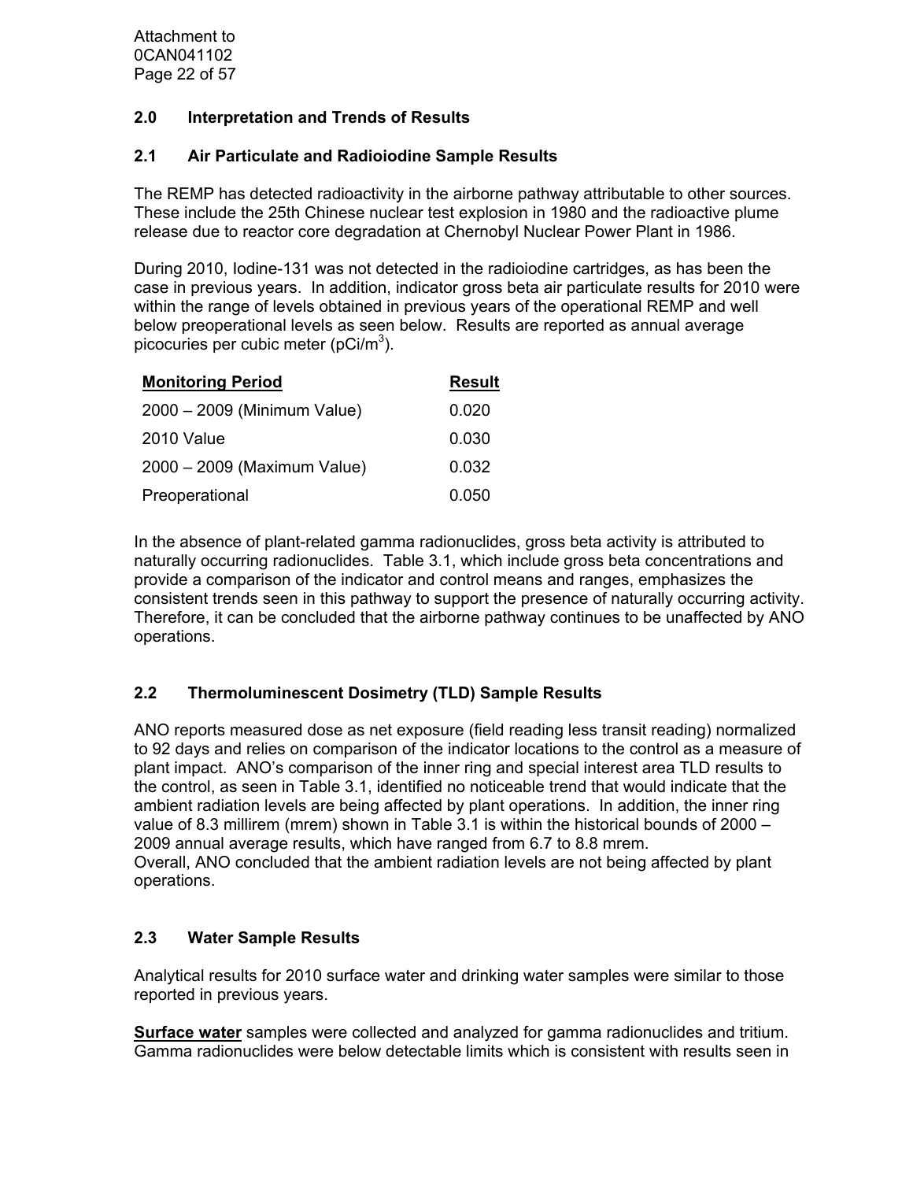## 2.0 Interpretation and Trends of Results

### 2.1 Air Particulate and Radioiodine Sample Results

The REMP has detected radioactivity in the airborne pathway attributable to other sources. These include the 25th Chinese nuclear test explosion in 1980 and the radioactive plume release due to reactor core degradation at Chernobyl Nuclear Power Plant in 1986.

During 2010, Iodine-131 was not detected in the radioiodine cartridges, as has been the case in previous years. In addition, indicator gross beta air particulate results for 2010 were within the range of levels obtained in previous years of the operational REMP and well below preoperational levels as seen below. Results are reported as annual average picocuries per cubic meter (pCi/m$^3$).

| Monitoring Period | Result |
|---|---|
| 2000 – 2009 (Minimum Value) | 0.020 |
| 2010 Value | 0.030 |
| 2000 – 2009 (Maximum Value) | 0.032 |
| Preoperational | 0.050 |

In the absence of plant-related gamma radionuclides, gross beta activity is attributed to naturally occurring radionuclides. Table 3.1, which include gross beta concentrations and provide a comparison of the indicator and control means and ranges, emphasizes the consistent trends seen in this pathway to support the presence of naturally occurring activity. Therefore, it can be concluded that the airborne pathway continues to be unaffected by ANO operations.

### 2.2 Thermoluminescent Dosimetry (TLD) Sample Results

ANO reports measured dose as net exposure (field reading less transit reading) normalized to 92 days and relies on comparison of the indicator locations to the control as a measure of plant impact. ANO's comparison of the inner ring and special interest area TLD results to the control, as seen in Table 3.1, identified no noticeable trend that would indicate that the ambient radiation levels are being affected by plant operations. In addition, the inner ring value of 8.3 millirem (mrem) shown in Table 3.1 is within the historical bounds of 2000 – 2009 annual average results, which have ranged from 6.7 to 8.8 mrem.
Overall, ANO concluded that the ambient radiation levels are not being affected by plant operations.

### 2.3 Water Sample Results

Analytical results for 2010 surface water and drinking water samples were similar to those reported in previous years.

**Surface water** samples were collected and analyzed for gamma radionuclides and tritium. Gamma radionuclides were below detectable limits which is consistent with results seen in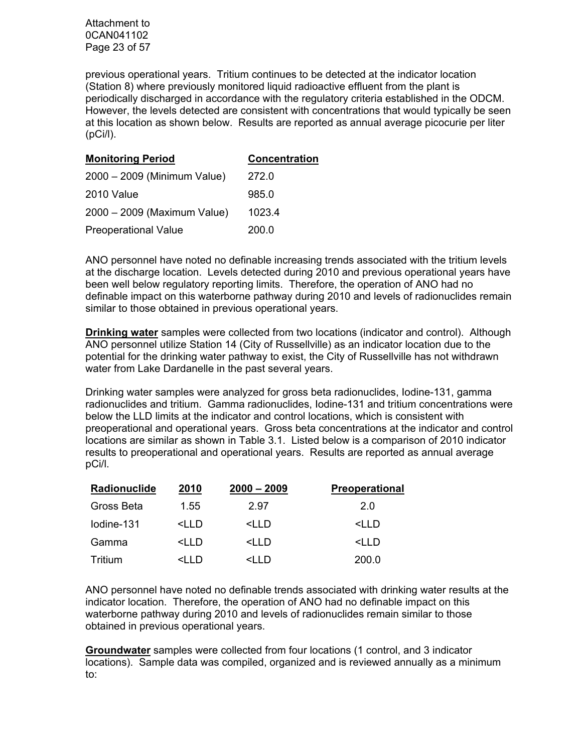previous operational years. Tritium continues to be detected at the indicator location (Station 8) where previously monitored liquid radioactive effluent from the plant is periodically discharged in accordance with the regulatory criteria established in the ODCM. However, the levels detected are consistent with concentrations that would typically be seen at this location as shown below. Results are reported as annual average picocurie per liter (pCi/l).

| Monitoring Period | Concentration |
|---|---|
| 2000 – 2009 (Minimum Value) | 272.0 |
| 2010 Value | 985.0 |
| 2000 – 2009 (Maximum Value) | 1023.4 |
| Preoperational Value | 200.0 |

ANO personnel have noted no definable increasing trends associated with the tritium levels at the discharge location. Levels detected during 2010 and previous operational years have been well below regulatory reporting limits. Therefore, the operation of ANO had no definable impact on this waterborne pathway during 2010 and levels of radionuclides remain similar to those obtained in previous operational years.

**Drinking water** samples were collected from two locations (indicator and control). Although ANO personnel utilize Station 14 (City of Russellville) as an indicator location due to the potential for the drinking water pathway to exist, the City of Russellville has not withdrawn water from Lake Dardanelle in the past several years.

Drinking water samples were analyzed for gross beta radionuclides, Iodine-131, gamma radionuclides and tritium. Gamma radionuclides, Iodine-131 and tritium concentrations were below the LLD limits at the indicator and control locations, which is consistent with preoperational and operational years. Gross beta concentrations at the indicator and control locations are similar as shown in Table 3.1. Listed below is a comparison of 2010 indicator results to preoperational and operational years. Results are reported as annual average pCi/l.

| Radionuclide | 2010 | 2000 – 2009 | Preoperational |
|---|---|---|---|
| Gross Beta | 1.55 | 2.97 | 2.0 |
| Iodine-131 | <LLD | <LLD | <LLD |
| Gamma | <LLD | <LLD | <LLD |
| Tritium | <LLD | <LLD | 200.0 |

ANO personnel have noted no definable trends associated with drinking water results at the indicator location. Therefore, the operation of ANO had no definable impact on this waterborne pathway during 2010 and levels of radionuclides remain similar to those obtained in previous operational years.

**Groundwater** samples were collected from four locations (1 control, and 3 indicator locations). Sample data was compiled, organized and is reviewed annually as a minimum to: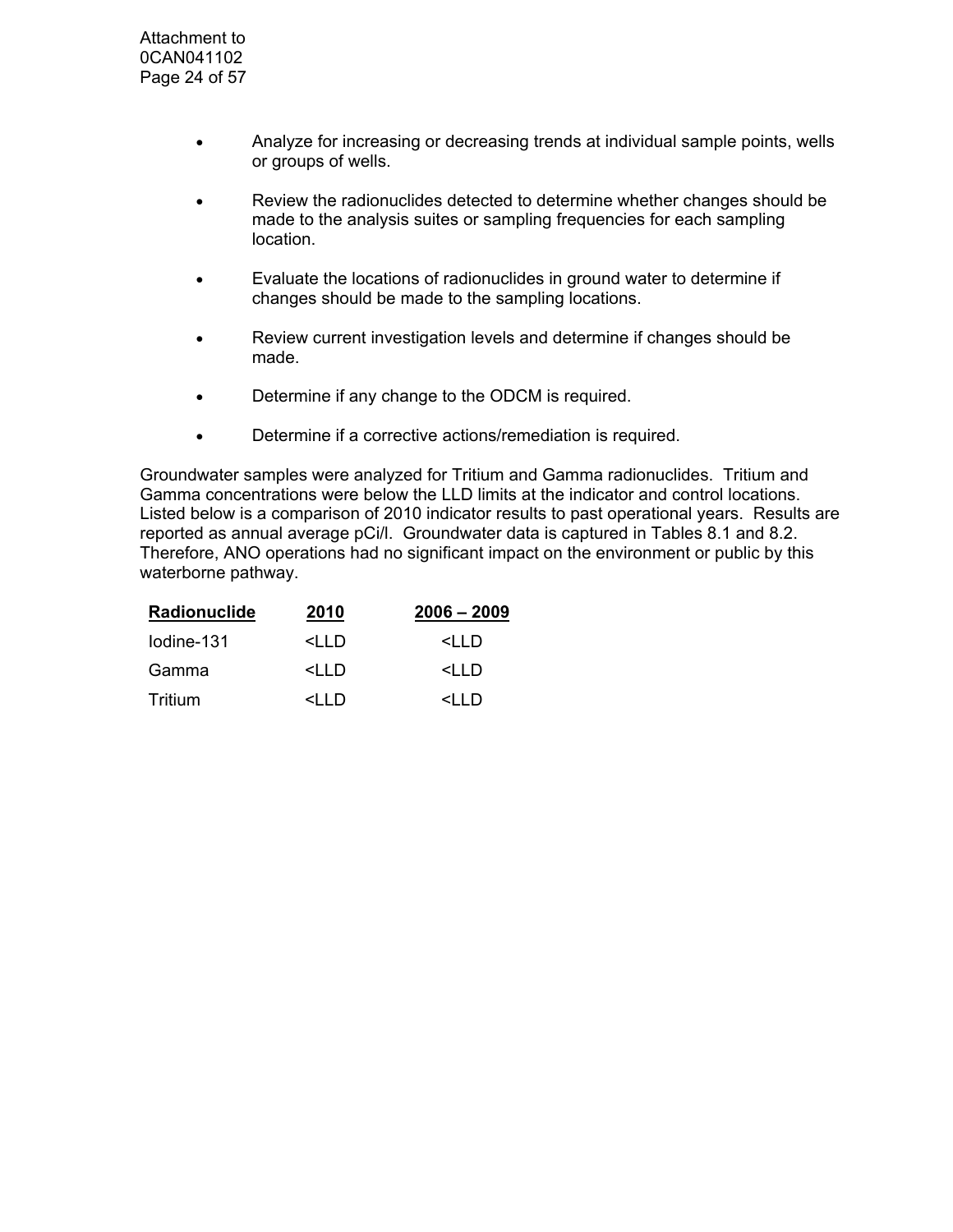- Analyze for increasing or decreasing trends at individual sample points, wells or groups of wells.
- Review the radionuclides detected to determine whether changes should be made to the analysis suites or sampling frequencies for each sampling location.
- Evaluate the locations of radionuclides in ground water to determine if changes should be made to the sampling locations.
- Review current investigation levels and determine if changes should be made.
- Determine if any change to the ODCM is required.
- Determine if a corrective actions/remediation is required.

Groundwater samples were analyzed for Tritium and Gamma radionuclides. Tritium and Gamma concentrations were below the LLD limits at the indicator and control locations. Listed below is a comparison of 2010 indicator results to past operational years. Results are reported as annual average pCi/l. Groundwater data is captured in Tables 8.1 and 8.2. Therefore, ANO operations had no significant impact on the environment or public by this waterborne pathway.

| Radionuclide | 2010 | 2006 – 2009 |
|---|---|---|
| Iodine-131 | <LLD | <LLD |
| Gamma | <LLD | <LLD |
| Tritium | <LLD | <LLD |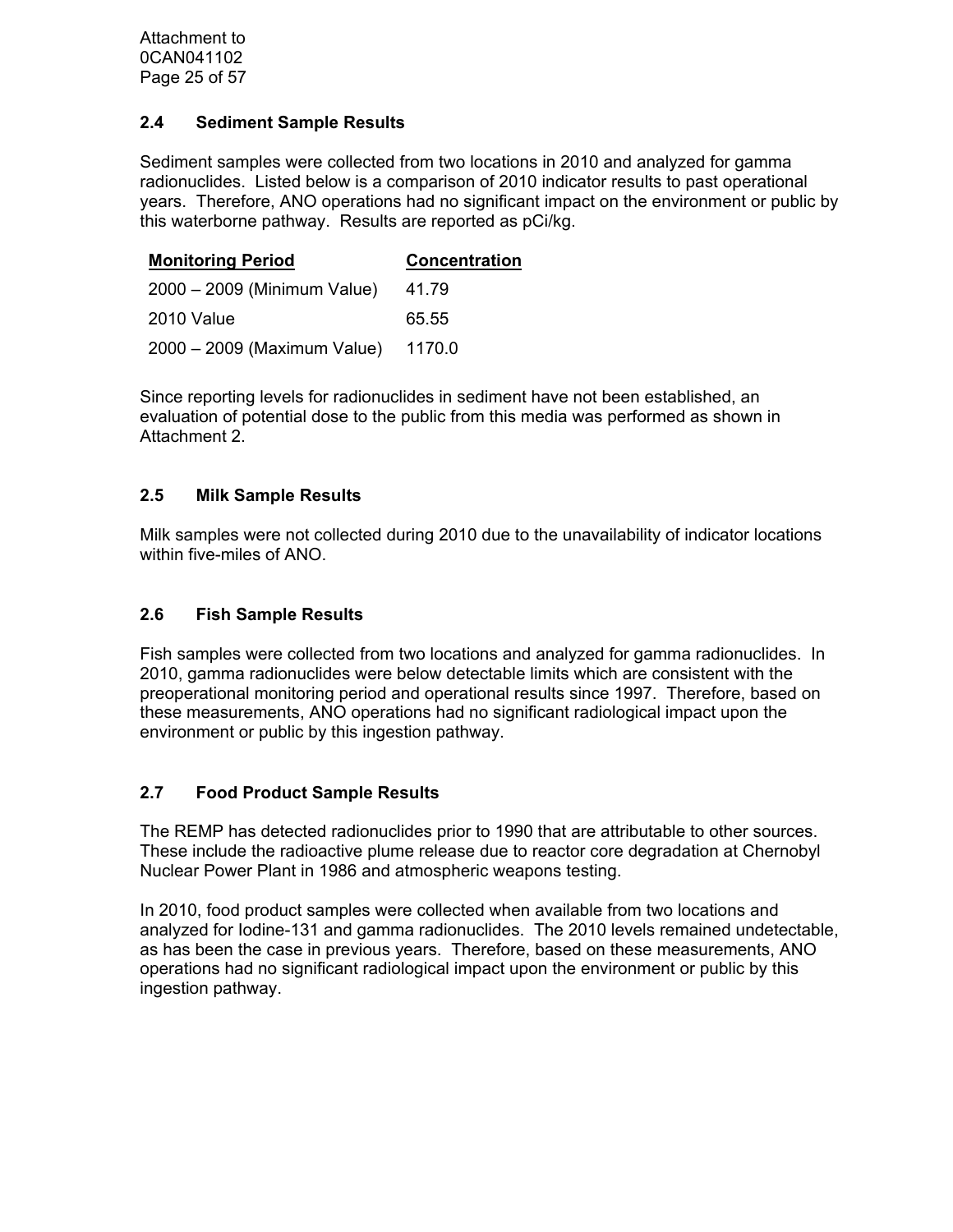### 2.4 Sediment Sample Results

Sediment samples were collected from two locations in 2010 and analyzed for gamma radionuclides. Listed below is a comparison of 2010 indicator results to past operational years. Therefore, ANO operations had no significant impact on the environment or public by this waterborne pathway. Results are reported as pCi/kg.

| Monitoring Period | Concentration |
|---|---|
| 2000 – 2009 (Minimum Value) | 41.79 |
| 2010 Value | 65.55 |
| 2000 – 2009 (Maximum Value) | 1170.0 |

Since reporting levels for radionuclides in sediment have not been established, an evaluation of potential dose to the public from this media was performed as shown in Attachment 2.

### 2.5 Milk Sample Results

Milk samples were not collected during 2010 due to the unavailability of indicator locations within five-miles of ANO.

### 2.6 Fish Sample Results

Fish samples were collected from two locations and analyzed for gamma radionuclides. In 2010, gamma radionuclides were below detectable limits which are consistent with the preoperational monitoring period and operational results since 1997. Therefore, based on these measurements, ANO operations had no significant radiological impact upon the environment or public by this ingestion pathway.

### 2.7 Food Product Sample Results

The REMP has detected radionuclides prior to 1990 that are attributable to other sources. These include the radioactive plume release due to reactor core degradation at Chernobyl Nuclear Power Plant in 1986 and atmospheric weapons testing.

In 2010, food product samples were collected when available from two locations and analyzed for Iodine-131 and gamma radionuclides. The 2010 levels remained undetectable, as has been the case in previous years. Therefore, based on these measurements, ANO operations had no significant radiological impact upon the environment or public by this ingestion pathway.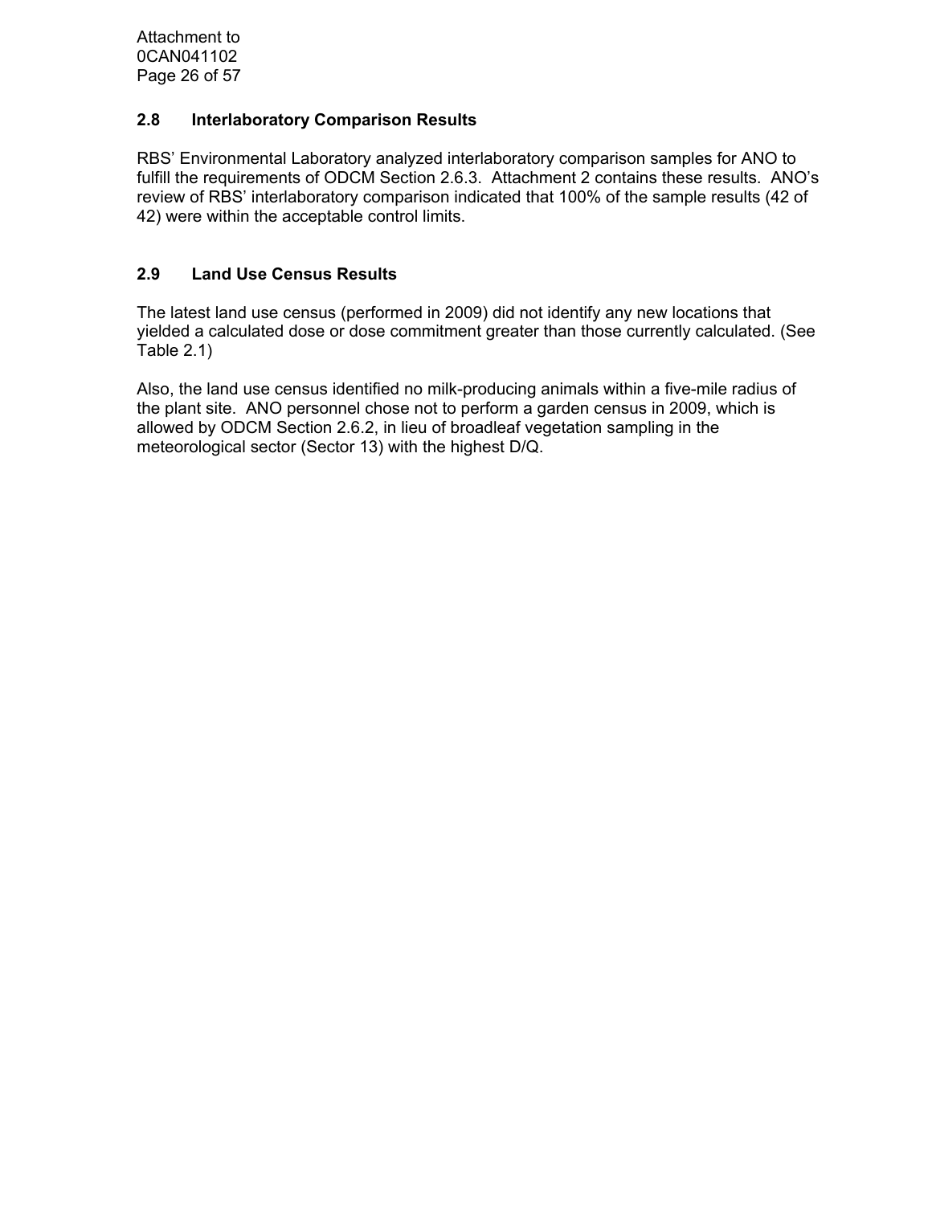## 2.8 Interlaboratory Comparison Results

RBS' Environmental Laboratory analyzed interlaboratory comparison samples for ANO to fulfill the requirements of ODCM Section 2.6.3. Attachment 2 contains these results. ANO's review of RBS' interlaboratory comparison indicated that 100% of the sample results (42 of 42) were within the acceptable control limits.

## 2.9 Land Use Census Results

The latest land use census (performed in 2009) did not identify any new locations that yielded a calculated dose or dose commitment greater than those currently calculated. (See Table 2.1)

Also, the land use census identified no milk-producing animals within a five-mile radius of the plant site. ANO personnel chose not to perform a garden census in 2009, which is allowed by ODCM Section 2.6.2, in lieu of broadleaf vegetation sampling in the meteorological sector (Sector 13) with the highest D/Q.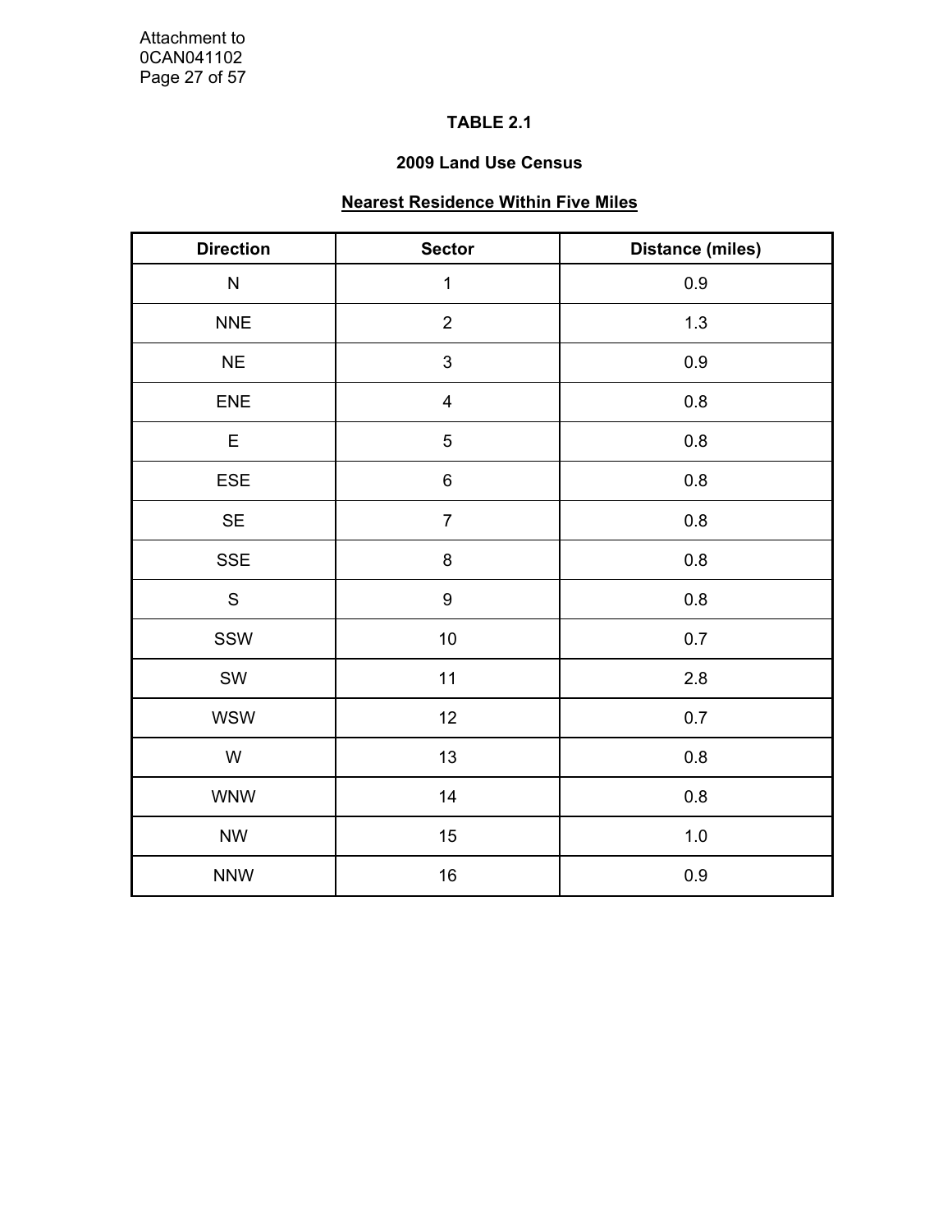**TABLE 2.1**

**2009 Land Use Census**

**Nearest Residence Within Five Miles**

| Direction | Sector | Distance (miles) |
|---|---|---|
| N | 1 | 0.9 |
| NNE | 2 | 1.3 |
| NE | 3 | 0.9 |
| ENE | 4 | 0.8 |
| E | 5 | 0.8 |
| ESE | 6 | 0.8 |
| SE | 7 | 0.8 |
| SSE | 8 | 0.8 |
| S | 9 | 0.8 |
| SSW | 10 | 0.7 |
| SW | 11 | 2.8 |
| WSW | 12 | 0.7 |
| W | 13 | 0.8 |
| WNW | 14 | 0.8 |
| NW | 15 | 1.0 |
| NNW | 16 | 0.9 |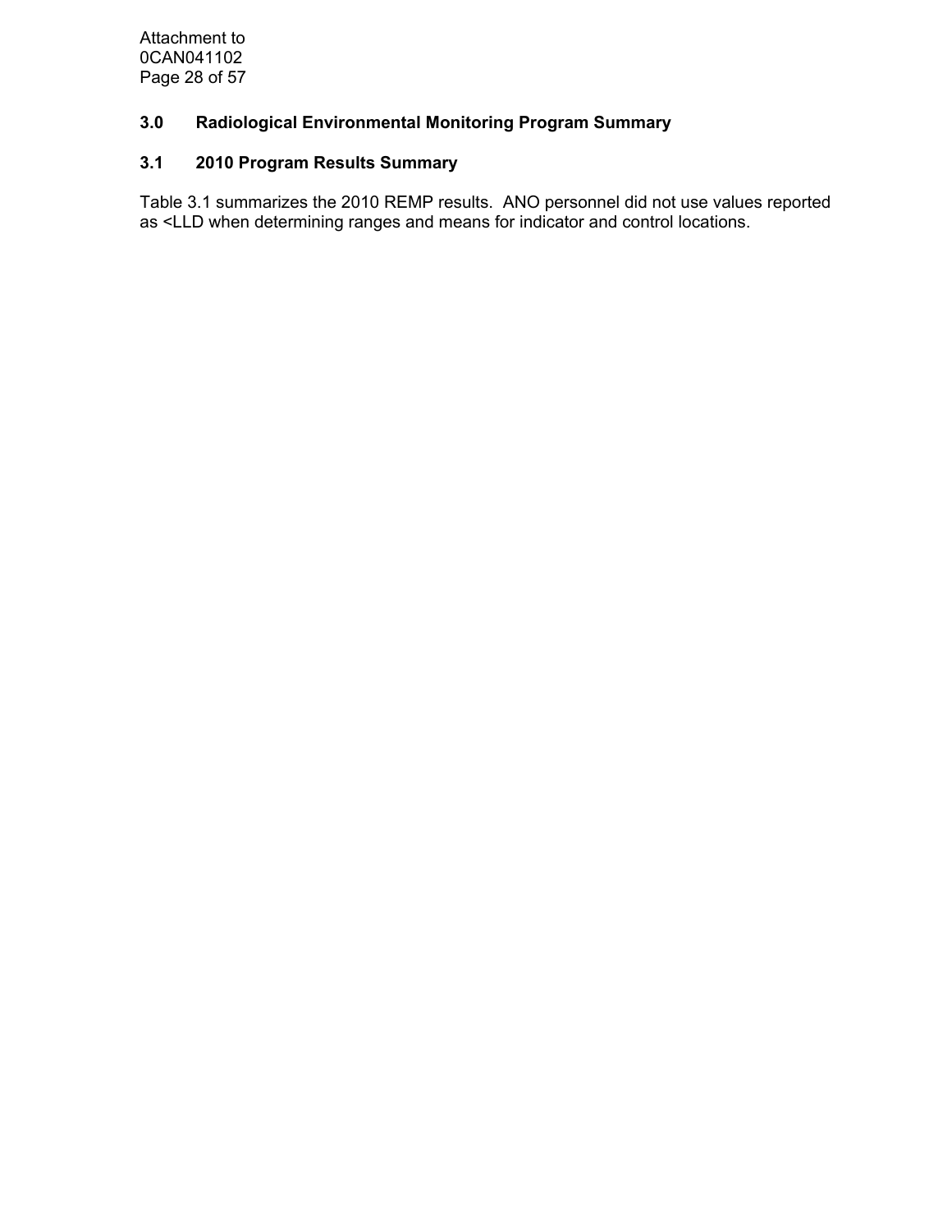## 3.0 Radiological Environmental Monitoring Program Summary

### 3.1 2010 Program Results Summary

Table 3.1 summarizes the 2010 REMP results. ANO personnel did not use values reported as <LLD when determining ranges and means for indicator and control locations.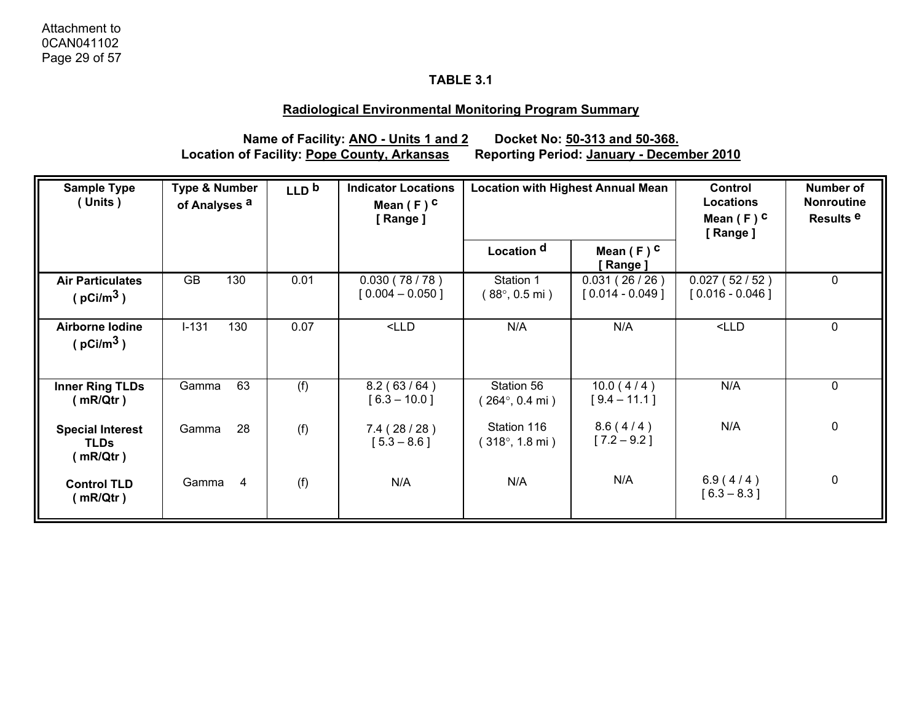**TABLE 3.1**

**Radiological Environmental Monitoring Program Summary**

**Name of Facility: ANO - Units 1 and 2 Docket No: 50-313 and 50-368.**
**Location of Facility: Pope County, Arkansas Reporting Period: January - December 2010**

| Sample Type ( Units ) | Type & Number of Analyses [a] | LLD [b] | Indicator Locations Mean ( F ) [c] [ Range ] | Location with Highest Annual Mean | | Control Locations Mean ( F ) [c] [ Range ] | Number of Nonroutine Results [e] |
|---|---|---|---|---|---|---|---|
| | | | | Location [d] | Mean ( F ) [c] [ Range ] | | |
| **Air Particulates ( pCi/m$^3$ )** | GB 130 | 0.01 | 0.030 ( 78 / 78 ) [ 0.004 – 0.050 ] | Station 1 ( 88°, 0.5 mi ) | 0.031 ( 26 / 26 ) [ 0.014 - 0.049 ] | 0.027 ( 52 / 52 ) [ 0.016 - 0.046 ] | 0 |
| **Airborne Iodine ( pCi/m$^3$ )** | I-131 130 | 0.07 | <LLD | N/A | N/A | <LLD | 0 |
| **Inner Ring TLDs ( mR/Qtr )** | Gamma 63 | (f) | 8.2 ( 63 / 64 ) [ 6.3 – 10.0 ] | Station 56 ( 264°, 0.4 mi ) | 10.0 ( 4 / 4 ) [ 9.4 – 11.1 ] | N/A | 0 |
| **Special Interest TLDs ( mR/Qtr )** | Gamma 28 | (f) | 7.4 ( 28 / 28 ) [ 5.3 – 8.6 ] | Station 116 ( 318°, 1.8 mi ) | 8.6 ( 4 / 4 ) [ 7.2 – 9.2 ] | N/A | 0 |
| **Control TLD ( mR/Qtr )** | Gamma 4 | (f) | N/A | N/A | N/A | 6.9 ( 4 / 4 ) [ 6.3 – 8.3 ] | 0 |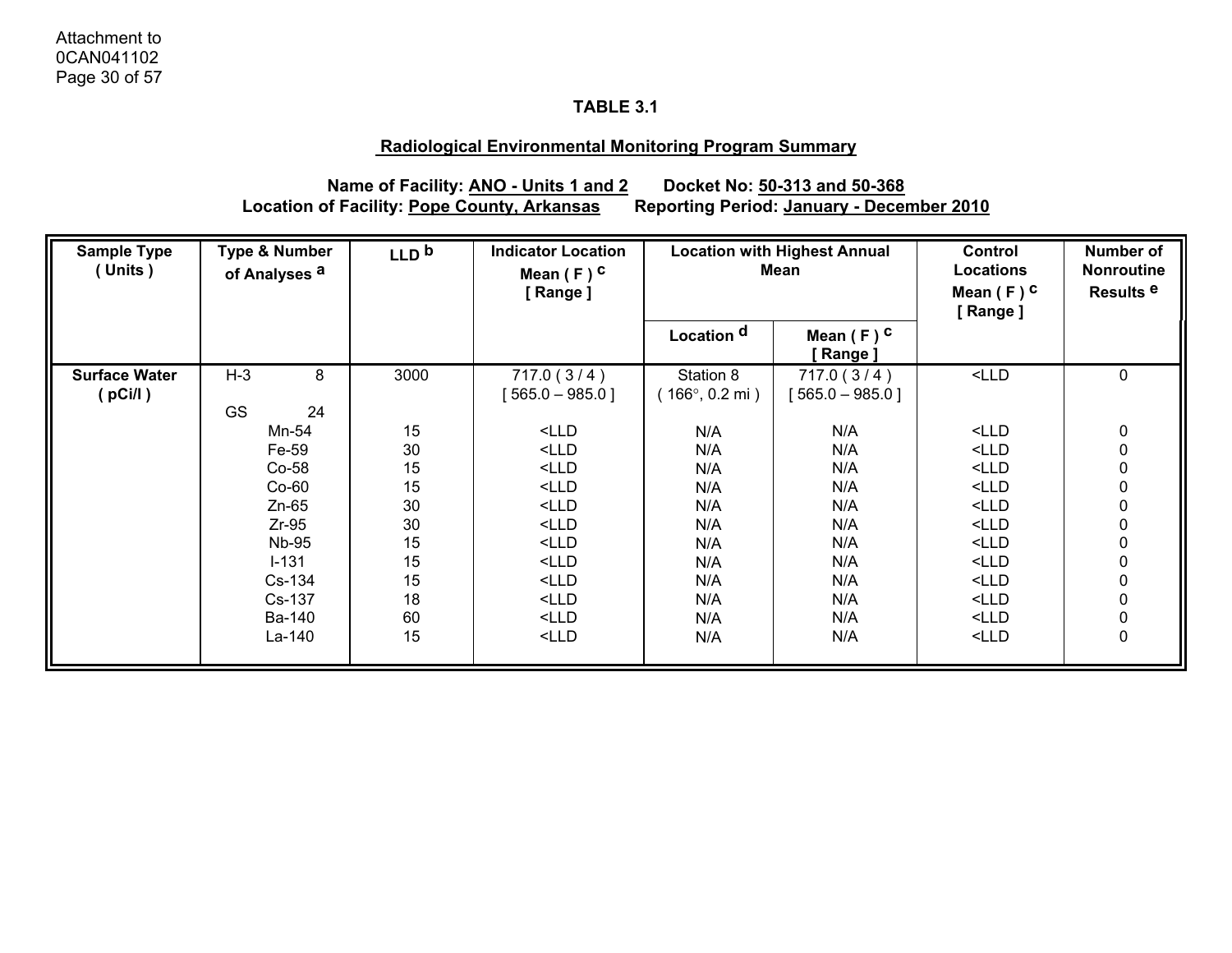Attachment to
0CAN041102

**TABLE 3.1**

**Radiological Environmental Monitoring Program Summary**

**Name of Facility: ANO - Units 1 and 2 Docket No: 50-313 and 50-368**
**Location of Facility: Pope County, Arkansas Reporting Period: January - December 2010**

| Sample Type ( Units ) | Type & Number of Analyses [a] | LLD [b] | Indicator Location Mean ( F ) [c] [ Range ] | Location with Highest Annual Mean | | Control Locations Mean ( F ) [c] [ Range ] | Number of Nonroutine Results [e] |
|---|---|---|---|---|---|---|---|
| | | | | Location [d] | Mean ( F ) [c] [ Range ] | | |
| **Surface Water ( pCi/l )** | H-3 8 | 3000 | 717.0 ( 3 / 4 ) [ 565.0 – 985.0 ] | Station 8 ( 166°, 0.2 mi ) | 717.0 ( 3 / 4 ) [ 565.0 – 985.0 ] | <LLD | 0 |
| | GS 24 | | | | | | |
| | Mn-54 | 15 | <LLD | N/A | N/A | <LLD | 0 |
| | Fe-59 | 30 | <LLD | N/A | N/A | <LLD | 0 |
| | Co-58 | 15 | <LLD | N/A | N/A | <LLD | 0 |
| | Co-60 | 15 | <LLD | N/A | N/A | <LLD | 0 |
| | Zn-65 | 30 | <LLD | N/A | N/A | <LLD | 0 |
| | Zr-95 | 30 | <LLD | N/A | N/A | <LLD | 0 |
| | Nb-95 | 15 | <LLD | N/A | N/A | <LLD | 0 |
| | I-131 | 15 | <LLD | N/A | N/A | <LLD | 0 |
| | Cs-134 | 15 | <LLD | N/A | N/A | <LLD | 0 |
| | Cs-137 | 18 | <LLD | N/A | N/A | <LLD | 0 |
| | Ba-140 | 60 | <LLD | N/A | N/A | <LLD | 0 |
| | La-140 | 15 | <LLD | N/A | N/A | <LLD | 0 |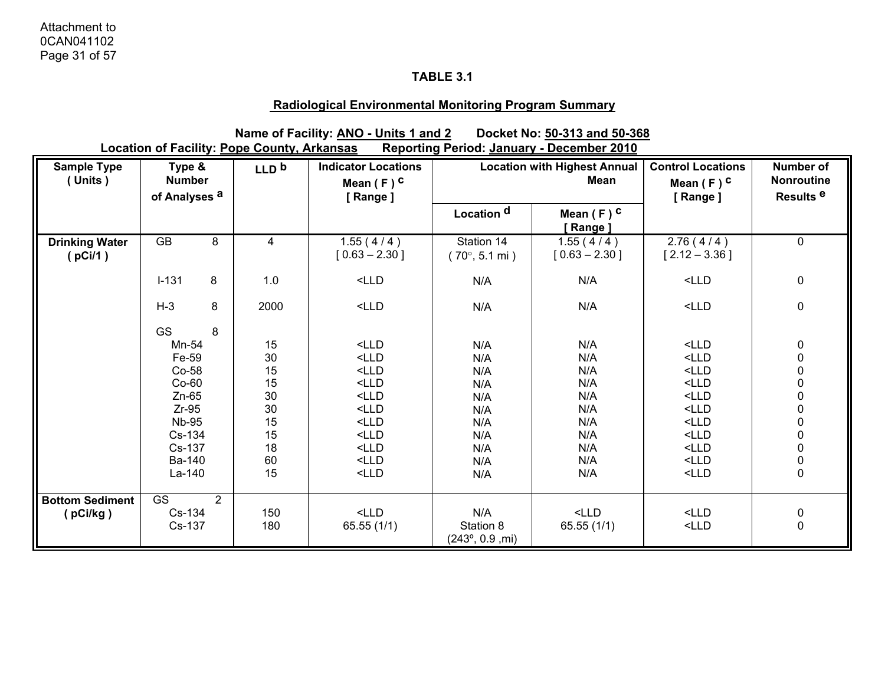Attachment to
0CAN041102

### TABLE 3.1

### Radiological Environmental Monitoring Program Summary

**Name of Facility: ANO - Units 1 and 2 Docket No: 50-313 and 50-368**
**Location of Facility: Pope County, Arkansas Reporting Period: January - December 2010**

| Sample Type ( Units ) | Type & Number of Analyses [a] | LLD [b] | Indicator Locations Mean ( F ) [c] [ Range ] | Location with Highest Annual Mean | | Control Locations Mean ( F ) [c] [ Range ] | Number of Nonroutine Results [e] |
|---|---|---|---|---|---|---|---|
| | | | | Location [d] | Mean ( F ) [c] [ Range ] | | |
| Drinking Water ( pCi/1 ) | GB 8 | 4 | 1.55 ( 4 / 4 ) [ 0.63 – 2.30 ] | Station 14 ( 70°, 5.1 mi ) | 1.55 ( 4 / 4 ) [ 0.63 – 2.30 ] | 2.76 ( 4 / 4 ) [ 2.12 – 3.36 ] | 0 |
| | I-131 8 | 1.0 | <LLD | N/A | N/A | <LLD | 0 |
| | H-3 8 | 2000 | <LLD | N/A | N/A | <LLD | 0 |
| | GS 8 | | | | | | |
| | Mn-54 | 15 | <LLD | N/A | N/A | <LLD | 0 |
| | Fe-59 | 30 | <LLD | N/A | N/A | <LLD | 0 |
| | Co-58 | 15 | <LLD | N/A | N/A | <LLD | 0 |
| | Co-60 | 15 | <LLD | N/A | N/A | <LLD | 0 |
| | Zn-65 | 30 | <LLD | N/A | N/A | <LLD | 0 |
| | Zr-95 | 30 | <LLD | N/A | N/A | <LLD | 0 |
| | Nb-95 | 15 | <LLD | N/A | N/A | <LLD | 0 |
| | Cs-134 | 15 | <LLD | N/A | N/A | <LLD | 0 |
| | Cs-137 | 18 | <LLD | N/A | N/A | <LLD | 0 |
| | Ba-140 | 60 | <LLD | N/A | N/A | <LLD | 0 |
| | La-140 | 15 | <LLD | N/A | N/A | <LLD | 0 |
| Bottom Sediment ( pCi/kg ) | GS 2 | | | | | | |
| | Cs-134 | 150 | <LLD | N/A | <LLD | <LLD | 0 |
| | Cs-137 | 180 | 65.55 (1/1) | Station 8 (243º, 0.9 ,mi) | 65.55 (1/1) | <LLD | 0 |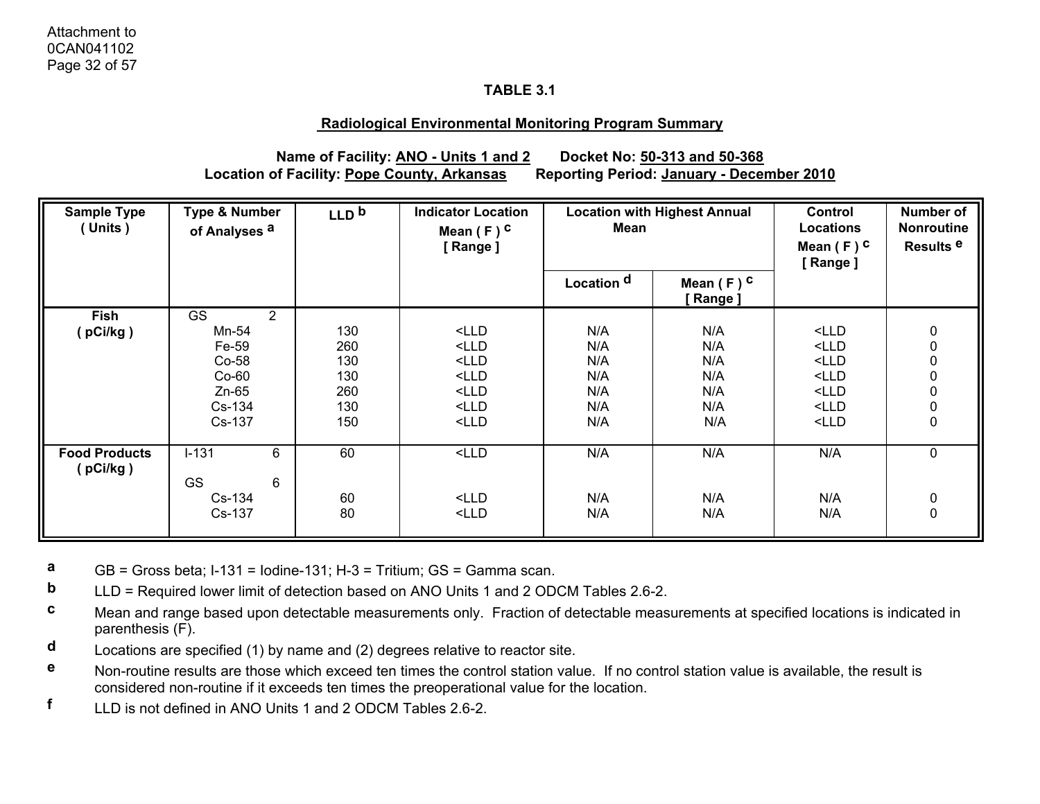Attachment to
0CAN041102

## TABLE 3.1

### Radiological Environmental Monitoring Program Summary

**Name of Facility: ANO - Units 1 and 2 Docket No: 50-313 and 50-368**
**Location of Facility: Pope County, Arkansas Reporting Period: January - December 2010**

| Sample Type ( Units ) | Type & Number of Analyses [a] | | LLD [b] | Indicator Location Mean ( F ) [c] [ Range ] | Location with Highest Annual Mean | | Control Locations Mean ( F ) [c] [ Range ] | Number of Nonroutine Results [e] |
|---|---|---|---|---|---|---|---|---|
| | | | | | Location [d] | Mean ( F ) [c] [ Range ] | | |
| Fish ( pCi/kg ) | GS | 2 | | | | | | |
| | Mn-54 | | 130 | <LLD | N/A | N/A | <LLD | 0 |
| | Fe-59 | | 260 | <LLD | N/A | N/A | <LLD | 0 |
| | Co-58 | | 130 | <LLD | N/A | N/A | <LLD | 0 |
| | Co-60 | | 130 | <LLD | N/A | N/A | <LLD | 0 |
| | Zn-65 | | 260 | <LLD | N/A | N/A | <LLD | 0 |
| | Cs-134 | | 130 | <LLD | N/A | N/A | <LLD | 0 |
| | Cs-137 | | 150 | <LLD | N/A | N/A | <LLD | 0 |
| Food Products ( pCi/kg ) | I-131 | 6 | 60 | <LLD | N/A | N/A | N/A | 0 |
| | GS | 6 | | | | | | |
| | Cs-134 | | 60 | <LLD | N/A | N/A | N/A | 0 |
| | Cs-137 | | 80 | <LLD | N/A | N/A | N/A | 0 |

**a** GB = Gross beta; I-131 = Iodine-131; H-3 = Tritium; GS = Gamma scan.

**b** LLD = Required lower limit of detection based on ANO Units 1 and 2 ODCM Tables 2.6-2.

**c** Mean and range based upon detectable measurements only. Fraction of detectable measurements at specified locations is indicated in parenthesis (F).

**d** Locations are specified (1) by name and (2) degrees relative to reactor site.

**e** Non-routine results are those which exceed ten times the control station value. If no control station value is available, the result is considered non-routine if it exceeds ten times the preoperational value for the location.

**f** LLD is not defined in ANO Units 1 and 2 ODCM Tables 2.6-2.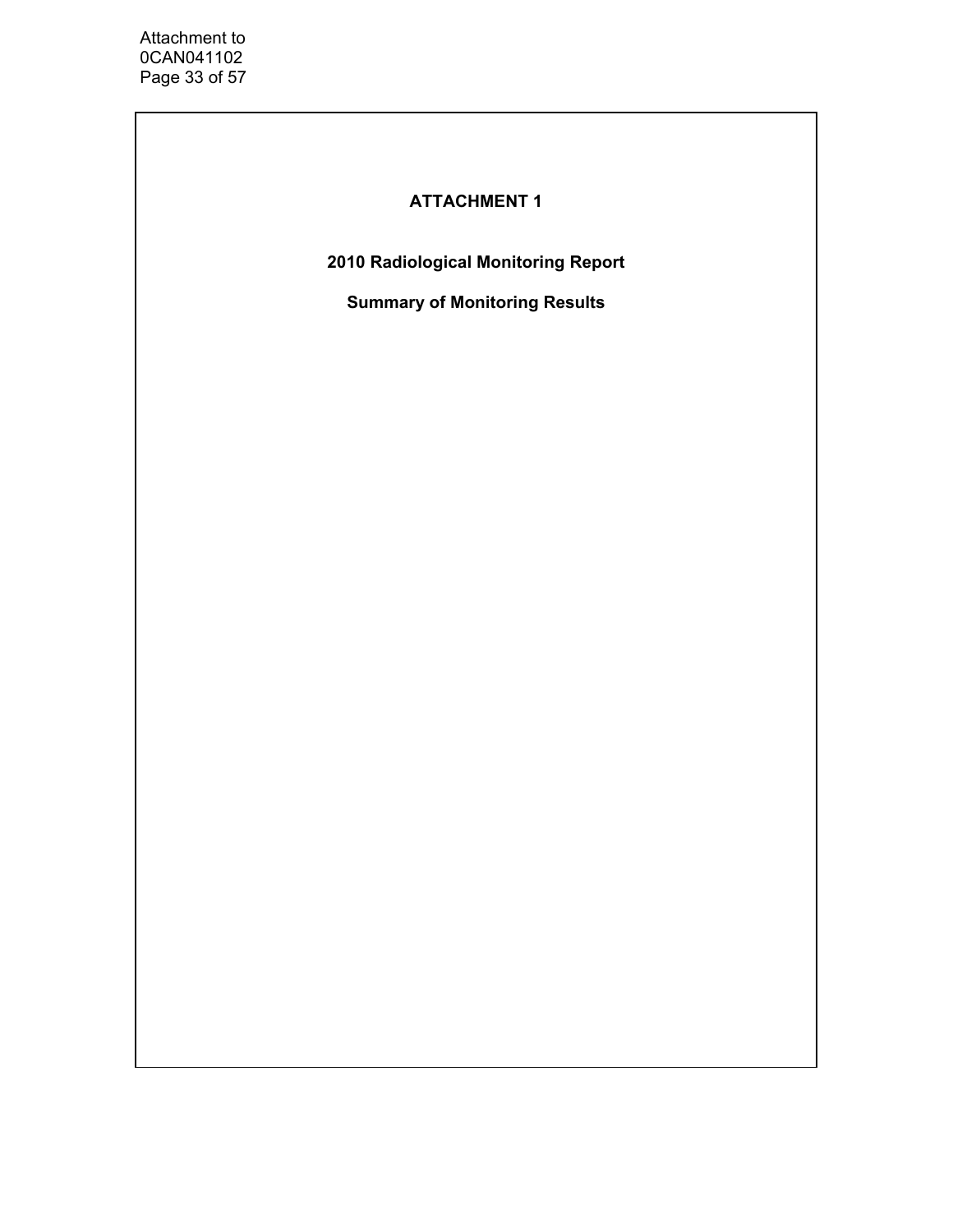# ATTACHMENT 1

## 2010 Radiological Monitoring Report

## Summary of Monitoring Results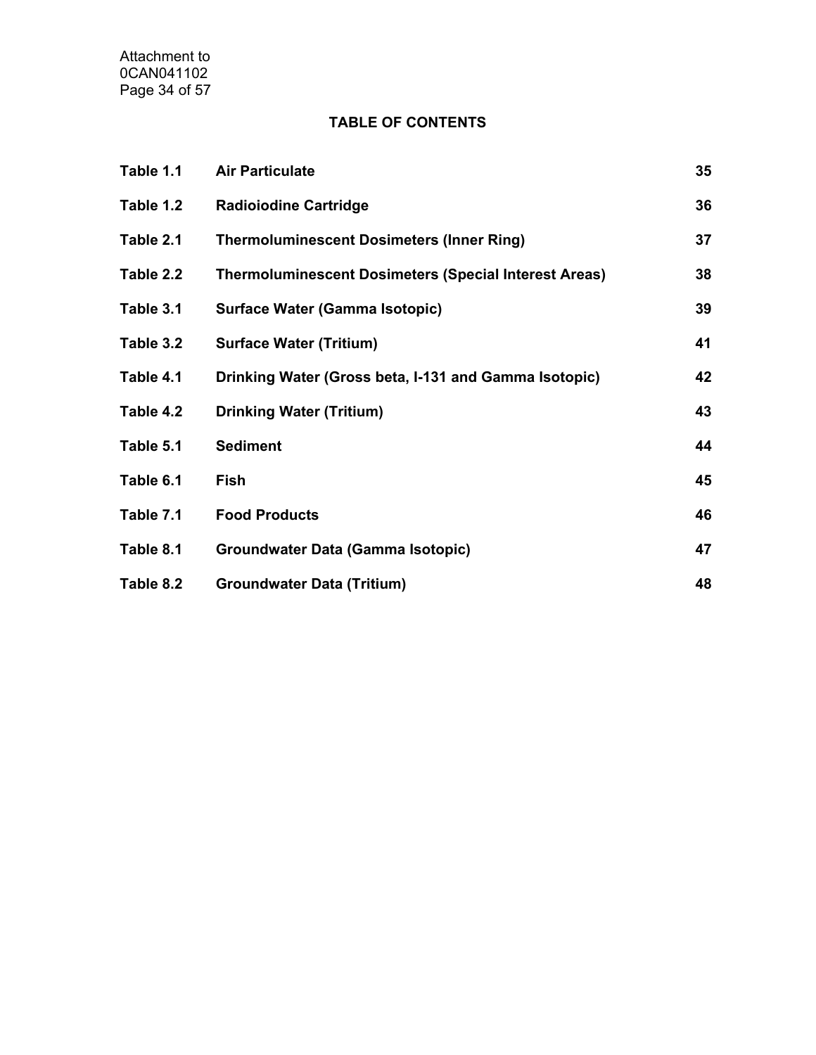## TABLE OF CONTENTS

| | | |
|---|---|---|
| Table 1.1 | Air Particulate | 35 |
| Table 1.2 | Radioiodine Cartridge | 36 |
| Table 2.1 | Thermoluminescent Dosimeters (Inner Ring) | 37 |
| Table 2.2 | Thermoluminescent Dosimeters (Special Interest Areas) | 38 |
| Table 3.1 | Surface Water (Gamma Isotopic) | 39 |
| Table 3.2 | Surface Water (Tritium) | 41 |
| Table 4.1 | Drinking Water (Gross beta, I-131 and Gamma Isotopic) | 42 |
| Table 4.2 | Drinking Water (Tritium) | 43 |
| Table 5.1 | Sediment | 44 |
| Table 6.1 | Fish | 45 |
| Table 7.1 | Food Products | 46 |
| Table 8.1 | Groundwater Data (Gamma Isotopic) | 47 |
| Table 8.2 | Groundwater Data (Tritium) | 48 |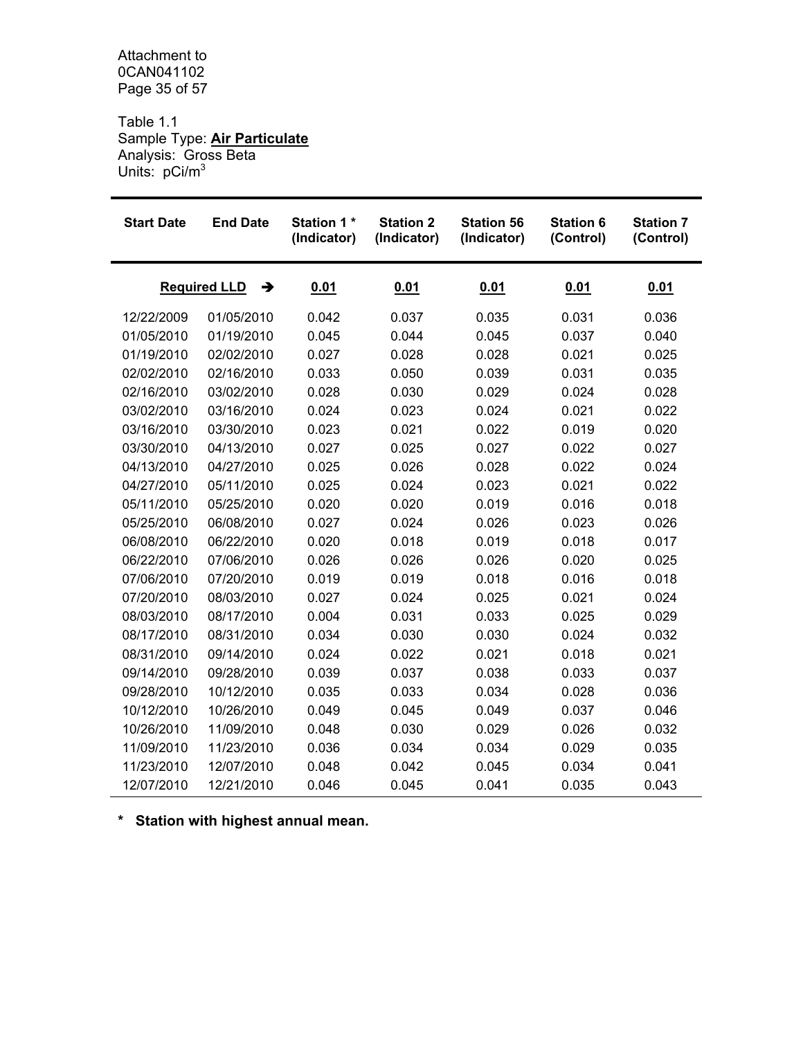Attachment to
0CAN041102

Table 1.1
Sample Type: **Air Particulate**
Analysis: Gross Beta
Units: $pCi/m^3$

| Start Date | End Date | Station 1 * (Indicator) | Station 2 (Indicator) | Station 56 (Indicator) | Station 6 (Control) | Station 7 (Control) |
|---|---|---|---|---|---|---|
| **Required LLD** ➔ | | **0.01** | **0.01** | **0.01** | **0.01** | **0.01** |
| 12/22/2009 | 01/05/2010 | 0.042 | 0.037 | 0.035 | 0.031 | 0.036 |
| 01/05/2010 | 01/19/2010 | 0.045 | 0.044 | 0.045 | 0.037 | 0.040 |
| 01/19/2010 | 02/02/2010 | 0.027 | 0.028 | 0.028 | 0.021 | 0.025 |
| 02/02/2010 | 02/16/2010 | 0.033 | 0.050 | 0.039 | 0.031 | 0.035 |
| 02/16/2010 | 03/02/2010 | 0.028 | 0.030 | 0.029 | 0.024 | 0.028 |
| 03/02/2010 | 03/16/2010 | 0.024 | 0.023 | 0.024 | 0.021 | 0.022 |
| 03/16/2010 | 03/30/2010 | 0.023 | 0.021 | 0.022 | 0.019 | 0.020 |
| 03/30/2010 | 04/13/2010 | 0.027 | 0.025 | 0.027 | 0.022 | 0.027 |
| 04/13/2010 | 04/27/2010 | 0.025 | 0.026 | 0.028 | 0.022 | 0.024 |
| 04/27/2010 | 05/11/2010 | 0.025 | 0.024 | 0.023 | 0.021 | 0.022 |
| 05/11/2010 | 05/25/2010 | 0.020 | 0.020 | 0.019 | 0.016 | 0.018 |
| 05/25/2010 | 06/08/2010 | 0.027 | 0.024 | 0.026 | 0.023 | 0.026 |
| 06/08/2010 | 06/22/2010 | 0.020 | 0.018 | 0.019 | 0.018 | 0.017 |
| 06/22/2010 | 07/06/2010 | 0.026 | 0.026 | 0.026 | 0.020 | 0.025 |
| 07/06/2010 | 07/20/2010 | 0.019 | 0.019 | 0.018 | 0.016 | 0.018 |
| 07/20/2010 | 08/03/2010 | 0.027 | 0.024 | 0.025 | 0.021 | 0.024 |
| 08/03/2010 | 08/17/2010 | 0.004 | 0.031 | 0.033 | 0.025 | 0.029 |
| 08/17/2010 | 08/31/2010 | 0.034 | 0.030 | 0.030 | 0.024 | 0.032 |
| 08/31/2010 | 09/14/2010 | 0.024 | 0.022 | 0.021 | 0.018 | 0.021 |
| 09/14/2010 | 09/28/2010 | 0.039 | 0.037 | 0.038 | 0.033 | 0.037 |
| 09/28/2010 | 10/12/2010 | 0.035 | 0.033 | 0.034 | 0.028 | 0.036 |
| 10/12/2010 | 10/26/2010 | 0.049 | 0.045 | 0.049 | 0.037 | 0.046 |
| 10/26/2010 | 11/09/2010 | 0.048 | 0.030 | 0.029 | 0.026 | 0.032 |
| 11/09/2010 | 11/23/2010 | 0.036 | 0.034 | 0.034 | 0.029 | 0.035 |
| 11/23/2010 | 12/07/2010 | 0.048 | 0.042 | 0.045 | 0.034 | 0.041 |
| 12/07/2010 | 12/21/2010 | 0.046 | 0.045 | 0.041 | 0.035 | 0.043 |

**\* Station with highest annual mean.**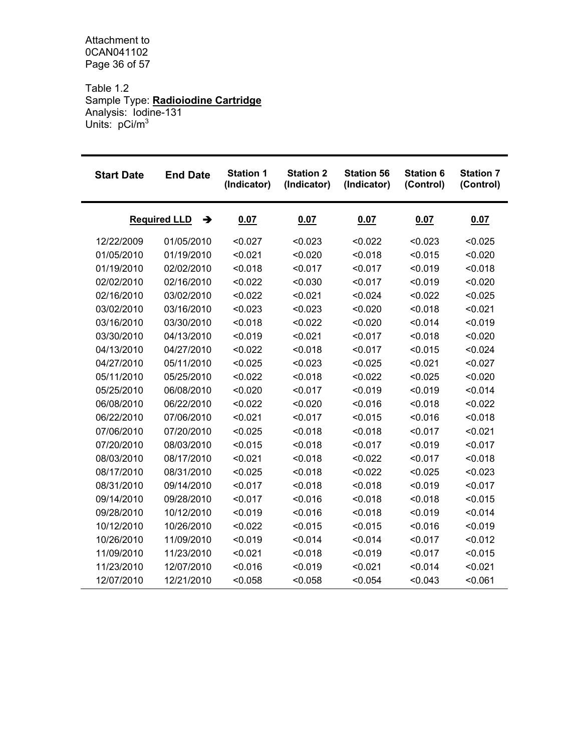Attachment to
0CAN041102

Table 1.2
Sample Type: **Radioiodine Cartridge**
Analysis: Iodine-131
Units: pCi/m$^3$

| Start Date | End Date | Station 1 (Indicator) | Station 2 (Indicator) | Station 56 (Indicator) | Station 6 (Control) | Station 7 (Control) |
|---|---|---|---|---|---|---|
| | **Required LLD** ➔ | **0.07** | **0.07** | **0.07** | **0.07** | **0.07** |
| 12/22/2009 | 01/05/2010 | <0.027 | <0.023 | <0.022 | <0.023 | <0.025 |
| 01/05/2010 | 01/19/2010 | <0.021 | <0.020 | <0.018 | <0.015 | <0.020 |
| 01/19/2010 | 02/02/2010 | <0.018 | <0.017 | <0.017 | <0.019 | <0.018 |
| 02/02/2010 | 02/16/2010 | <0.022 | <0.030 | <0.017 | <0.019 | <0.020 |
| 02/16/2010 | 03/02/2010 | <0.022 | <0.021 | <0.024 | <0.022 | <0.025 |
| 03/02/2010 | 03/16/2010 | <0.023 | <0.023 | <0.020 | <0.018 | <0.021 |
| 03/16/2010 | 03/30/2010 | <0.018 | <0.022 | <0.020 | <0.014 | <0.019 |
| 03/30/2010 | 04/13/2010 | <0.019 | <0.021 | <0.017 | <0.018 | <0.020 |
| 04/13/2010 | 04/27/2010 | <0.022 | <0.018 | <0.017 | <0.015 | <0.024 |
| 04/27/2010 | 05/11/2010 | <0.025 | <0.023 | <0.025 | <0.021 | <0.027 |
| 05/11/2010 | 05/25/2010 | <0.022 | <0.018 | <0.022 | <0.025 | <0.020 |
| 05/25/2010 | 06/08/2010 | <0.020 | <0.017 | <0.019 | <0.019 | <0.014 |
| 06/08/2010 | 06/22/2010 | <0.022 | <0.020 | <0.016 | <0.018 | <0.022 |
| 06/22/2010 | 07/06/2010 | <0.021 | <0.017 | <0.015 | <0.016 | <0.018 |
| 07/06/2010 | 07/20/2010 | <0.025 | <0.018 | <0.018 | <0.017 | <0.021 |
| 07/20/2010 | 08/03/2010 | <0.015 | <0.018 | <0.017 | <0.019 | <0.017 |
| 08/03/2010 | 08/17/2010 | <0.021 | <0.018 | <0.022 | <0.017 | <0.018 |
| 08/17/2010 | 08/31/2010 | <0.025 | <0.018 | <0.022 | <0.025 | <0.023 |
| 08/31/2010 | 09/14/2010 | <0.017 | <0.018 | <0.018 | <0.019 | <0.017 |
| 09/14/2010 | 09/28/2010 | <0.017 | <0.016 | <0.018 | <0.018 | <0.015 |
| 09/28/2010 | 10/12/2010 | <0.019 | <0.016 | <0.018 | <0.019 | <0.014 |
| 10/12/2010 | 10/26/2010 | <0.022 | <0.015 | <0.015 | <0.016 | <0.019 |
| 10/26/2010 | 11/09/2010 | <0.019 | <0.014 | <0.014 | <0.017 | <0.012 |
| 11/09/2010 | 11/23/2010 | <0.021 | <0.018 | <0.019 | <0.017 | <0.015 |
| 11/23/2010 | 12/07/2010 | <0.016 | <0.019 | <0.021 | <0.014 | <0.021 |
| 12/07/2010 | 12/21/2010 | <0.058 | <0.058 | <0.054 | <0.043 | <0.061 |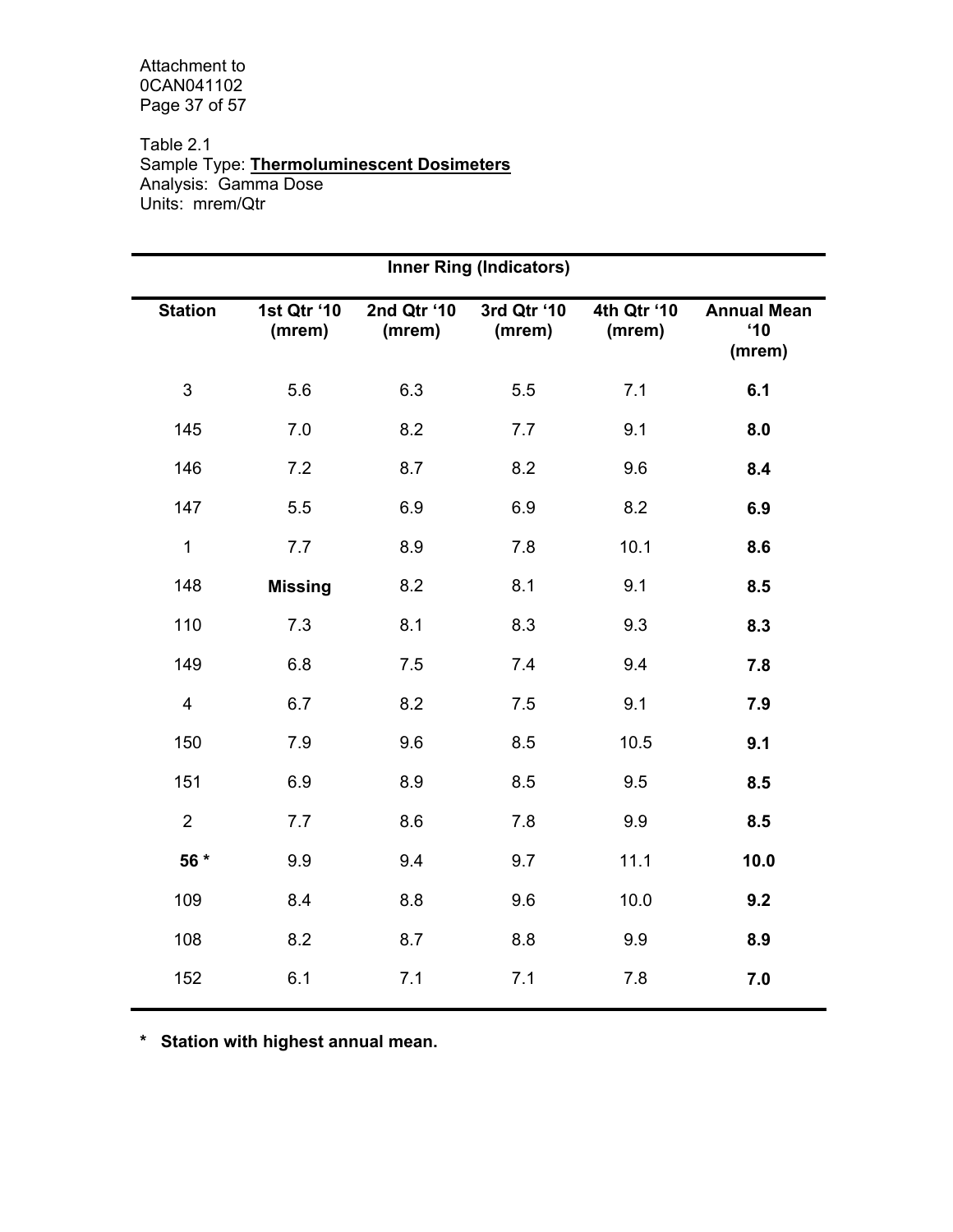Table 2.1
Sample Type: **Thermoluminescent Dosimeters**
Analysis: Gamma Dose
Units: mrem/Qtr

| Inner Ring (Indicators) | | | | | |
|---|---|---|---|---|---|
| **Station** | **1st Qtr '10 (mrem)** | **2nd Qtr '10 (mrem)** | **3rd Qtr '10 (mrem)** | **4th Qtr '10 (mrem)** | **Annual Mean '10 (mrem)** |
| 3 | 5.6 | 6.3 | 5.5 | 7.1 | **6.1** |
| 145 | 7.0 | 8.2 | 7.7 | 9.1 | **8.0** |
| 146 | 7.2 | 8.7 | 8.2 | 9.6 | **8.4** |
| 147 | 5.5 | 6.9 | 6.9 | 8.2 | **6.9** |
| 1 | 7.7 | 8.9 | 7.8 | 10.1 | **8.6** |
| 148 | **Missing** | 8.2 | 8.1 | 9.1 | **8.5** |
| 110 | 7.3 | 8.1 | 8.3 | 9.3 | **8.3** |
| 149 | 6.8 | 7.5 | 7.4 | 9.4 | **7.8** |
| 4 | 6.7 | 8.2 | 7.5 | 9.1 | **7.9** |
| 150 | 7.9 | 9.6 | 8.5 | 10.5 | **9.1** |
| 151 | 6.9 | 8.9 | 8.5 | 9.5 | **8.5** |
| 2 | 7.7 | 8.6 | 7.8 | 9.9 | **8.5** |
| **56 *** | 9.9 | 9.4 | 9.7 | 11.1 | **10.0** |
| 109 | 8.4 | 8.8 | 9.6 | 10.0 | **9.2** |
| 108 | 8.2 | 8.7 | 8.8 | 9.9 | **8.9** |
| 152 | 6.1 | 7.1 | 7.1 | 7.8 | **7.0** |

**\* Station with highest annual mean.**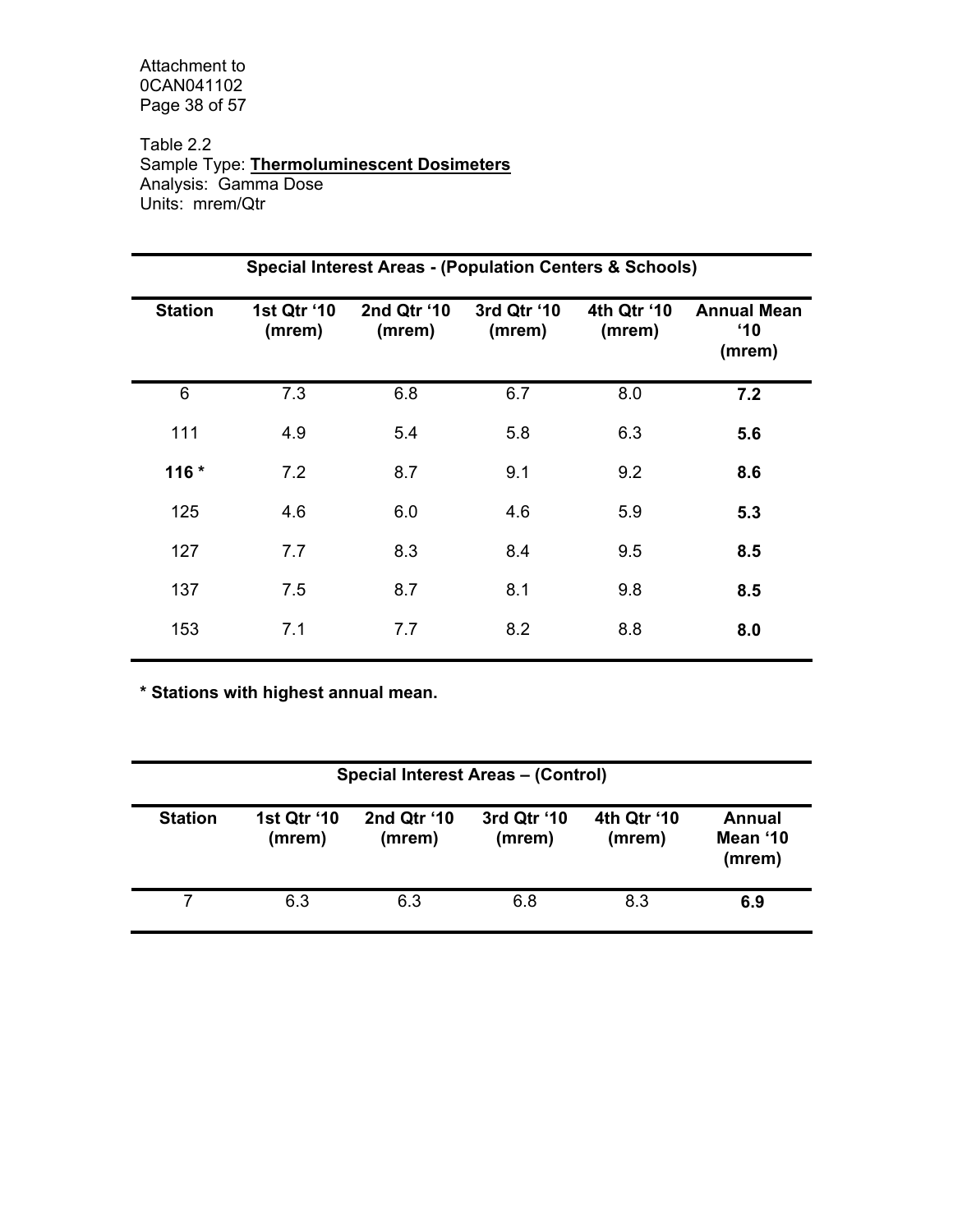Table 2.2
Sample Type: **Thermoluminescent Dosimeters**
Analysis: Gamma Dose
Units: mrem/Qtr

| Special Interest Areas - (Population Centers & Schools) | | | | | |
|---|---|---|---|---|---|
| **Station** | **1st Qtr '10 (mrem)** | **2nd Qtr '10 (mrem)** | **3rd Qtr '10 (mrem)** | **4th Qtr '10 (mrem)** | **Annual Mean '10 (mrem)** |
| 6 | 7.3 | 6.8 | 6.7 | 8.0 | **7.2** |
| 111 | 4.9 | 5.4 | 5.8 | 6.3 | **5.6** |
| **116 *** | 7.2 | 8.7 | 9.1 | 9.2 | **8.6** |
| 125 | 4.6 | 6.0 | 4.6 | 5.9 | **5.3** |
| 127 | 7.7 | 8.3 | 8.4 | 9.5 | **8.5** |
| 137 | 7.5 | 8.7 | 8.1 | 9.8 | **8.5** |
| 153 | 7.1 | 7.7 | 8.2 | 8.8 | **8.0** |

**\* Stations with highest annual mean.**

| Special Interest Areas – (Control) | | | | | |
|---|---|---|---|---|---|
| **Station** | **1st Qtr '10 (mrem)** | **2nd Qtr '10 (mrem)** | **3rd Qtr '10 (mrem)** | **4th Qtr '10 (mrem)** | **Annual Mean '10 (mrem)** |
| 7 | 6.3 | 6.3 | 6.8 | 8.3 | **6.9** |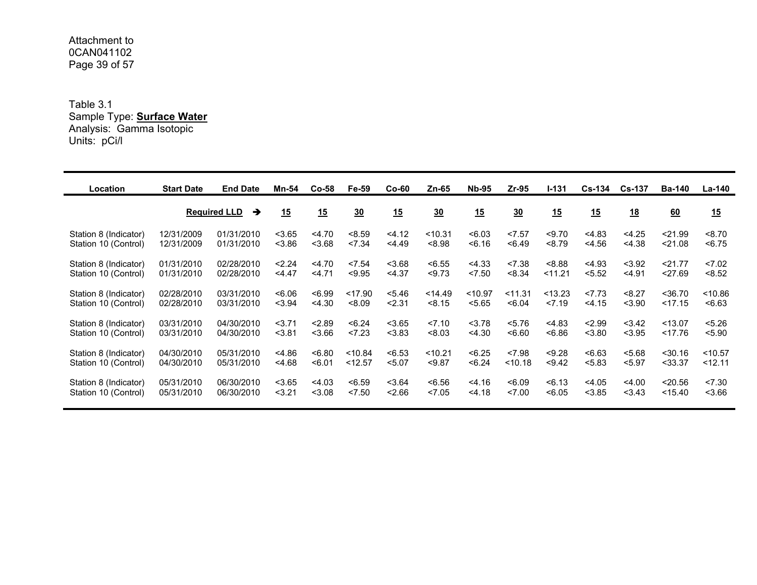Attachment to
0CAN041102

Table 3.1
Sample Type: **Surface Water**
Analysis: Gamma Isotopic
Units: pCi/l

| Location | Start Date | End Date | Mn-54 | Co-58 | Fe-59 | Co-60 | Zn-65 | Nb-95 | Zr-95 | I-131 | Cs-134 | Cs-137 | Ba-140 | La-140 |
|---|---|---|---|---|---|---|---|---|---|---|---|---|---|---|
| | **Required LLD** ➔ | | **15** | **15** | **30** | **15** | **30** | **15** | **30** | **15** | **15** | **18** | **60** | **15** |
| Station 8 (Indicator) | 12/31/2009 | 01/31/2010 | <3.65 | <4.70 | <8.59 | <4.12 | <10.31 | <6.03 | <7.57 | <9.70 | <4.83 | <4.25 | <21.99 | <8.70 |
| Station 10 (Control) | 12/31/2009 | 01/31/2010 | <3.86 | <3.68 | <7.34 | <4.49 | <8.98 | <6.16 | <6.49 | <8.79 | <4.56 | <4.38 | <21.08 | <6.75 |
| Station 8 (Indicator) | 01/31/2010 | 02/28/2010 | <2.24 | <4.70 | <7.54 | <3.68 | <6.55 | <4.33 | <7.38 | <8.88 | <4.93 | <3.92 | <21.77 | <7.02 |
| Station 10 (Control) | 01/31/2010 | 02/28/2010 | <4.47 | <4.71 | <9.95 | <4.37 | <9.73 | <7.50 | <8.34 | <11.21 | <5.52 | <4.91 | <27.69 | <8.52 |
| Station 8 (Indicator) | 02/28/2010 | 03/31/2010 | <6.06 | <6.99 | <17.90 | <5.46 | <14.49 | <10.97 | <11.31 | <13.23 | <7.73 | <8.27 | <36.70 | <10.86 |
| Station 10 (Control) | 02/28/2010 | 03/31/2010 | <3.94 | <4.30 | <8.09 | <2.31 | <8.15 | <5.65 | <6.04 | <7.19 | <4.15 | <3.90 | <17.15 | <6.63 |
| Station 8 (Indicator) | 03/31/2010 | 04/30/2010 | <3.71 | <2.89 | <6.24 | <3.65 | <7.10 | <3.78 | <5.76 | <4.83 | <2.99 | <3.42 | <13.07 | <5.26 |
| Station 10 (Control) | 03/31/2010 | 04/30/2010 | <3.81 | <3.66 | <7.23 | <3.83 | <8.03 | <4.30 | <6.60 | <6.86 | <3.80 | <3.95 | <17.76 | <5.90 |
| Station 8 (Indicator) | 04/30/2010 | 05/31/2010 | <4.86 | <6.80 | <10.84 | <6.53 | <10.21 | <6.25 | <7.98 | <9.28 | <6.63 | <5.68 | <30.16 | <10.57 |
| Station 10 (Control) | 04/30/2010 | 05/31/2010 | <4.68 | <6.01 | <12.57 | <5.07 | <9.87 | <6.24 | <10.18 | <9.42 | <5.83 | <5.97 | <33.37 | <12.11 |
| Station 8 (Indicator) | 05/31/2010 | 06/30/2010 | <3.65 | <4.03 | <6.59 | <3.64 | <6.56 | <4.16 | <6.09 | <6.13 | <4.05 | <4.00 | <20.56 | <7.30 |
| Station 10 (Control) | 05/31/2010 | 06/30/2010 | <3.21 | <3.08 | <7.50 | <2.66 | <7.05 | <4.18 | <7.00 | <6.05 | <3.85 | <3.43 | <15.40 | <3.66 |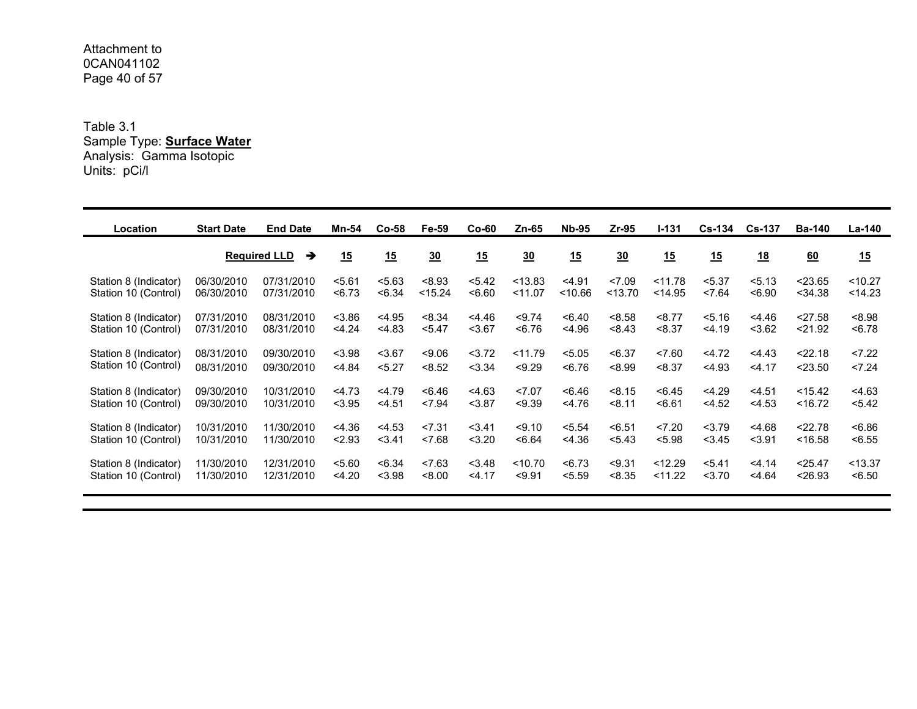Table 3.1
Sample Type: **Surface Water**
Analysis: Gamma Isotopic
Units: pCi/l

| Location | Start Date | End Date | Mn-54 | Co-58 | Fe-59 | Co-60 | Zn-65 | Nb-95 | Zr-95 | I-131 | Cs-134 | Cs-137 | Ba-140 | La-140 |
|---|---|---|---|---|---|---|---|---|---|---|---|---|---|---|
| | | **Required LLD** ➔ | **15** | **15** | **30** | **15** | **30** | **15** | **30** | **15** | **15** | **18** | **60** | **15** |
| Station 8 (Indicator) | 06/30/2010 | 07/31/2010 | <5.61 | <5.63 | <8.93 | <5.42 | <13.83 | <4.91 | <7.09 | <11.78 | <5.37 | <5.13 | <23.65 | <10.27 |
| Station 10 (Control) | 06/30/2010 | 07/31/2010 | <6.73 | <6.34 | <15.24 | <6.60 | <11.07 | <10.66 | <13.70 | <14.95 | <7.64 | <6.90 | <34.38 | <14.23 |
| Station 8 (Indicator) | 07/31/2010 | 08/31/2010 | <3.86 | <4.95 | <8.34 | <4.46 | <9.74 | <6.40 | <8.58 | <8.77 | <5.16 | <4.46 | <27.58 | <8.98 |
| Station 10 (Control) | 07/31/2010 | 08/31/2010 | <4.24 | <4.83 | <5.47 | <3.67 | <6.76 | <4.96 | <8.43 | <8.37 | <4.19 | <3.62 | <21.92 | <6.78 |
| Station 8 (Indicator) | 08/31/2010 | 09/30/2010 | <3.98 | <3.67 | <9.06 | <3.72 | <11.79 | <5.05 | <6.37 | <7.60 | <4.72 | <4.43 | <22.18 | <7.22 |
| Station 10 (Control) | 08/31/2010 | 09/30/2010 | <4.84 | <5.27 | <8.52 | <3.34 | <9.29 | <6.76 | <8.99 | <8.37 | <4.93 | <4.17 | <23.50 | <7.24 |
| Station 8 (Indicator) | 09/30/2010 | 10/31/2010 | <4.73 | <4.79 | <6.46 | <4.63 | <7.07 | <6.46 | <8.15 | <6.45 | <4.29 | <4.51 | <15.42 | <4.63 |
| Station 10 (Control) | 09/30/2010 | 10/31/2010 | <3.95 | <4.51 | <7.94 | <3.87 | <9.39 | <4.76 | <8.11 | <6.61 | <4.52 | <4.53 | <16.72 | <5.42 |
| Station 8 (Indicator) | 10/31/2010 | 11/30/2010 | <4.36 | <4.53 | <7.31 | <3.41 | <9.10 | <5.54 | <6.51 | <7.20 | <3.79 | <4.68 | <22.78 | <6.86 |
| Station 10 (Control) | 10/31/2010 | 11/30/2010 | <2.93 | <3.41 | <7.68 | <3.20 | <6.64 | <4.36 | <5.43 | <5.98 | <3.45 | <3.91 | <16.58 | <6.55 |
| Station 8 (Indicator) | 11/30/2010 | 12/31/2010 | <5.60 | <6.34 | <7.63 | <3.48 | <10.70 | <6.73 | <9.31 | <12.29 | <5.41 | <4.14 | <25.47 | <13.37 |
| Station 10 (Control) | 11/30/2010 | 12/31/2010 | <4.20 | <3.98 | <8.00 | <4.17 | <9.91 | <5.59 | <8.35 | <11.22 | <3.70 | <4.64 | <26.93 | <6.50 |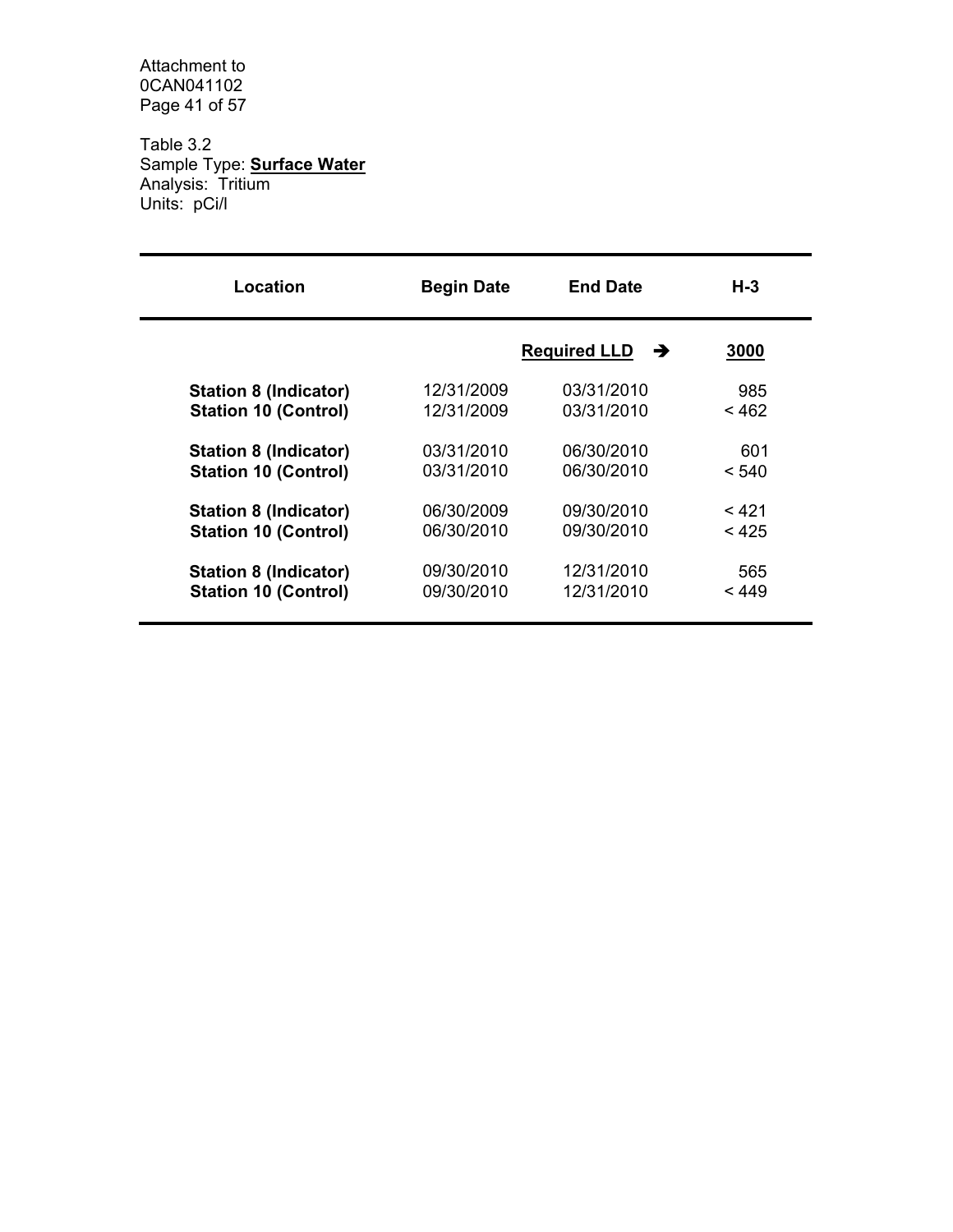Attachment to
0CAN041102
Page 41 of 57

Table 3.2
Sample Type: **Surface Water**
Analysis: Tritium
Units: pCi/l

| Location | Begin Date | End Date | H-3 |
|---|---|---|---|
| | | **Required LLD** ➔ | **3000** |
| **Station 8 (Indicator)** | 12/31/2009 | 03/31/2010 | 985 |
| **Station 10 (Control)** | 12/31/2009 | 03/31/2010 | < 462 |
| **Station 8 (Indicator)** | 03/31/2010 | 06/30/2010 | 601 |
| **Station 10 (Control)** | 03/31/2010 | 06/30/2010 | < 540 |
| **Station 8 (Indicator)** | 06/30/2009 | 09/30/2010 | < 421 |
| **Station 10 (Control)** | 06/30/2010 | 09/30/2010 | < 425 |
| **Station 8 (Indicator)** | 09/30/2010 | 12/31/2010 | 565 |
| **Station 10 (Control)** | 09/30/2010 | 12/31/2010 | < 449 |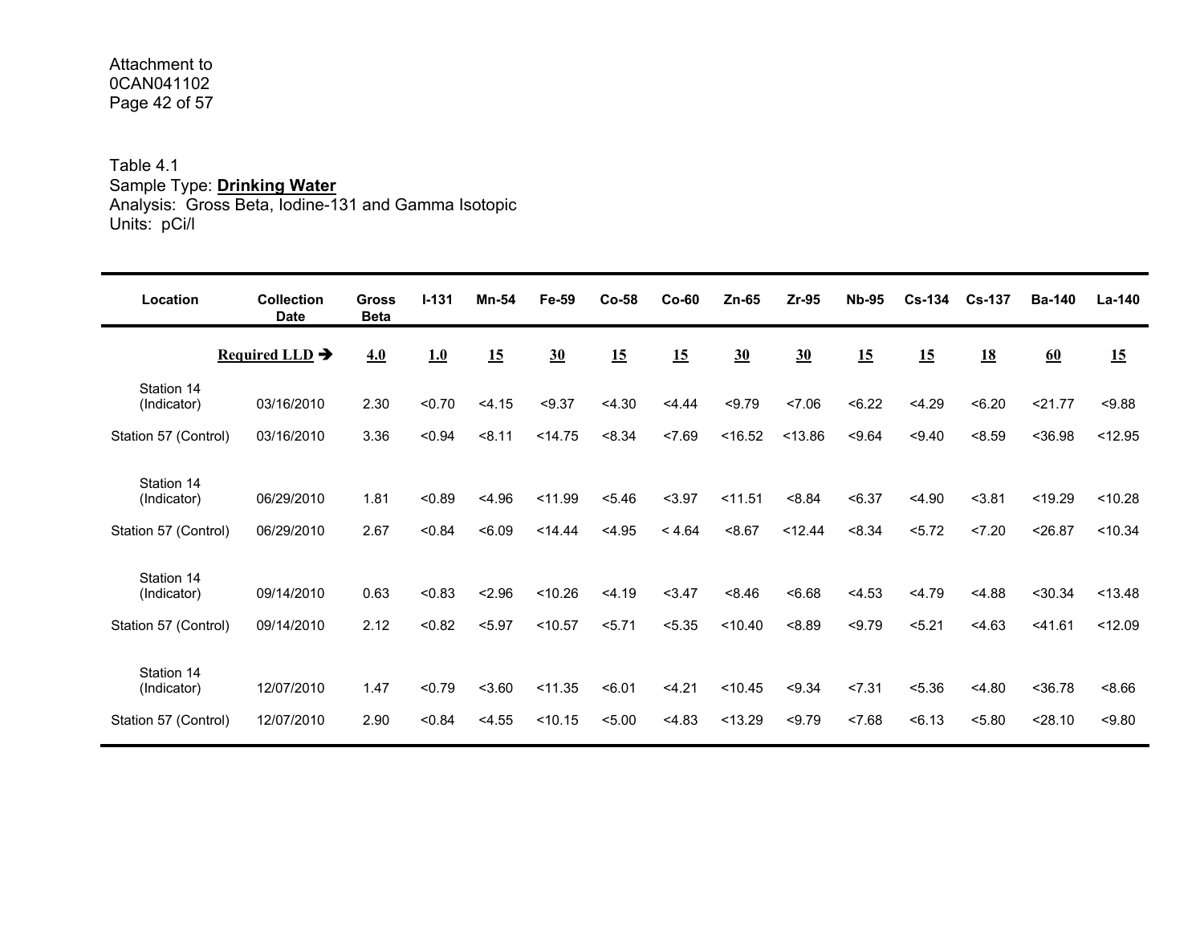Attachment to
0CAN041102

Table 4.1
Sample Type: **Drinking Water**
Analysis: Gross Beta, Iodine-131 and Gamma Isotopic
Units: pCi/l

| Location | Collection Date | Gross Beta | I-131 | Mn-54 | Fe-59 | Co-58 | Co-60 | Zn-65 | Zr-95 | Nb-95 | Cs-134 | Cs-137 | Ba-140 | La-140 |
|---|---|---|---|---|---|---|---|---|---|---|---|---|---|---|
| | **Required LLD →** | **4.0** | **1.0** | **15** | **30** | **15** | **15** | **30** | **30** | **15** | **15** | **18** | **60** | **15** |
| Station 14 (Indicator) | 03/16/2010 | 2.30 | <0.70 | <4.15 | <9.37 | <4.30 | <4.44 | <9.79 | <7.06 | <6.22 | <4.29 | <6.20 | <21.77 | <9.88 |
| Station 57 (Control) | 03/16/2010 | 3.36 | <0.94 | <8.11 | <14.75 | <8.34 | <7.69 | <16.52 | <13.86 | <9.64 | <9.40 | <8.59 | <36.98 | <12.95 |
| Station 14 (Indicator) | 06/29/2010 | 1.81 | <0.89 | <4.96 | <11.99 | <5.46 | <3.97 | <11.51 | <8.84 | <6.37 | <4.90 | <3.81 | <19.29 | <10.28 |
| Station 57 (Control) | 06/29/2010 | 2.67 | <0.84 | <6.09 | <14.44 | <4.95 | < 4.64 | <8.67 | <12.44 | <8.34 | <5.72 | <7.20 | <26.87 | <10.34 |
| Station 14 (Indicator) | 09/14/2010 | 0.63 | <0.83 | <2.96 | <10.26 | <4.19 | <3.47 | <8.46 | <6.68 | <4.53 | <4.79 | <4.88 | <30.34 | <13.48 |
| Station 57 (Control) | 09/14/2010 | 2.12 | <0.82 | <5.97 | <10.57 | <5.71 | <5.35 | <10.40 | <8.89 | <9.79 | <5.21 | <4.63 | <41.61 | <12.09 |
| Station 14 (Indicator) | 12/07/2010 | 1.47 | <0.79 | <3.60 | <11.35 | <6.01 | <4.21 | <10.45 | <9.34 | <7.31 | <5.36 | <4.80 | <36.78 | <8.66 |
| Station 57 (Control) | 12/07/2010 | 2.90 | <0.84 | <4.55 | <10.15 | <5.00 | <4.83 | <13.29 | <9.79 | <7.68 | <6.13 | <5.80 | <28.10 | <9.80 |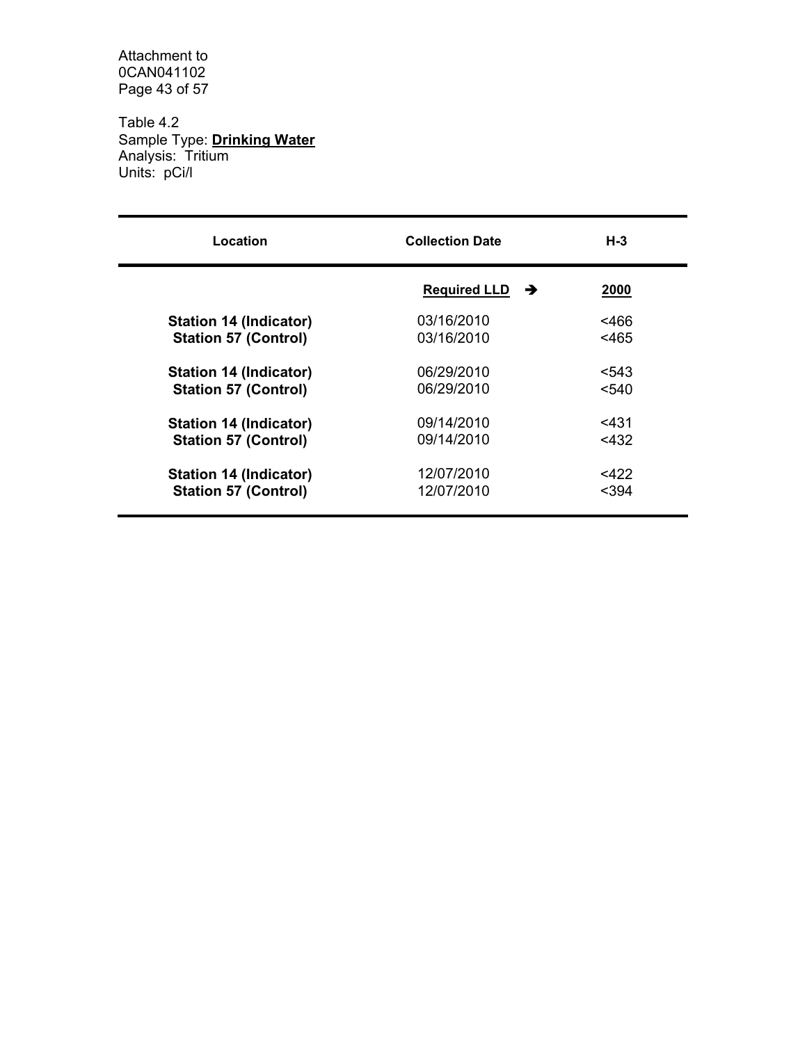Table 4.2
Sample Type: **Drinking Water**
Analysis: Tritium
Units: pCi/l

| Location | Collection Date | H-3 |
|---|---|---|
| | **Required LLD** ➔ | **2000** |
| **Station 14 (Indicator)** | 03/16/2010 | <466 |
| **Station 57 (Control)** | 03/16/2010 | <465 |
| **Station 14 (Indicator)** | 06/29/2010 | <543 |
| **Station 57 (Control)** | 06/29/2010 | <540 |
| **Station 14 (Indicator)** | 09/14/2010 | <431 |
| **Station 57 (Control)** | 09/14/2010 | <432 |
| **Station 14 (Indicator)** | 12/07/2010 | <422 |
| **Station 57 (Control)** | 12/07/2010 | <394 |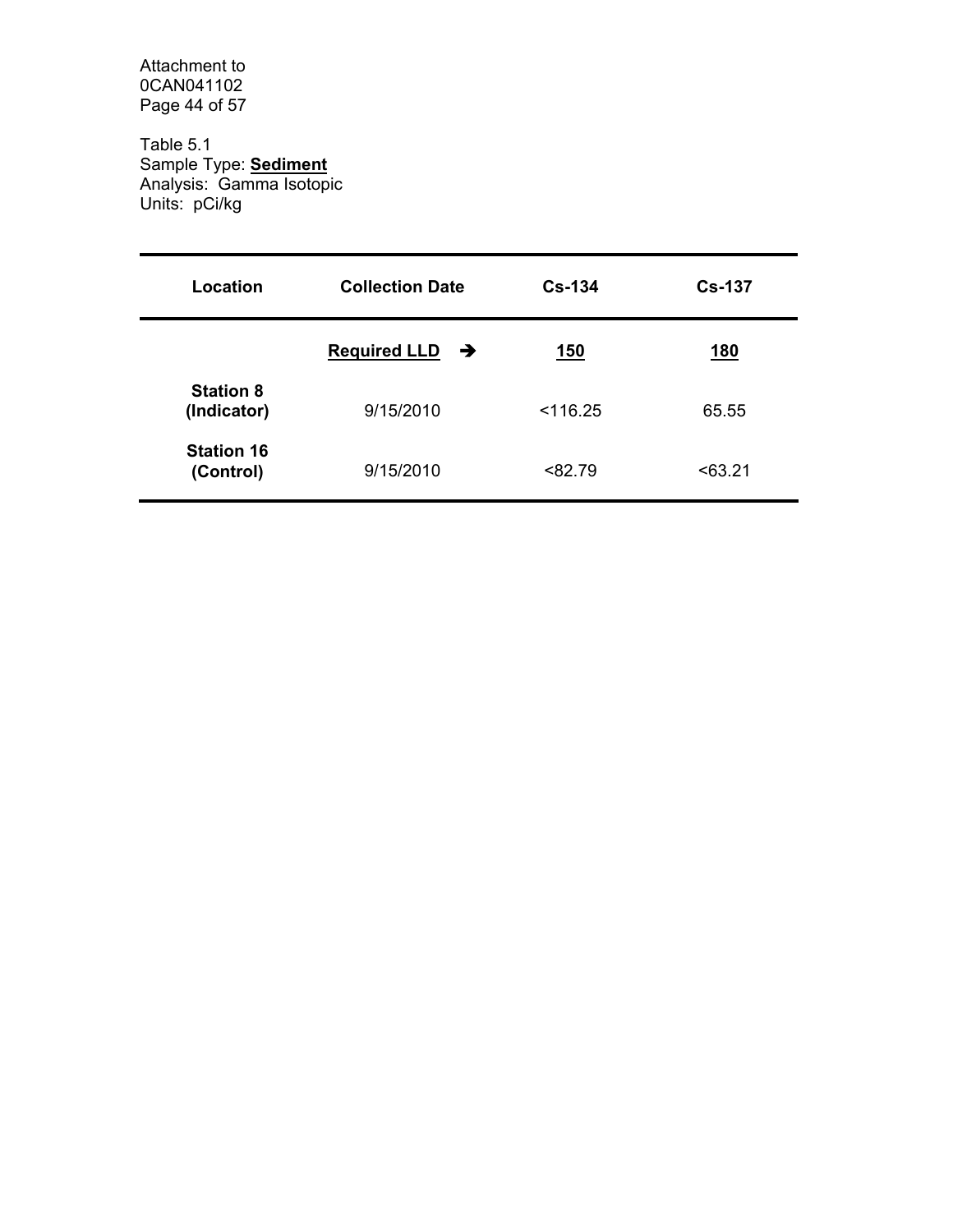Table 5.1
Sample Type: **Sediment**
Analysis: Gamma Isotopic
Units: pCi/kg

| Location | Collection Date | Cs-134 | Cs-137 |
|---|---|---|---|
| | **Required LLD** ➔ | **150** | **180** |
| **Station 8 (Indicator)** | 9/15/2010 | <116.25 | 65.55 |
| **Station 16 (Control)** | 9/15/2010 | <82.79 | <63.21 |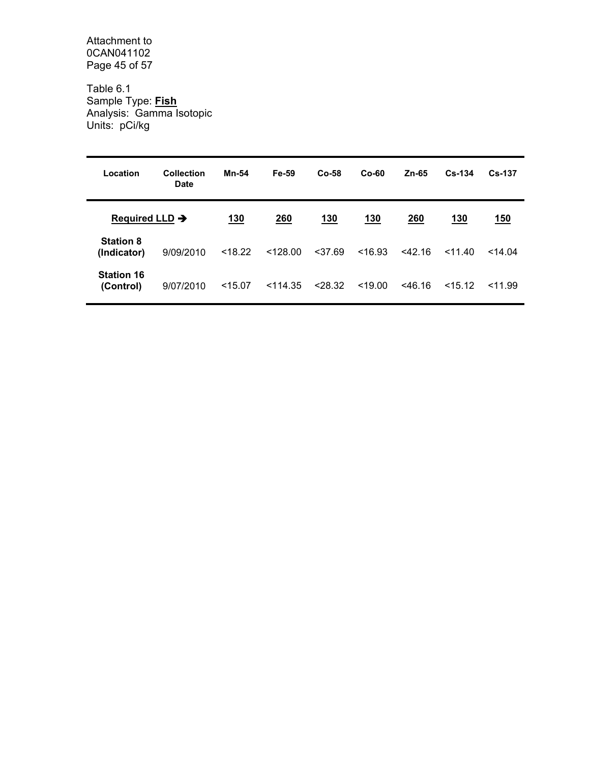Attachment to
0CAN041102

Table 6.1
Sample Type: **Fish**
Analysis: Gamma Isotopic
Units: pCi/kg

| Location | Collection Date | Mn-54 | Fe-59 | Co-58 | Co-60 | Zn-65 | Cs-134 | Cs-137 |
|---|---|---|---|---|---|---|---|---|
| **Required LLD →** | | **130** | **260** | **130** | **130** | **260** | **130** | **150** |
| **Station 8 (Indicator)** | 9/09/2010 | <18.22 | <128.00 | <37.69 | <16.93 | <42.16 | <11.40 | <14.04 |
| **Station 16 (Control)** | 9/07/2010 | <15.07 | <114.35 | <28.32 | <19.00 | <46.16 | <15.12 | <11.99 |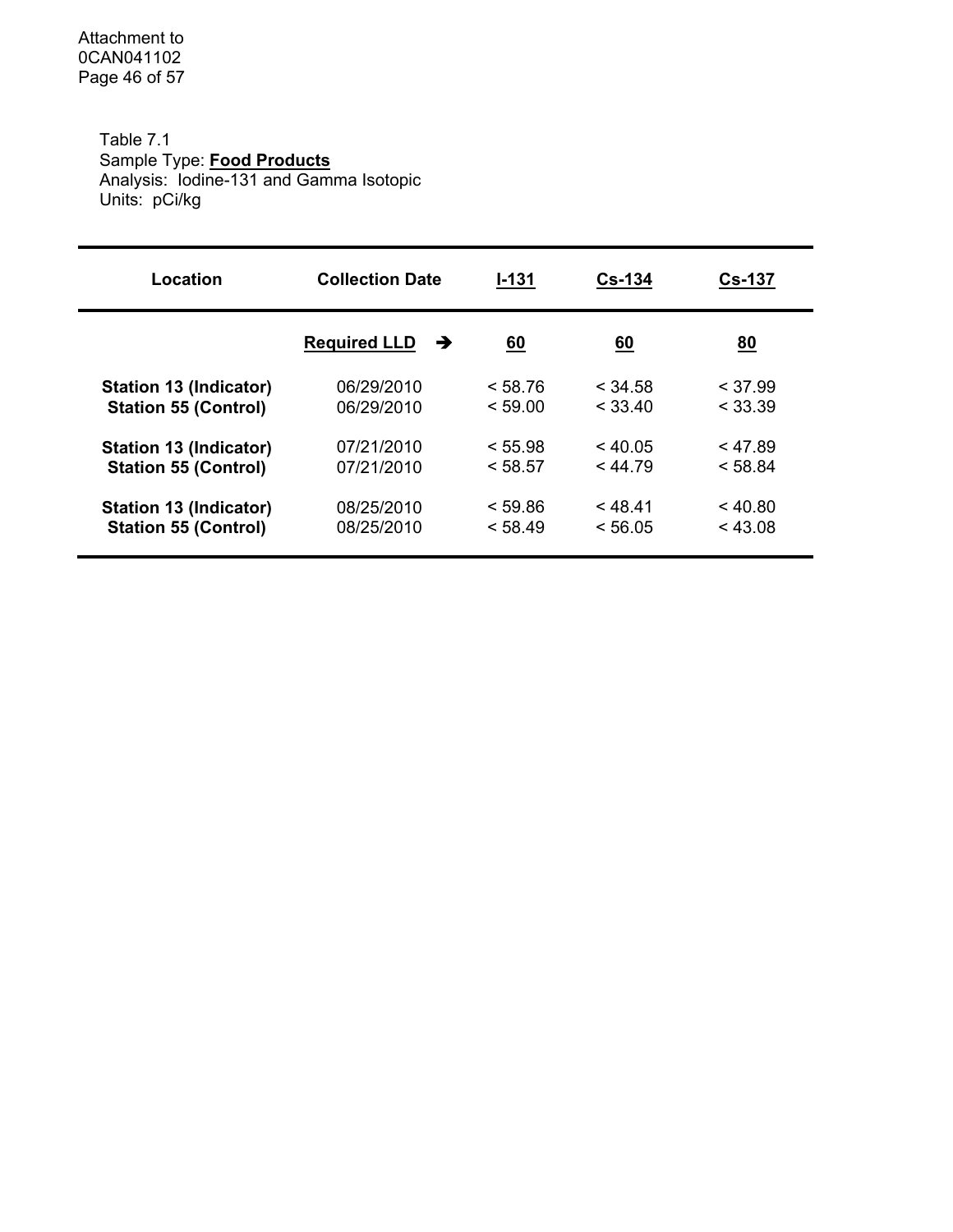Table 7.1
Sample Type: **Food Products**
Analysis: Iodine-131 and Gamma Isotopic
Units: pCi/kg

| Location | Collection Date | I-131 | Cs-134 | Cs-137 |
|---|---|---|---|---|
| | **Required LLD** ➔ | **60** | **60** | **80** |
| **Station 13 (Indicator)** | 06/29/2010 | < 58.76 | < 34.58 | < 37.99 |
| **Station 55 (Control)** | 06/29/2010 | < 59.00 | < 33.40 | < 33.39 |
| **Station 13 (Indicator)** | 07/21/2010 | < 55.98 | < 40.05 | < 47.89 |
| **Station 55 (Control)** | 07/21/2010 | < 58.57 | < 44.79 | < 58.84 |
| **Station 13 (Indicator)** | 08/25/2010 | < 59.86 | < 48.41 | < 40.80 |
| **Station 55 (Control)** | 08/25/2010 | < 58.49 | < 56.05 | < 43.08 |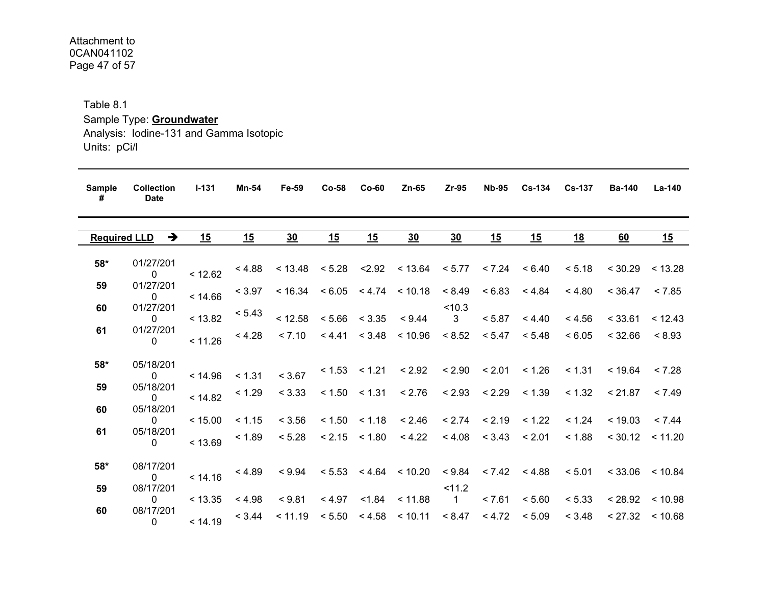Attachment to
0CAN041102

Table 8.1
Sample Type: **Groundwater**
Analysis: Iodine-131 and Gamma Isotopic
Units: pCi/l

| Sample # | Collection Date | I-131 | Mn-54 | Fe-59 | Co-58 | Co-60 | Zn-65 | Zr-95 | Nb-95 | Cs-134 | Cs-137 | Ba-140 | La-140 |
|---|---|---|---|---|---|---|---|---|---|---|---|---|---|
| **Required LLD** | → | **15** | **15** | **30** | **15** | **15** | **30** | **30** | **15** | **15** | **18** | **60** | **15** |
| **58*** | 01/27/2010 | < 12.62 | < 4.88 | < 13.48 | < 5.28 | <2.92 | < 13.64 | < 5.77 | < 7.24 | < 6.40 | < 5.18 | < 30.29 | < 13.28 |
| **59** | 01/27/2010 | < 14.66 | < 3.97 | < 16.34 | < 6.05 | < 4.74 | < 10.18 | < 8.49 | < 6.83 | < 4.84 | < 4.80 | < 36.47 | < 7.85 |
| **60** | 01/27/2010 | < 13.82 | < 5.43 | < 12.58 | < 5.66 | < 3.35 | < 9.44 | <10.33 | < 5.87 | < 4.40 | < 4.56 | < 33.61 | < 12.43 |
| **61** | 01/27/2010 | < 11.26 | < 4.28 | < 7.10 | < 4.41 | < 3.48 | < 10.96 | < 8.52 | < 5.47 | < 5.48 | < 6.05 | < 32.66 | < 8.93 |
| **58*** | 05/18/2010 | < 14.96 | < 1.31 | < 3.67 | < 1.53 | < 1.21 | < 2.92 | < 2.90 | < 2.01 | < 1.26 | < 1.31 | < 19.64 | < 7.28 |
| **59** | 05/18/2010 | < 14.82 | < 1.29 | < 3.33 | < 1.50 | < 1.31 | < 2.76 | < 2.93 | < 2.29 | < 1.39 | < 1.32 | < 21.87 | < 7.49 |
| **60** | 05/18/2010 | < 15.00 | < 1.15 | < 3.56 | < 1.50 | < 1.18 | < 2.46 | < 2.74 | < 2.19 | < 1.22 | < 1.24 | < 19.03 | < 7.44 |
| **61** | 05/18/2010 | < 13.69 | < 1.89 | < 5.28 | < 2.15 | < 1.80 | < 4.22 | < 4.08 | < 3.43 | < 2.01 | < 1.88 | < 30.12 | < 11.20 |
| **58*** | 08/17/2010 | < 14.16 | < 4.89 | < 9.94 | < 5.53 | < 4.64 | < 10.20 | < 9.84 | < 7.42 | < 4.88 | < 5.01 | < 33.06 | < 10.84 |
| **59** | 08/17/2010 | < 13.35 | < 4.98 | < 9.81 | < 4.97 | <1.84 | < 11.88 | <11.21 | < 7.61 | < 5.60 | < 5.33 | < 28.92 | < 10.98 |
| **60** | 08/17/2010 | < 14.19 | < 3.44 | < 11.19 | < 5.50 | < 4.58 | < 10.11 | < 8.47 | < 4.72 | < 5.09 | < 3.48 | < 27.32 | < 10.68 |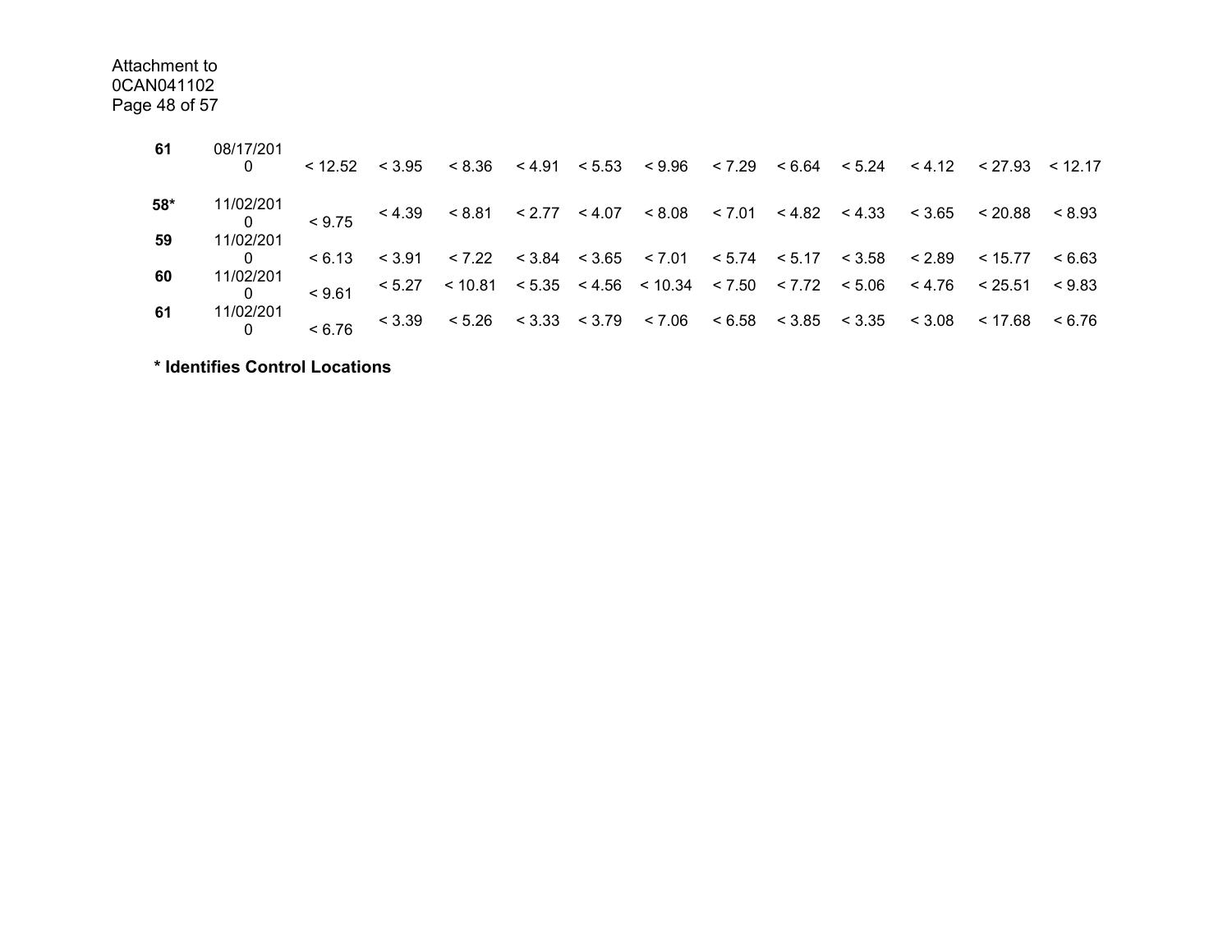| | | | | | | | | | | | | | |
|---|---|---|---|---|---|---|---|---|---|---|---|---|---|
| **61** | 08/17/2010 | < 12.52 | < 3.95 | < 8.36 | < 4.91 | < 5.53 | < 9.96 | < 7.29 | < 6.64 | < 5.24 | < 4.12 | < 27.93 | < 12.17 |
| **58*** | 11/02/2010 | < 9.75 | < 4.39 | < 8.81 | < 2.77 | < 4.07 | < 8.08 | < 7.01 | < 4.82 | < 4.33 | < 3.65 | < 20.88 | < 8.93 |
| **59** | 11/02/2010 | < 6.13 | < 3.91 | < 7.22 | < 3.84 | < 3.65 | < 7.01 | < 5.74 | < 5.17 | < 3.58 | < 2.89 | < 15.77 | < 6.63 |
| **60** | 11/02/2010 | < 9.61 | < 5.27 | < 10.81 | < 5.35 | < 4.56 | < 10.34 | < 7.50 | < 7.72 | < 5.06 | < 4.76 | < 25.51 | < 9.83 |
| **61** | 11/02/2010 | < 6.76 | < 3.39 | < 5.26 | < 3.33 | < 3.79 | < 7.06 | < 6.58 | < 3.85 | < 3.35 | < 3.08 | < 17.68 | < 6.76 |

**\* Identifies Control Locations**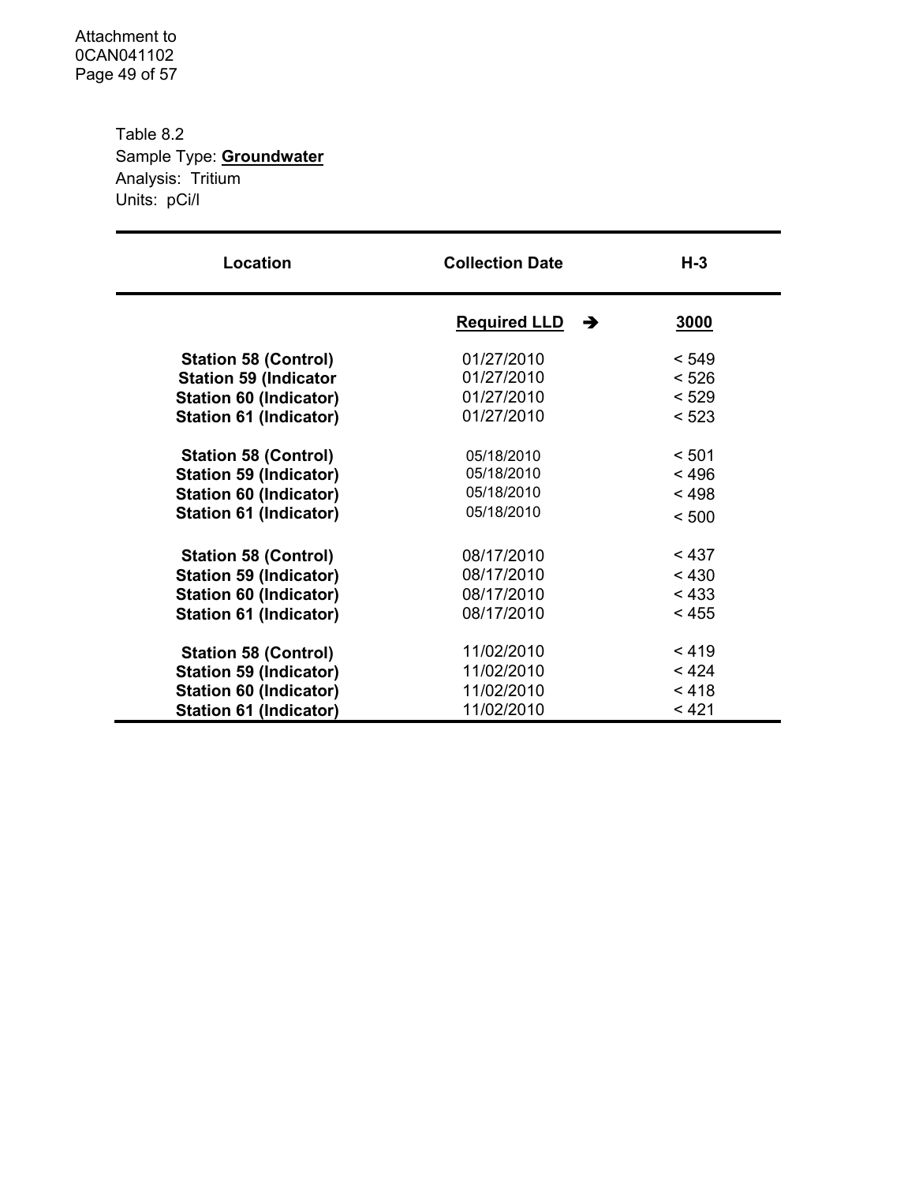Table 8.2
Sample Type: **Groundwater**
Analysis: Tritium
Units: pCi/l

| Location | Collection Date | H-3 |
|---|---|---|
| | **Required LLD** ➔ | **3000** |
| **Station 58 (Control)** | 01/27/2010 | < 549 |
| **Station 59 (Indicator** | 01/27/2010 | < 526 |
| **Station 60 (Indicator)** | 01/27/2010 | < 529 |
| **Station 61 (Indicator)** | 01/27/2010 | < 523 |
| **Station 58 (Control)** | 05/18/2010 | < 501 |
| **Station 59 (Indicator)** | 05/18/2010 | < 496 |
| **Station 60 (Indicator)** | 05/18/2010 | < 498 |
| **Station 61 (Indicator)** | 05/18/2010 | < 500 |
| **Station 58 (Control)** | 08/17/2010 | < 437 |
| **Station 59 (Indicator)** | 08/17/2010 | < 430 |
| **Station 60 (Indicator)** | 08/17/2010 | < 433 |
| **Station 61 (Indicator)** | 08/17/2010 | < 455 |
| **Station 58 (Control)** | 11/02/2010 | < 419 |
| **Station 59 (Indicator)** | 11/02/2010 | < 424 |
| **Station 60 (Indicator)** | 11/02/2010 | < 418 |
| **Station 61 (Indicator)** | 11/02/2010 | < 421 |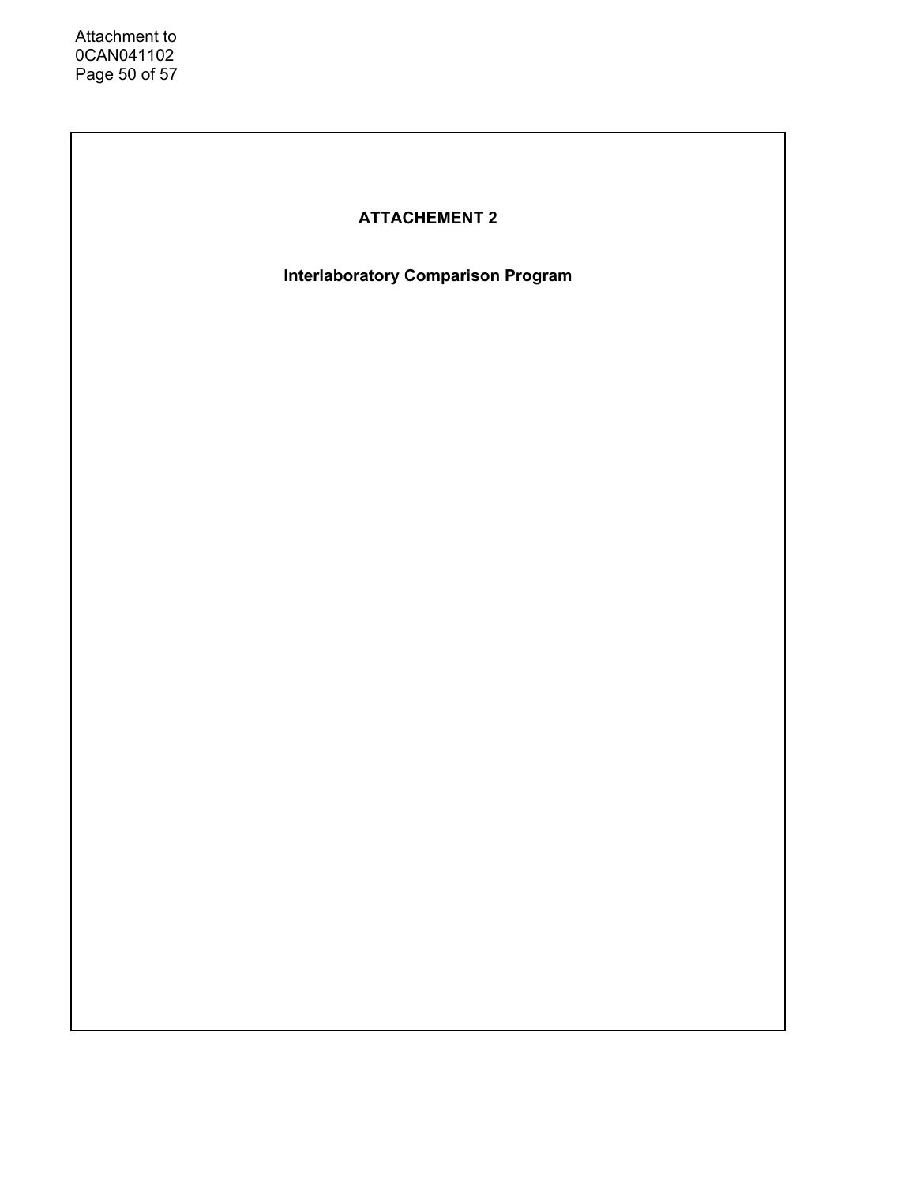# ATTACHEMENT 2

## Interlaboratory Comparison Program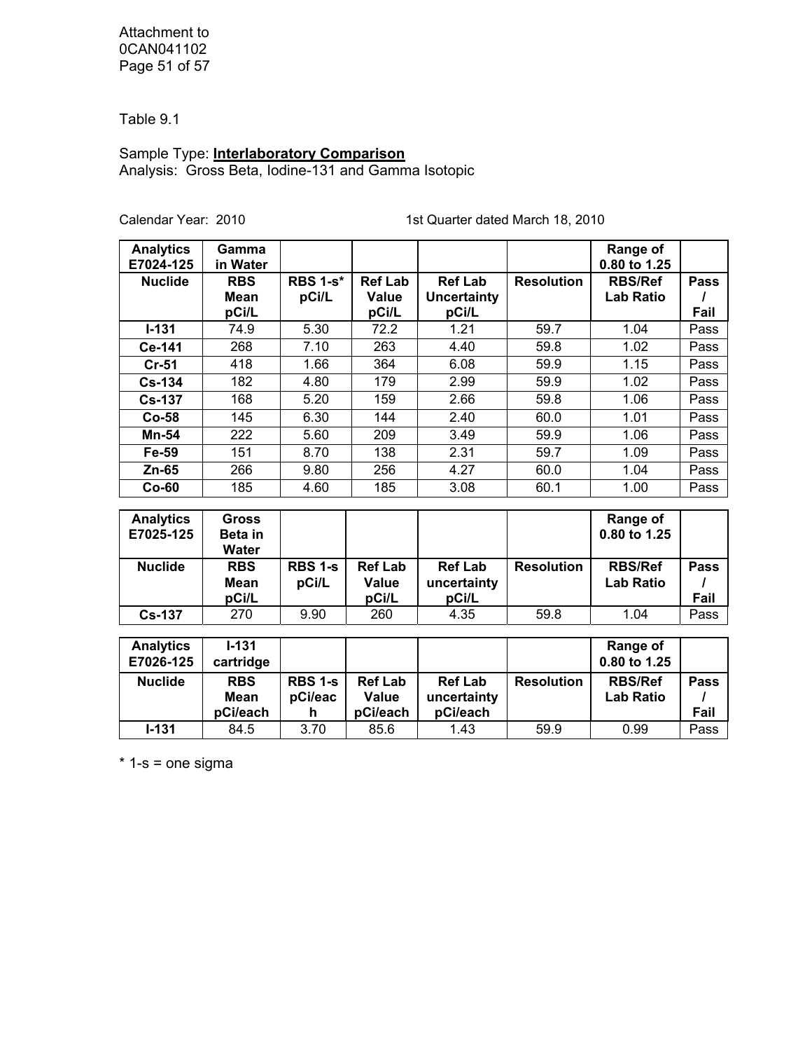Table 9.1

Sample Type: **Interlaboratory Comparison**
Analysis: Gross Beta, Iodine-131 and Gamma Isotopic

Calendar Year: 2010 1st Quarter dated March 18, 2010

| **Analytics E7024-125** | **Gamma in Water** | | | | | **Range of 0.80 to 1.25** | |
|---|---|---|---|---|---|---|---|
| **Nuclide** | **RBS Mean pCi/L** | **RBS 1-s* pCi/L** | **Ref Lab Value pCi/L** | **Ref Lab Uncertainty pCi/L** | **Resolution** | **RBS/Ref Lab Ratio** | **Pass / Fail** |
| **I-131** | 74.9 | 5.30 | 72.2 | 1.21 | 59.7 | 1.04 | Pass |
| **Ce-141** | 268 | 7.10 | 263 | 4.40 | 59.8 | 1.02 | Pass |
| **Cr-51** | 418 | 1.66 | 364 | 6.08 | 59.9 | 1.15 | Pass |
| **Cs-134** | 182 | 4.80 | 179 | 2.99 | 59.9 | 1.02 | Pass |
| **Cs-137** | 168 | 5.20 | 159 | 2.66 | 59.8 | 1.06 | Pass |
| **Co-58** | 145 | 6.30 | 144 | 2.40 | 60.0 | 1.01 | Pass |
| **Mn-54** | 222 | 5.60 | 209 | 3.49 | 59.9 | 1.06 | Pass |
| **Fe-59** | 151 | 8.70 | 138 | 2.31 | 59.7 | 1.09 | Pass |
| **Zn-65** | 266 | 9.80 | 256 | 4.27 | 60.0 | 1.04 | Pass |
| **Co-60** | 185 | 4.60 | 185 | 3.08 | 60.1 | 1.00 | Pass |

| **Analytics E7025-125** | **Gross Beta in Water** | | | | | **Range of 0.80 to 1.25** | |
|---|---|---|---|---|---|---|---|
| **Nuclide** | **RBS Mean pCi/L** | **RBS 1-s pCi/L** | **Ref Lab Value pCi/L** | **Ref Lab uncertainty pCi/L** | **Resolution** | **RBS/Ref Lab Ratio** | **Pass / Fail** |
| **Cs-137** | 270 | 9.90 | 260 | 4.35 | 59.8 | 1.04 | Pass |

| **Analytics E7026-125** | **I-131 cartridge** | | | | | **Range of 0.80 to 1.25** | |
|---|---|---|---|---|---|---|---|
| **Nuclide** | **RBS Mean pCi/each** | **RBS 1-s pCi/each** | **Ref Lab Value pCi/each** | **Ref Lab uncertainty pCi/each** | **Resolution** | **RBS/Ref Lab Ratio** | **Pass / Fail** |
| **I-131** | 84.5 | 3.70 | 85.6 | 1.43 | 59.9 | 0.99 | Pass |

* 1-s = one sigma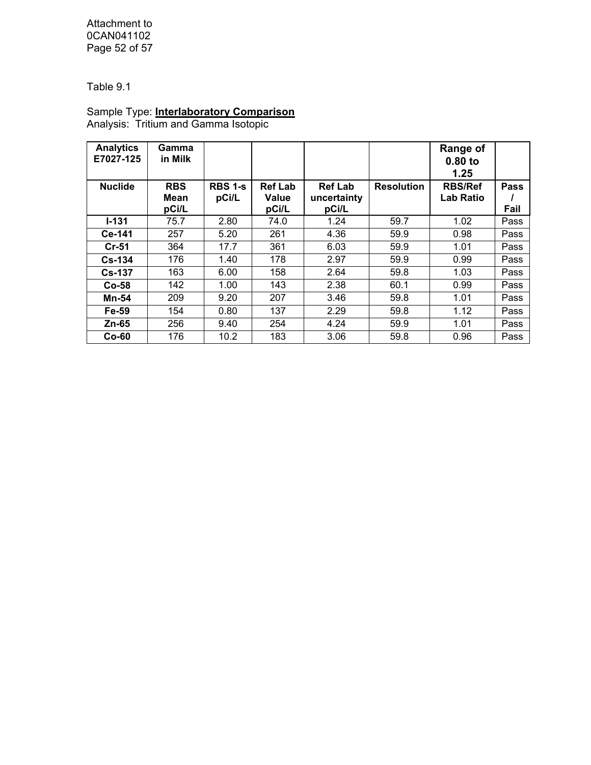Table 9.1

Sample Type: **Interlaboratory Comparison**
Analysis: Tritium and Gamma Isotopic

| **Analytics E7027-125** | **Gamma in Milk** | | | | | **Range of 0.80 to 1.25** | |
|---|---|---|---|---|---|---|---|
| **Nuclide** | **RBS Mean pCi/L** | **RBS 1-s pCi/L** | **Ref Lab Value pCi/L** | **Ref Lab uncertainty pCi/L** | **Resolution** | **RBS/Ref Lab Ratio** | **Pass / Fail** |
| **I-131** | 75.7 | 2.80 | 74.0 | 1.24 | 59.7 | 1.02 | Pass |
| **Ce-141** | 257 | 5.20 | 261 | 4.36 | 59.9 | 0.98 | Pass |
| **Cr-51** | 364 | 17.7 | 361 | 6.03 | 59.9 | 1.01 | Pass |
| **Cs-134** | 176 | 1.40 | 178 | 2.97 | 59.9 | 0.99 | Pass |
| **Cs-137** | 163 | 6.00 | 158 | 2.64 | 59.8 | 1.03 | Pass |
| **Co-58** | 142 | 1.00 | 143 | 2.38 | 60.1 | 0.99 | Pass |
| **Mn-54** | 209 | 9.20 | 207 | 3.46 | 59.8 | 1.01 | Pass |
| **Fe-59** | 154 | 0.80 | 137 | 2.29 | 59.8 | 1.12 | Pass |
| **Zn-65** | 256 | 9.40 | 254 | 4.24 | 59.9 | 1.01 | Pass |
| **Co-60** | 176 | 10.2 | 183 | 3.06 | 59.8 | 0.96 | Pass |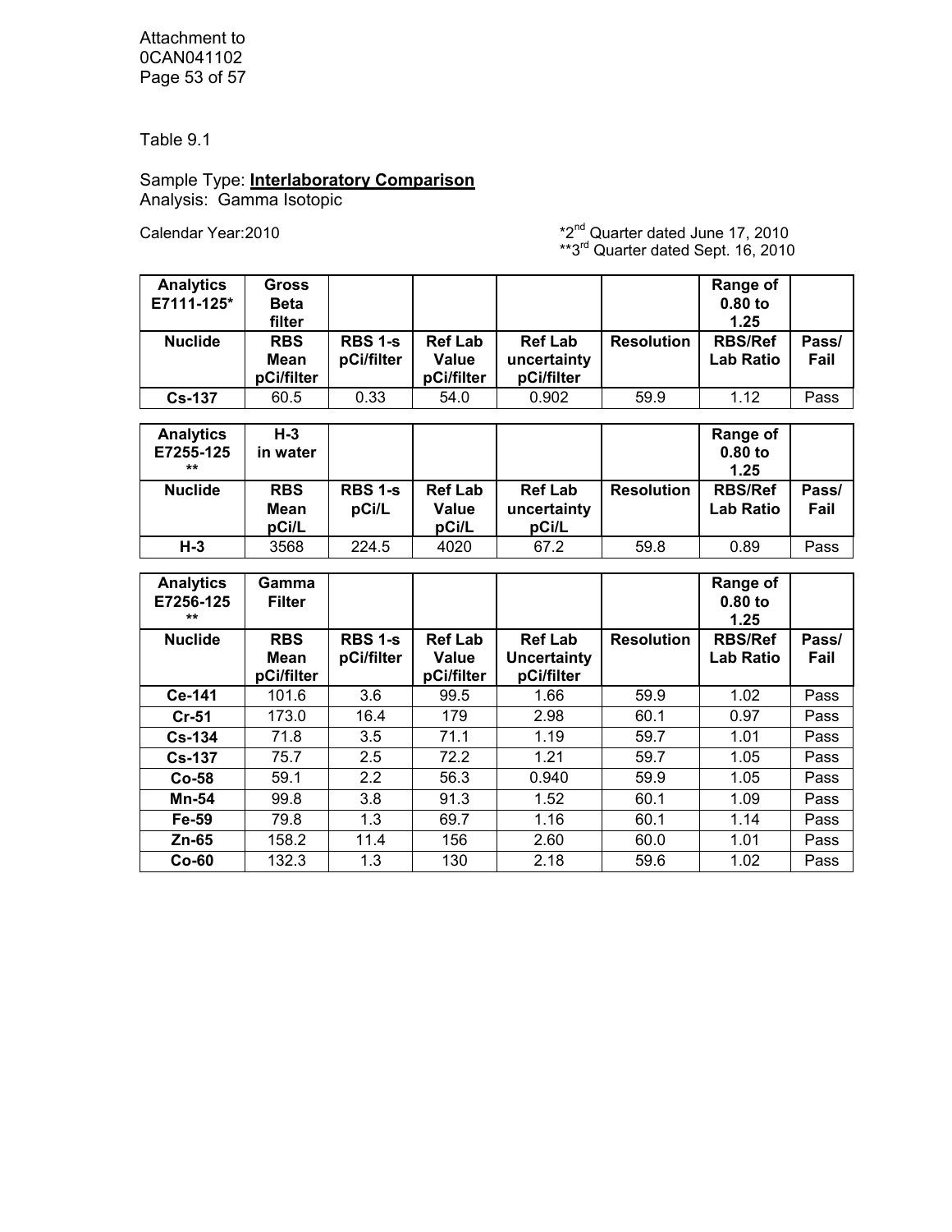Table 9.1

Sample Type: **Interlaboratory Comparison**
Analysis: Gamma Isotopic

Calendar Year:2010

*2nd Quarter dated June 17, 2010
**3rd Quarter dated Sept. 16, 2010

| **Analytics E7111-125*** | **Gross Beta filter** | | | | | **Range of 0.80 to 1.25** | |
|---|---|---|---|---|---|---|---|
| **Nuclide** | **RBS Mean pCi/filter** | **RBS 1-s pCi/filter** | **Ref Lab Value pCi/filter** | **Ref Lab uncertainty pCi/filter** | **Resolution** | **RBS/Ref Lab Ratio** | **Pass/ Fail** |
| **Cs-137** | 60.5 | 0.33 | 54.0 | 0.902 | 59.9 | 1.12 | Pass |

| **Analytics E7255-125 **** | **H-3 in water** | | | | | **Range of 0.80 to 1.25** | |
|---|---|---|---|---|---|---|---|
| **Nuclide** | **RBS Mean pCi/L** | **RBS 1-s pCi/L** | **Ref Lab Value pCi/L** | **Ref Lab uncertainty pCi/L** | **Resolution** | **RBS/Ref Lab Ratio** | **Pass/ Fail** |
| **H-3** | 3568 | 224.5 | 4020 | 67.2 | 59.8 | 0.89 | Pass |

| **Analytics E7256-125 **** | **Gamma Filter** | | | | | **Range of 0.80 to 1.25** | |
|---|---|---|---|---|---|---|---|
| **Nuclide** | **RBS Mean pCi/filter** | **RBS 1-s pCi/filter** | **Ref Lab Value pCi/filter** | **Ref Lab Uncertainty pCi/filter** | **Resolution** | **RBS/Ref Lab Ratio** | **Pass/ Fail** |
| **Ce-141** | 101.6 | 3.6 | 99.5 | 1.66 | 59.9 | 1.02 | Pass |
| **Cr-51** | 173.0 | 16.4 | 179 | 2.98 | 60.1 | 0.97 | Pass |
| **Cs-134** | 71.8 | 3.5 | 71.1 | 1.19 | 59.7 | 1.01 | Pass |
| **Cs-137** | 75.7 | 2.5 | 72.2 | 1.21 | 59.7 | 1.05 | Pass |
| **Co-58** | 59.1 | 2.2 | 56.3 | 0.940 | 59.9 | 1.05 | Pass |
| **Mn-54** | 99.8 | 3.8 | 91.3 | 1.52 | 60.1 | 1.09 | Pass |
| **Fe-59** | 79.8 | 1.3 | 69.7 | 1.16 | 60.1 | 1.14 | Pass |
| **Zn-65** | 158.2 | 11.4 | 156 | 2.60 | 60.0 | 1.01 | Pass |
| **Co-60** | 132.3 | 1.3 | 130 | 2.18 | 59.6 | 1.02 | Pass |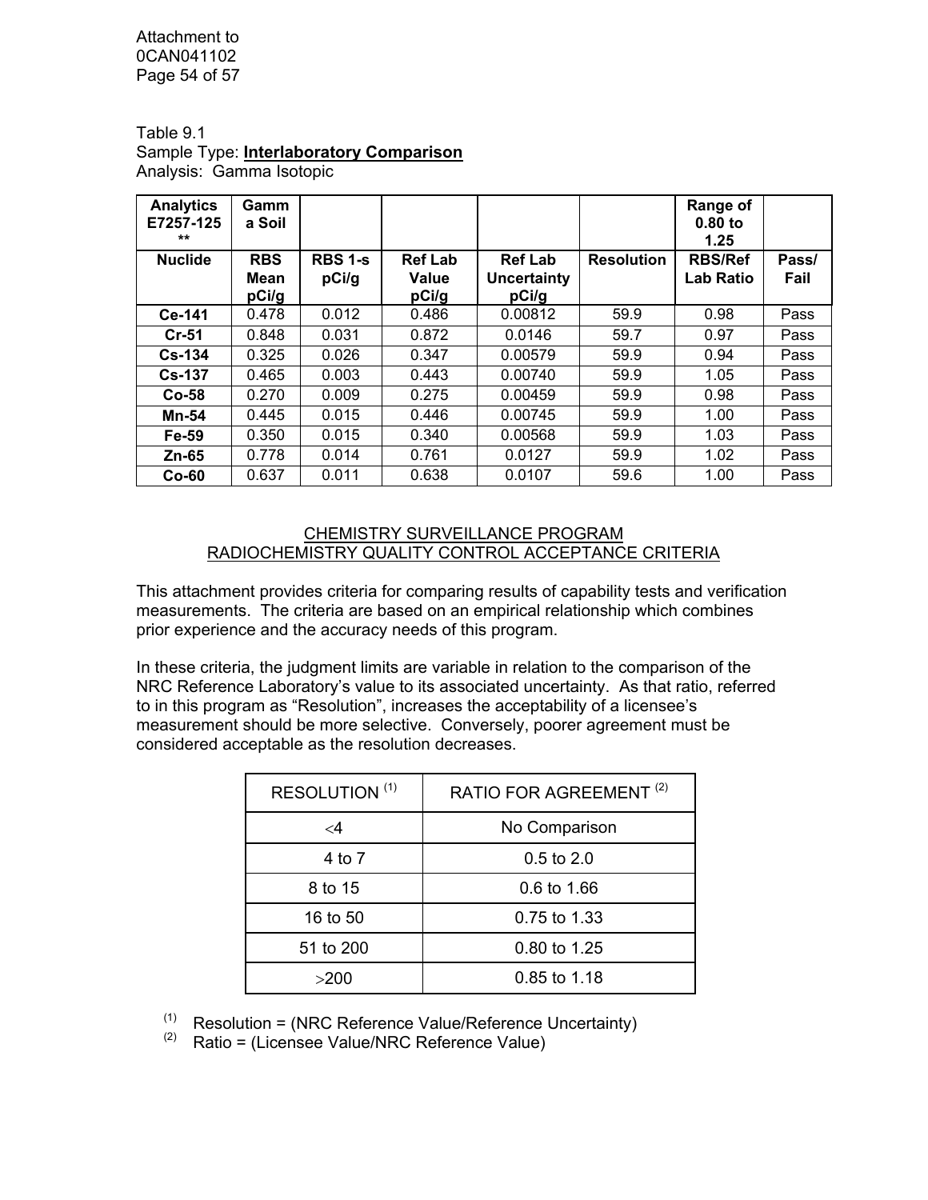Table 9.1
Sample Type: **Interlaboratory Comparison**
Analysis: Gamma Isotopic

| Analytics E7257-125 ** | Gamma Soil | | | | | Range of 0.80 to 1.25 | |
|---|---|---|---|---|---|---|---|
| **Nuclide** | **RBS Mean pCi/g** | **RBS 1-s pCi/g** | **Ref Lab Value pCi/g** | **Ref Lab Uncertainty pCi/g** | **Resolution** | **RBS/Ref Lab Ratio** | **Pass/ Fail** |
| **Ce-141** | 0.478 | 0.012 | 0.486 | 0.00812 | 59.9 | 0.98 | Pass |
| **Cr-51** | 0.848 | 0.031 | 0.872 | 0.0146 | 59.7 | 0.97 | Pass |
| **Cs-134** | 0.325 | 0.026 | 0.347 | 0.00579 | 59.9 | 0.94 | Pass |
| **Cs-137** | 0.465 | 0.003 | 0.443 | 0.00740 | 59.9 | 1.05 | Pass |
| **Co-58** | 0.270 | 0.009 | 0.275 | 0.00459 | 59.9 | 0.98 | Pass |
| **Mn-54** | 0.445 | 0.015 | 0.446 | 0.00745 | 59.9 | 1.00 | Pass |
| **Fe-59** | 0.350 | 0.015 | 0.340 | 0.00568 | 59.9 | 1.03 | Pass |
| **Zn-65** | 0.778 | 0.014 | 0.761 | 0.0127 | 59.9 | 1.02 | Pass |
| **Co-60** | 0.637 | 0.011 | 0.638 | 0.0107 | 59.6 | 1.00 | Pass |

## CHEMISTRY SURVEILLANCE PROGRAM
## RADIOCHEMISTRY QUALITY CONTROL ACCEPTANCE CRITERIA

This attachment provides criteria for comparing results of capability tests and verification measurements. The criteria are based on an empirical relationship which combines prior experience and the accuracy needs of this program.

In these criteria, the judgment limits are variable in relation to the comparison of the NRC Reference Laboratory's value to its associated uncertainty. As that ratio, referred to in this program as "Resolution", increases the acceptability of a licensee's measurement should be more selective. Conversely, poorer agreement must be considered acceptable as the resolution decreases.

| RESOLUTION [1] | RATIO FOR AGREEMENT [2] |
|---|---|
| <4 | No Comparison |
| 4 to 7 | 0.5 to 2.0 |
| 8 to 15 | 0.6 to 1.66 |
| 16 to 50 | 0.75 to 1.33 |
| 51 to 200 | 0.80 to 1.25 |
| >200 | 0.85 to 1.18 |

[1] Resolution = (NRC Reference Value/Reference Uncertainty)
[2] Ratio = (Licensee Value/NRC Reference Value)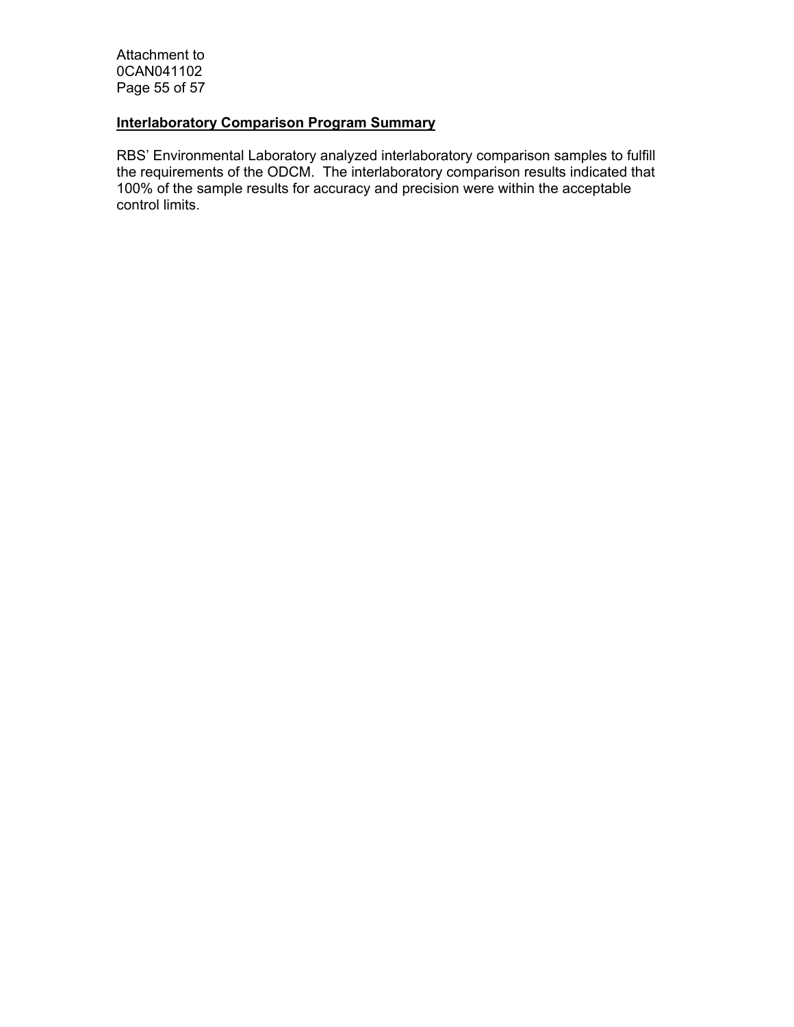**Interlaboratory Comparison Program Summary**

RBS' Environmental Laboratory analyzed interlaboratory comparison samples to fulfill the requirements of the ODCM. The interlaboratory comparison results indicated that 100% of the sample results for accuracy and precision were within the acceptable control limits.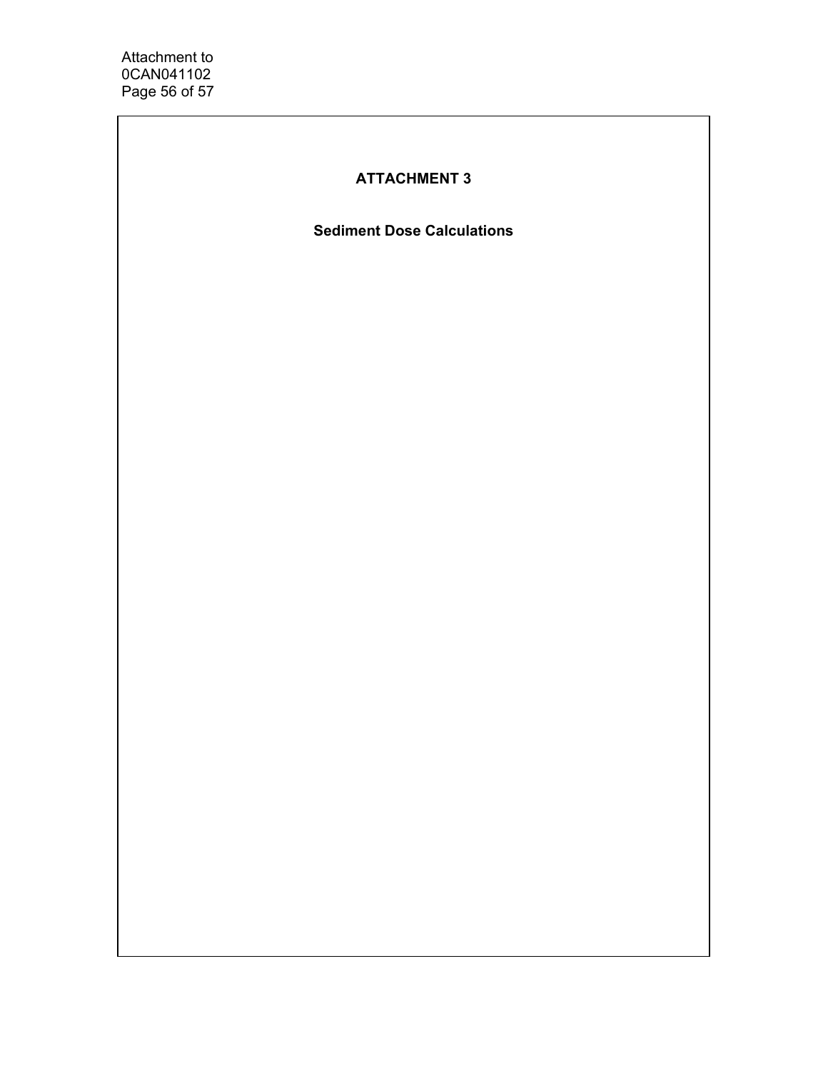# ATTACHMENT 3

## Sediment Dose Calculations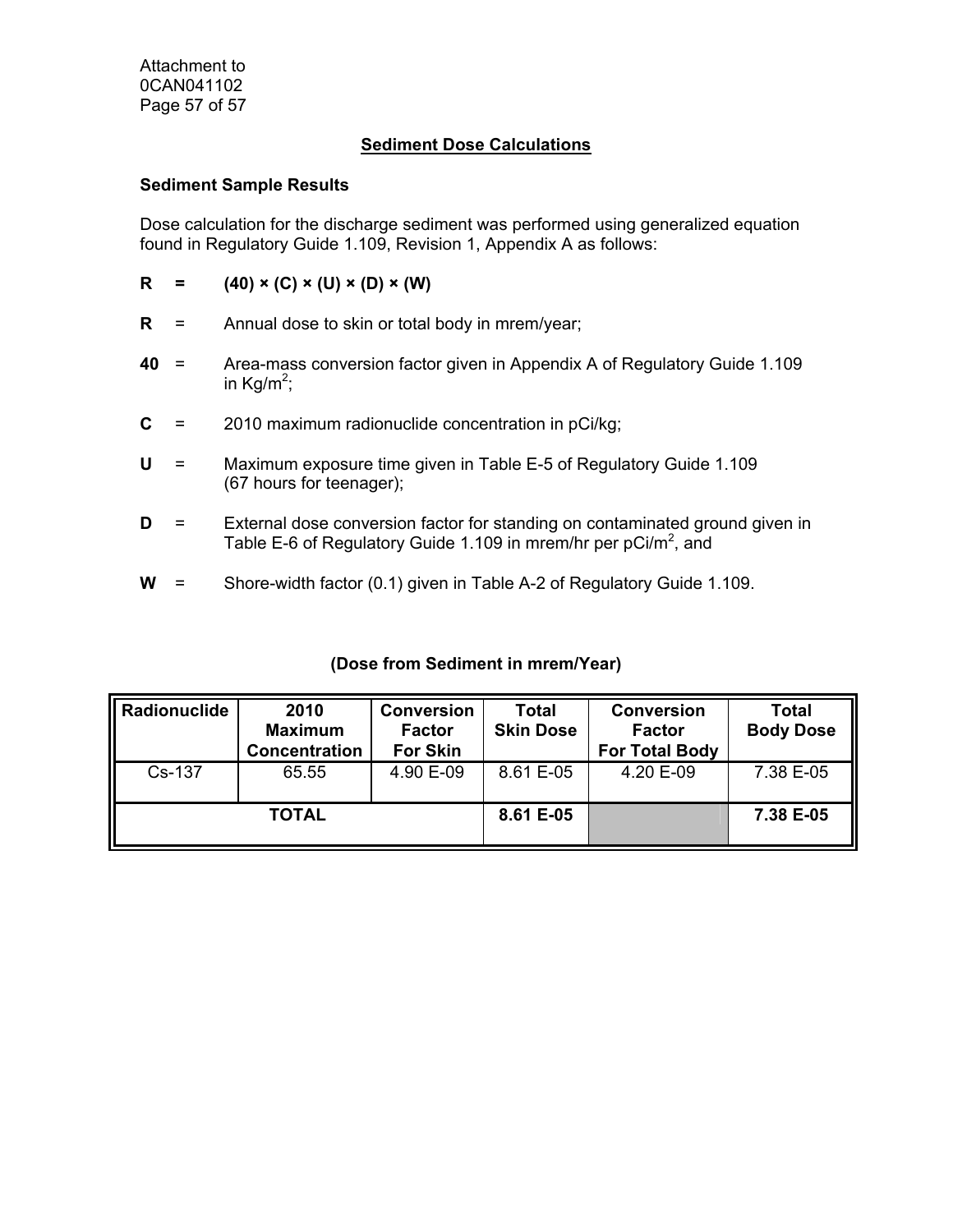## Sediment Dose Calculations

### Sediment Sample Results

Dose calculation for the discharge sediment was performed using generalized equation found in Regulatory Guide 1.109, Revision 1, Appendix A as follows:

**R = (40) × (C) × (U) × (D) × (W)**

**R** = Annual dose to skin or total body in mrem/year;

**40** = Area-mass conversion factor given in Appendix A of Regulatory Guide 1.109 in $Kg/m^2$;

**C** = 2010 maximum radionuclide concentration in pCi/kg;

**U** = Maximum exposure time given in Table E-5 of Regulatory Guide 1.109 (67 hours for teenager);

**D** = External dose conversion factor for standing on contaminated ground given in Table E-6 of Regulatory Guide 1.109 in mrem/hr per $pCi/m^2$, and

**W** = Shore-width factor (0.1) given in Table A-2 of Regulatory Guide 1.109.

**(Dose from Sediment in mrem/Year)**

| Radionuclide | 2010 Maximum Concentration | Conversion Factor For Skin | Total Skin Dose | Conversion Factor For Total Body | Total Body Dose |
|---|---|---|---|---|---|
| Cs-137 | 65.55 | 4.90 E-09 | 8.61 E-05 | 4.20 E-09 | 7.38 E-05 |
| **TOTAL** | | | **8.61 E-05** | | **7.38 E-05** |